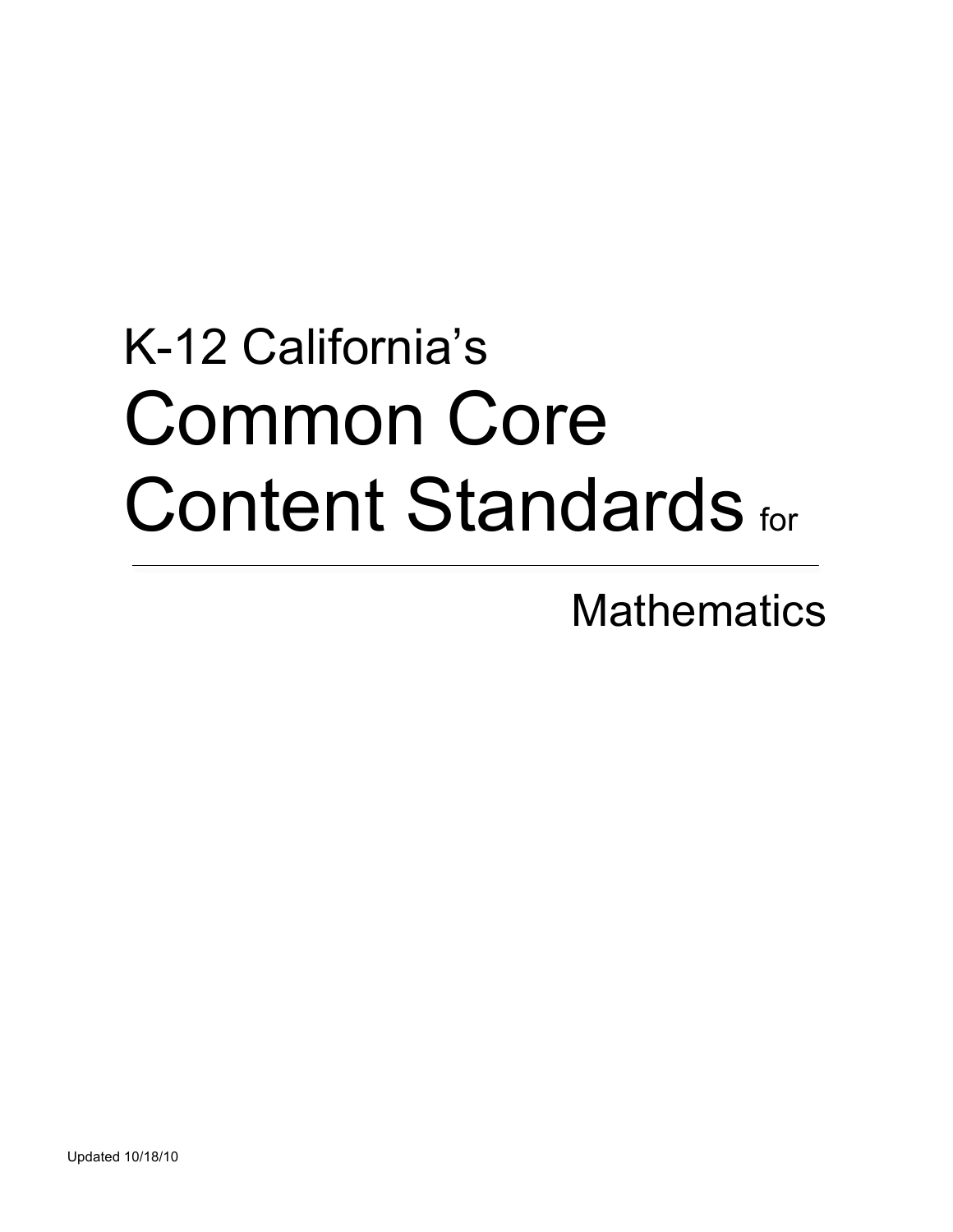# K-12 California's Common Core Content Standards for

---

## Mathematics

Updated 10/18/10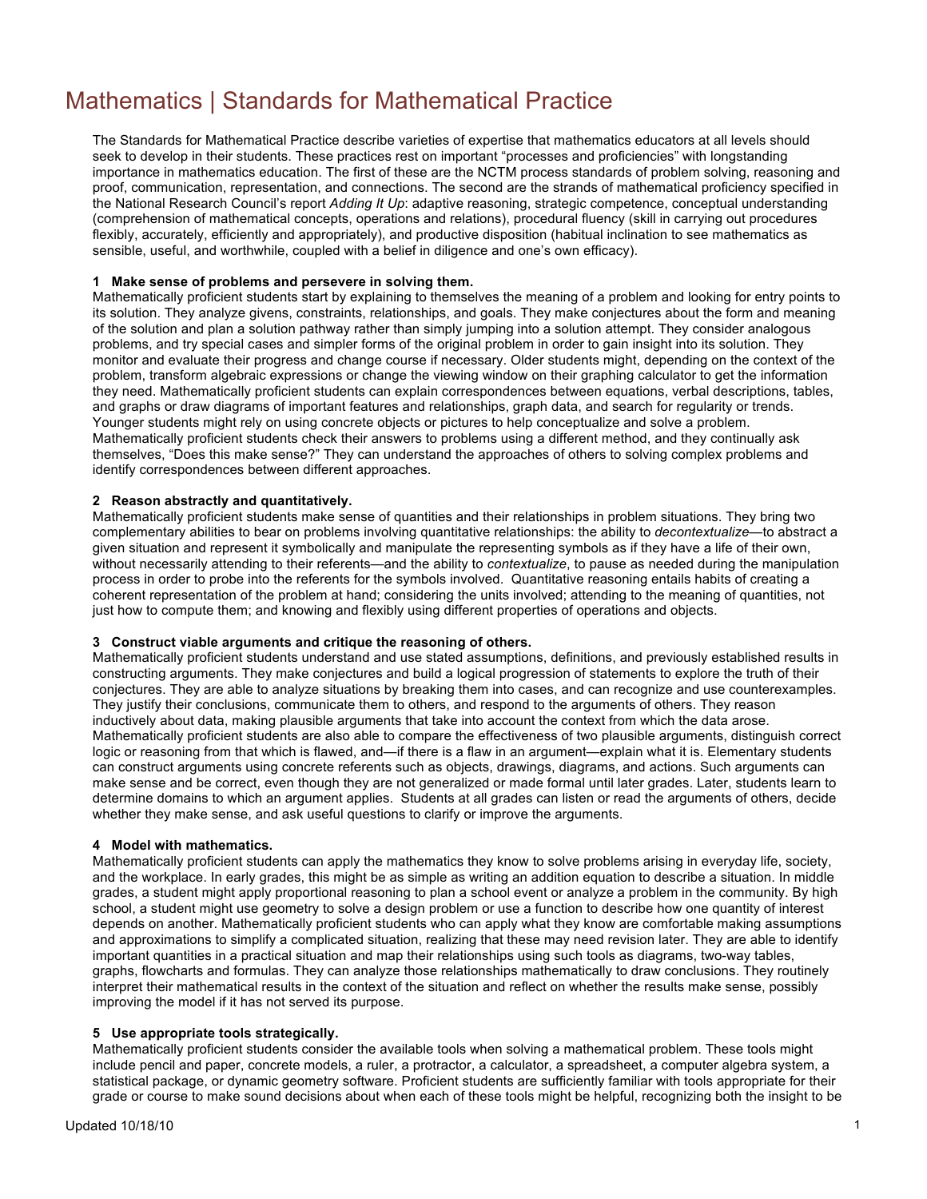# Mathematics | Standards for Mathematical Practice

The Standards for Mathematical Practice describe varieties of expertise that mathematics educators at all levels should seek to develop in their students. These practices rest on important "processes and proficiencies" with longstanding importance in mathematics education. The first of these are the NCTM process standards of problem solving, reasoning and proof, communication, representation, and connections. The second are the strands of mathematical proficiency specified in the National Research Council's report *Adding It Up*: adaptive reasoning, strategic competence, conceptual understanding (comprehension of mathematical concepts, operations and relations), procedural fluency (skill in carrying out procedures flexibly, accurately, efficiently and appropriately), and productive disposition (habitual inclination to see mathematics as sensible, useful, and worthwhile, coupled with a belief in diligence and one's own efficacy).

**1 Make sense of problems and persevere in solving them.**

Mathematically proficient students start by explaining to themselves the meaning of a problem and looking for entry points to its solution. They analyze givens, constraints, relationships, and goals. They make conjectures about the form and meaning of the solution and plan a solution pathway rather than simply jumping into a solution attempt. They consider analogous problems, and try special cases and simpler forms of the original problem in order to gain insight into its solution. They monitor and evaluate their progress and change course if necessary. Older students might, depending on the context of the problem, transform algebraic expressions or change the viewing window on their graphing calculator to get the information they need. Mathematically proficient students can explain correspondences between equations, verbal descriptions, tables, and graphs or draw diagrams of important features and relationships, graph data, and search for regularity or trends. Younger students might rely on using concrete objects or pictures to help conceptualize and solve a problem. Mathematically proficient students check their answers to problems using a different method, and they continually ask themselves, "Does this make sense?" They can understand the approaches of others to solving complex problems and identify correspondences between different approaches.

**2 Reason abstractly and quantitatively.**

Mathematically proficient students make sense of quantities and their relationships in problem situations. They bring two complementary abilities to bear on problems involving quantitative relationships: the ability to *decontextualize*—to abstract a given situation and represent it symbolically and manipulate the representing symbols as if they have a life of their own, without necessarily attending to their referents—and the ability to *contextualize*, to pause as needed during the manipulation process in order to probe into the referents for the symbols involved. Quantitative reasoning entails habits of creating a coherent representation of the problem at hand; considering the units involved; attending to the meaning of quantities, not just how to compute them; and knowing and flexibly using different properties of operations and objects.

**3 Construct viable arguments and critique the reasoning of others.**

Mathematically proficient students understand and use stated assumptions, definitions, and previously established results in constructing arguments. They make conjectures and build a logical progression of statements to explore the truth of their conjectures. They are able to analyze situations by breaking them into cases, and can recognize and use counterexamples. They justify their conclusions, communicate them to others, and respond to the arguments of others. They reason inductively about data, making plausible arguments that take into account the context from which the data arose. Mathematically proficient students are also able to compare the effectiveness of two plausible arguments, distinguish correct logic or reasoning from that which is flawed, and—if there is a flaw in an argument—explain what it is. Elementary students can construct arguments using concrete referents such as objects, drawings, diagrams, and actions. Such arguments can make sense and be correct, even though they are not generalized or made formal until later grades. Later, students learn to determine domains to which an argument applies. Students at all grades can listen or read the arguments of others, decide whether they make sense, and ask useful questions to clarify or improve the arguments.

**4 Model with mathematics.**

Mathematically proficient students can apply the mathematics they know to solve problems arising in everyday life, society, and the workplace. In early grades, this might be as simple as writing an addition equation to describe a situation. In middle grades, a student might apply proportional reasoning to plan a school event or analyze a problem in the community. By high school, a student might use geometry to solve a design problem or use a function to describe how one quantity of interest depends on another. Mathematically proficient students who can apply what they know are comfortable making assumptions and approximations to simplify a complicated situation, realizing that these may need revision later. They are able to identify important quantities in a practical situation and map their relationships using such tools as diagrams, two-way tables, graphs, flowcharts and formulas. They can analyze those relationships mathematically to draw conclusions. They routinely interpret their mathematical results in the context of the situation and reflect on whether the results make sense, possibly improving the model if it has not served its purpose.

**5 Use appropriate tools strategically.**

Mathematically proficient students consider the available tools when solving a mathematical problem. These tools might include pencil and paper, concrete models, a ruler, a protractor, a calculator, a spreadsheet, a computer algebra system, a statistical package, or dynamic geometry software. Proficient students are sufficiently familiar with tools appropriate for their grade or course to make sound decisions about when each of these tools might be helpful, recognizing both the insight to be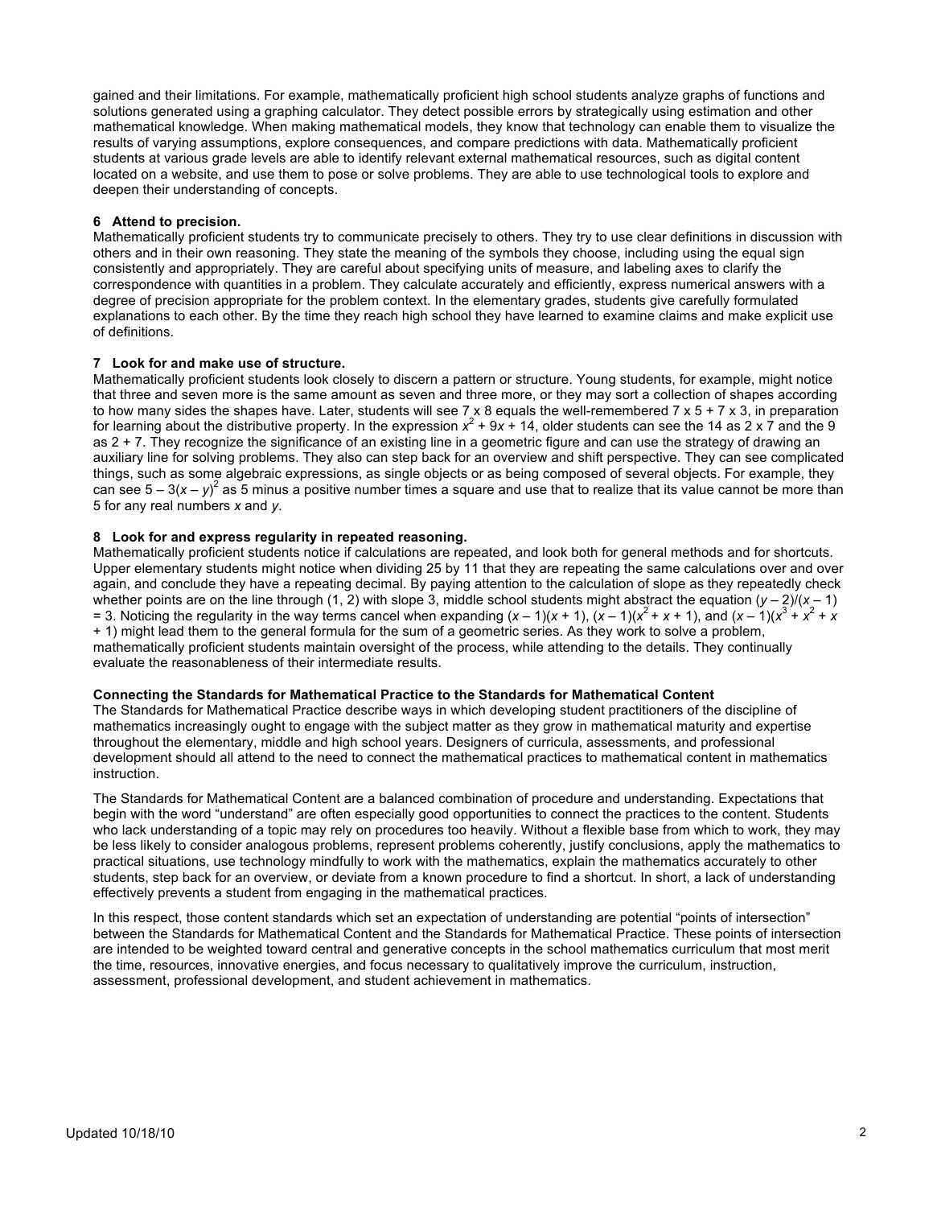gained and their limitations. For example, mathematically proficient high school students analyze graphs of functions and solutions generated using a graphing calculator. They detect possible errors by strategically using estimation and other mathematical knowledge. When making mathematical models, they know that technology can enable them to visualize the results of varying assumptions, explore consequences, and compare predictions with data. Mathematically proficient students at various grade levels are able to identify relevant external mathematical resources, such as digital content located on a website, and use them to pose or solve problems. They are able to use technological tools to explore and deepen their understanding of concepts.

**6 Attend to precision.**

Mathematically proficient students try to communicate precisely to others. They try to use clear definitions in discussion with others and in their own reasoning. They state the meaning of the symbols they choose, including using the equal sign consistently and appropriately. They are careful about specifying units of measure, and labeling axes to clarify the correspondence with quantities in a problem. They calculate accurately and efficiently, express numerical answers with a degree of precision appropriate for the problem context. In the elementary grades, students give carefully formulated explanations to each other. By the time they reach high school they have learned to examine claims and make explicit use of definitions.

**7 Look for and make use of structure.**

Mathematically proficient students look closely to discern a pattern or structure. Young students, for example, might notice that three and seven more is the same amount as seven and three more, or they may sort a collection of shapes according to how many sides the shapes have. Later, students will see 7 x 8 equals the well-remembered 7 x 5 + 7 x 3, in preparation for learning about the distributive property. In the expression $x^2 + 9x + 14$, older students can see the 14 as 2 x 7 and the 9 as 2 + 7. They recognize the significance of an existing line in a geometric figure and can use the strategy of drawing an auxiliary line for solving problems. They also can step back for an overview and shift perspective. They can see complicated things, such as some algebraic expressions, as single objects or as being composed of several objects. For example, they can see $5 - 3(x - y)^2$ as 5 minus a positive number times a square and use that to realize that its value cannot be more than 5 for any real numbers $x$ and $y$.

**8 Look for and express regularity in repeated reasoning.**

Mathematically proficient students notice if calculations are repeated, and look both for general methods and for shortcuts. Upper elementary students might notice when dividing 25 by 11 that they are repeating the same calculations over and over again, and conclude they have a repeating decimal. By paying attention to the calculation of slope as they repeatedly check whether points are on the line through (1, 2) with slope 3, middle school students might abstract the equation $(y - 2)/(x - 1) = 3$. Noticing the regularity in the way terms cancel when expanding $(x - 1)(x + 1)$, $(x - 1)(x^2 + x + 1)$, and $(x - 1)(x^3 + x^2 + x + 1)$ might lead them to the general formula for the sum of a geometric series. As they work to solve a problem, mathematically proficient students maintain oversight of the process, while attending to the details. They continually evaluate the reasonableness of their intermediate results.

**Connecting the Standards for Mathematical Practice to the Standards for Mathematical Content**

The Standards for Mathematical Practice describe ways in which developing student practitioners of the discipline of mathematics increasingly ought to engage with the subject matter as they grow in mathematical maturity and expertise throughout the elementary, middle and high school years. Designers of curricula, assessments, and professional development should all attend to the need to connect the mathematical practices to mathematical content in mathematics instruction.

The Standards for Mathematical Content are a balanced combination of procedure and understanding. Expectations that begin with the word "understand" are often especially good opportunities to connect the practices to the content. Students who lack understanding of a topic may rely on procedures too heavily. Without a flexible base from which to work, they may be less likely to consider analogous problems, represent problems coherently, justify conclusions, apply the mathematics to practical situations, use technology mindfully to work with the mathematics, explain the mathematics accurately to other students, step back for an overview, or deviate from a known procedure to find a shortcut. In short, a lack of understanding effectively prevents a student from engaging in the mathematical practices.

In this respect, those content standards which set an expectation of understanding are potential "points of intersection" between the Standards for Mathematical Content and the Standards for Mathematical Practice. These points of intersection are intended to be weighted toward central and generative concepts in the school mathematics curriculum that most merit the time, resources, innovative energies, and focus necessary to qualitatively improve the curriculum, instruction, assessment, professional development, and student achievement in mathematics.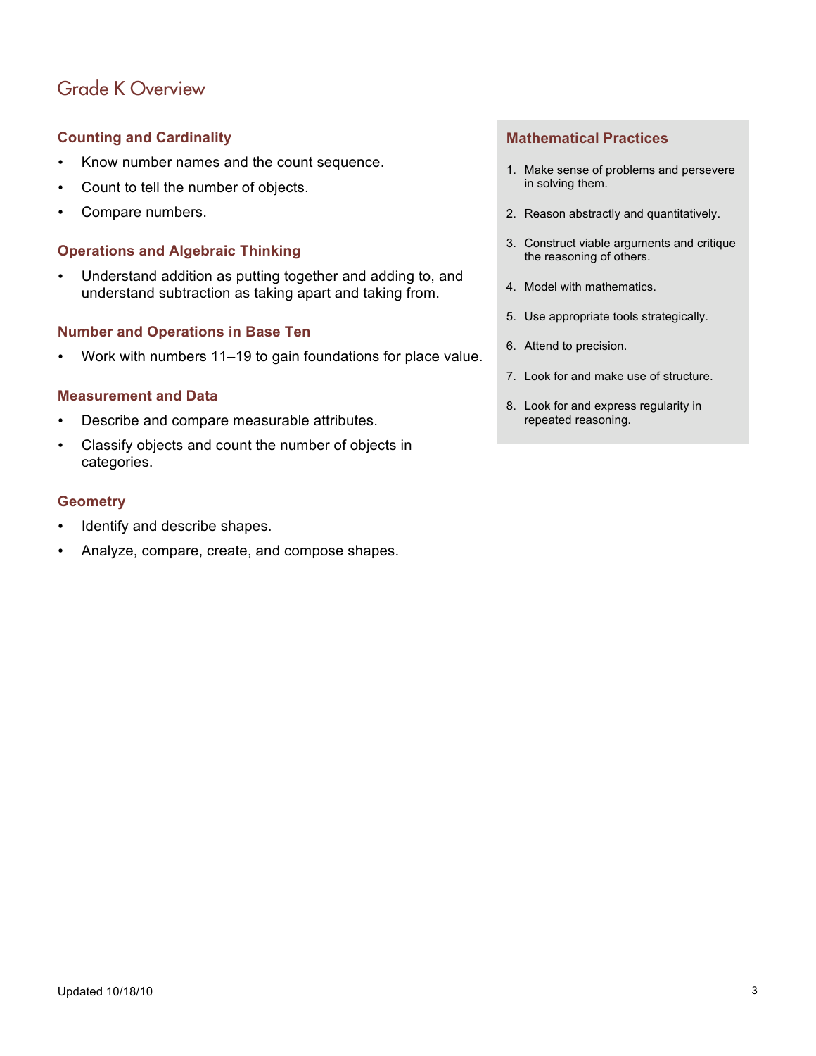# Grade K Overview

### Counting and Cardinality

- Know number names and the count sequence.
- Count to tell the number of objects.
- Compare numbers.

### Operations and Algebraic Thinking

- Understand addition as putting together and adding to, and understand subtraction as taking apart and taking from.

### Number and Operations in Base Ten

- Work with numbers 11–19 to gain foundations for place value.

### Measurement and Data

- Describe and compare measurable attributes.
- Classify objects and count the number of objects in categories.

### Geometry

- Identify and describe shapes.
- Analyze, compare, create, and compose shapes.

### Mathematical Practices

1. Make sense of problems and persevere in solving them.
2. Reason abstractly and quantitatively.
3. Construct viable arguments and critique the reasoning of others.
4. Model with mathematics.
5. Use appropriate tools strategically.
6. Attend to precision.
7. Look for and make use of structure.
8. Look for and express regularity in repeated reasoning.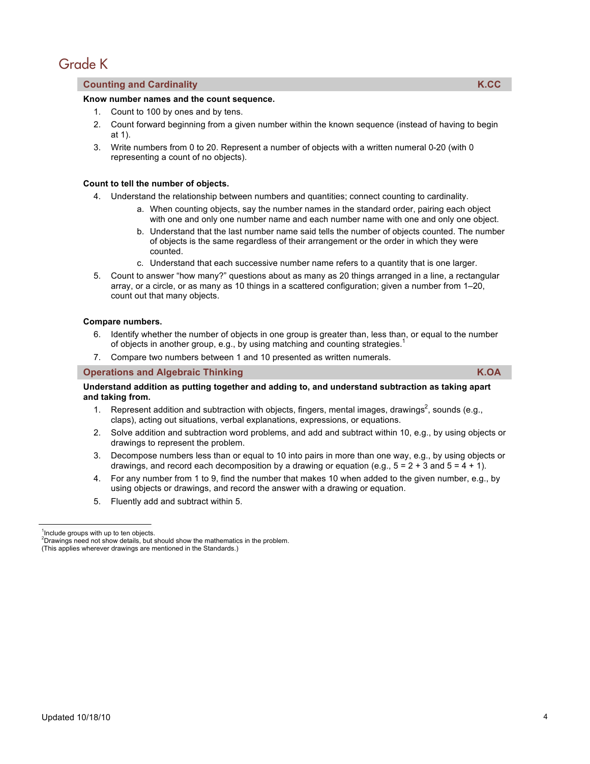# Grade K

## Counting and Cardinality — K.CC

**Know number names and the count sequence.**

1. Count to 100 by ones and by tens.
2. Count forward beginning from a given number within the known sequence (instead of having to begin at 1).
3. Write numbers from 0 to 20. Represent a number of objects with a written numeral 0-20 (with 0 representing a count of no objects).

**Count to tell the number of objects.**

4. Understand the relationship between numbers and quantities; connect counting to cardinality.
   a. When counting objects, say the number names in the standard order, pairing each object with one and only one number name and each number name with one and only one object.
   b. Understand that the last number name said tells the number of objects counted. The number of objects is the same regardless of their arrangement or the order in which they were counted.
   c. Understand that each successive number name refers to a quantity that is one larger.
5. Count to answer "how many?" questions about as many as 20 things arranged in a line, a rectangular array, or a circle, or as many as 10 things in a scattered configuration; given a number from 1–20, count out that many objects.

**Compare numbers.**

6. Identify whether the number of objects in one group is greater than, less than, or equal to the number of objects in another group, e.g., by using matching and counting strategies.[1]
7. Compare two numbers between 1 and 10 presented as written numerals.

## Operations and Algebraic Thinking — K.OA

**Understand addition as putting together and adding to, and understand subtraction as taking apart and taking from.**

1. Represent addition and subtraction with objects, fingers, mental images, drawings[2], sounds (e.g., claps), acting out situations, verbal explanations, expressions, or equations.
2. Solve addition and subtraction word problems, and add and subtract within 10, e.g., by using objects or drawings to represent the problem.
3. Decompose numbers less than or equal to 10 into pairs in more than one way, e.g., by using objects or drawings, and record each decomposition by a drawing or equation (e.g., $5 = 2 + 3$ and $5 = 4 + 1$).
4. For any number from 1 to 9, find the number that makes 10 when added to the given number, e.g., by using objects or drawings, and record the answer with a drawing or equation.
5. Fluently add and subtract within 5.

---

[1] Include groups with up to ten objects.
[2] Drawings need not show details, but should show the mathematics in the problem.
(This applies wherever drawings are mentioned in the Standards.)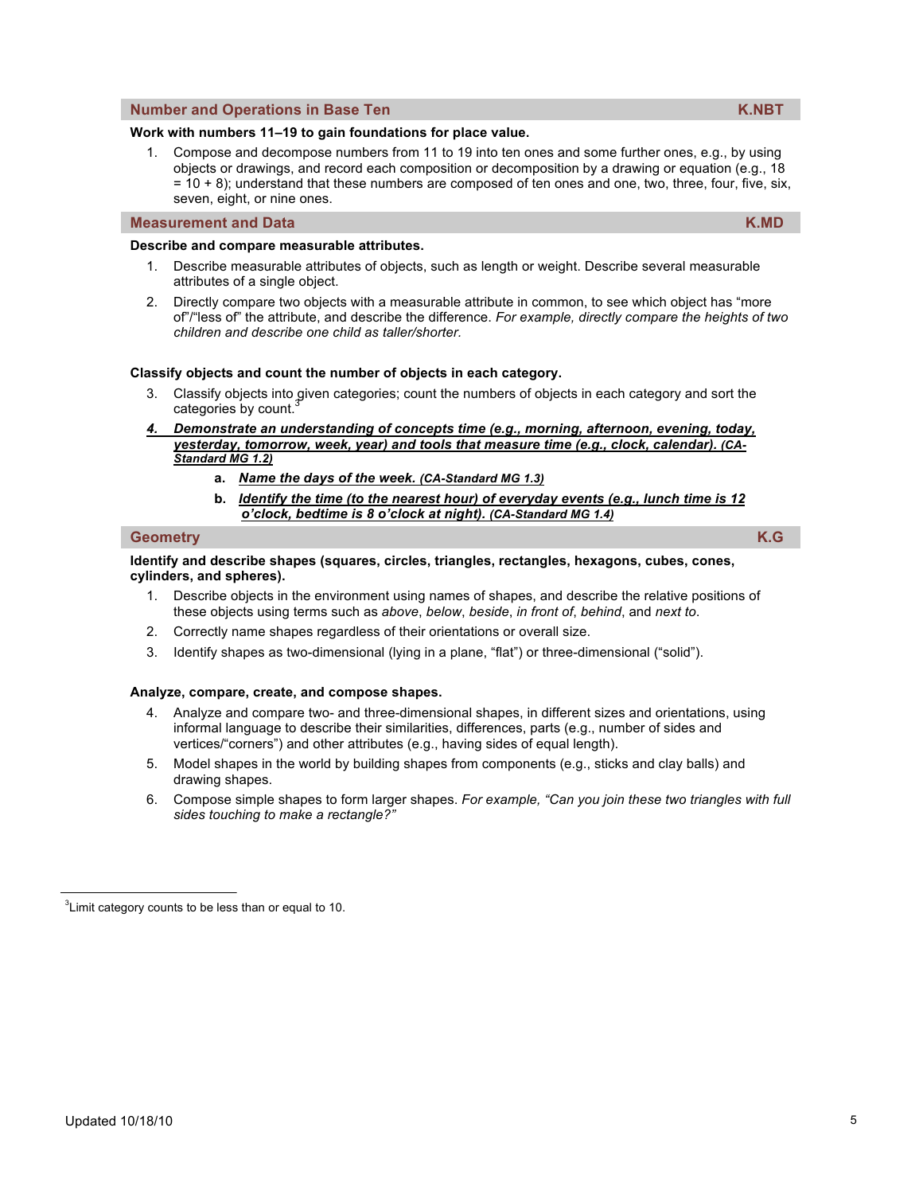## Number and Operations in Base Ten — K.NBT

**Work with numbers 11–19 to gain foundations for place value.**

1. Compose and decompose numbers from 11 to 19 into ten ones and some further ones, e.g., by using objects or drawings, and record each composition or decomposition by a drawing or equation (e.g., 18 = 10 + 8); understand that these numbers are composed of ten ones and one, two, three, four, five, six, seven, eight, or nine ones.

## Measurement and Data — K.MD

**Describe and compare measurable attributes.**

1. Describe measurable attributes of objects, such as length or weight. Describe several measurable attributes of a single object.
2. Directly compare two objects with a measurable attribute in common, to see which object has "more of"/"less of" the attribute, and describe the difference. *For example, directly compare the heights of two children and describe one child as taller/shorter.*

**Classify objects and count the number of objects in each category.**

3. Classify objects into given categories; count the numbers of objects in each category and sort the categories by count.[3]
4. ***Demonstrate an understanding of concepts time (e.g., morning, afternoon, evening, today, yesterday, tomorrow, week, year) and tools that measure time (e.g., clock, calendar). (CA-Standard MG 1.2)***
   a. ***Name the days of the week. (CA-Standard MG 1.3)***
   b. ***Identify the time (to the nearest hour) of everyday events (e.g., lunch time is 12 o'clock, bedtime is 8 o'clock at night). (CA-Standard MG 1.4)***

## Geometry — K.G

**Identify and describe shapes (squares, circles, triangles, rectangles, hexagons, cubes, cones, cylinders, and spheres).**

1. Describe objects in the environment using names of shapes, and describe the relative positions of these objects using terms such as *above*, *below*, *beside*, *in front of*, *behind*, and *next to*.
2. Correctly name shapes regardless of their orientations or overall size.
3. Identify shapes as two-dimensional (lying in a plane, "flat") or three-dimensional ("solid").

**Analyze, compare, create, and compose shapes.**

4. Analyze and compare two- and three-dimensional shapes, in different sizes and orientations, using informal language to describe their similarities, differences, parts (e.g., number of sides and vertices/"corners") and other attributes (e.g., having sides of equal length).
5. Model shapes in the world by building shapes from components (e.g., sticks and clay balls) and drawing shapes.
6. Compose simple shapes to form larger shapes. *For example, "Can you join these two triangles with full sides touching to make a rectangle?"*

---

[3] Limit category counts to be less than or equal to 10.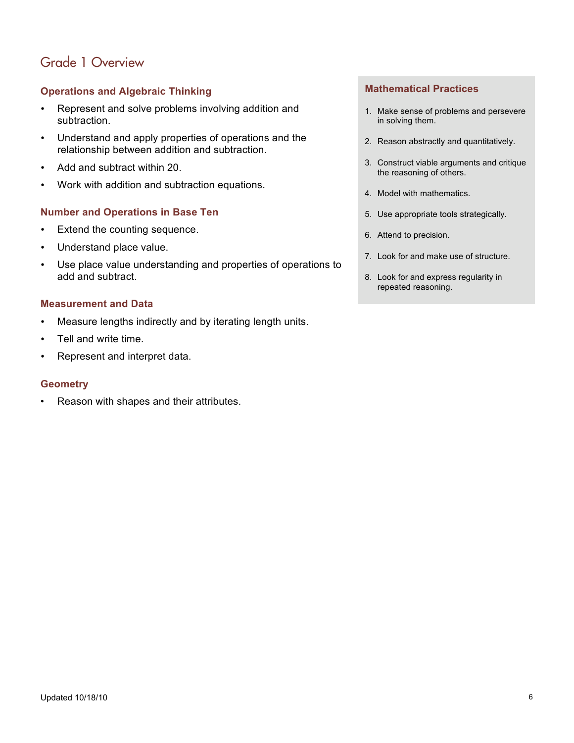# Grade 1 Overview

### Operations and Algebraic Thinking

- Represent and solve problems involving addition and subtraction.
- Understand and apply properties of operations and the relationship between addition and subtraction.
- Add and subtract within 20.
- Work with addition and subtraction equations.

### Number and Operations in Base Ten

- Extend the counting sequence.
- Understand place value.
- Use place value understanding and properties of operations to add and subtract.

### Measurement and Data

- Measure lengths indirectly and by iterating length units.
- Tell and write time.
- Represent and interpret data.

### Geometry

- Reason with shapes and their attributes.

### Mathematical Practices

1. Make sense of problems and persevere in solving them.
2. Reason abstractly and quantitatively.
3. Construct viable arguments and critique the reasoning of others.
4. Model with mathematics.
5. Use appropriate tools strategically.
6. Attend to precision.
7. Look for and make use of structure.
8. Look for and express regularity in repeated reasoning.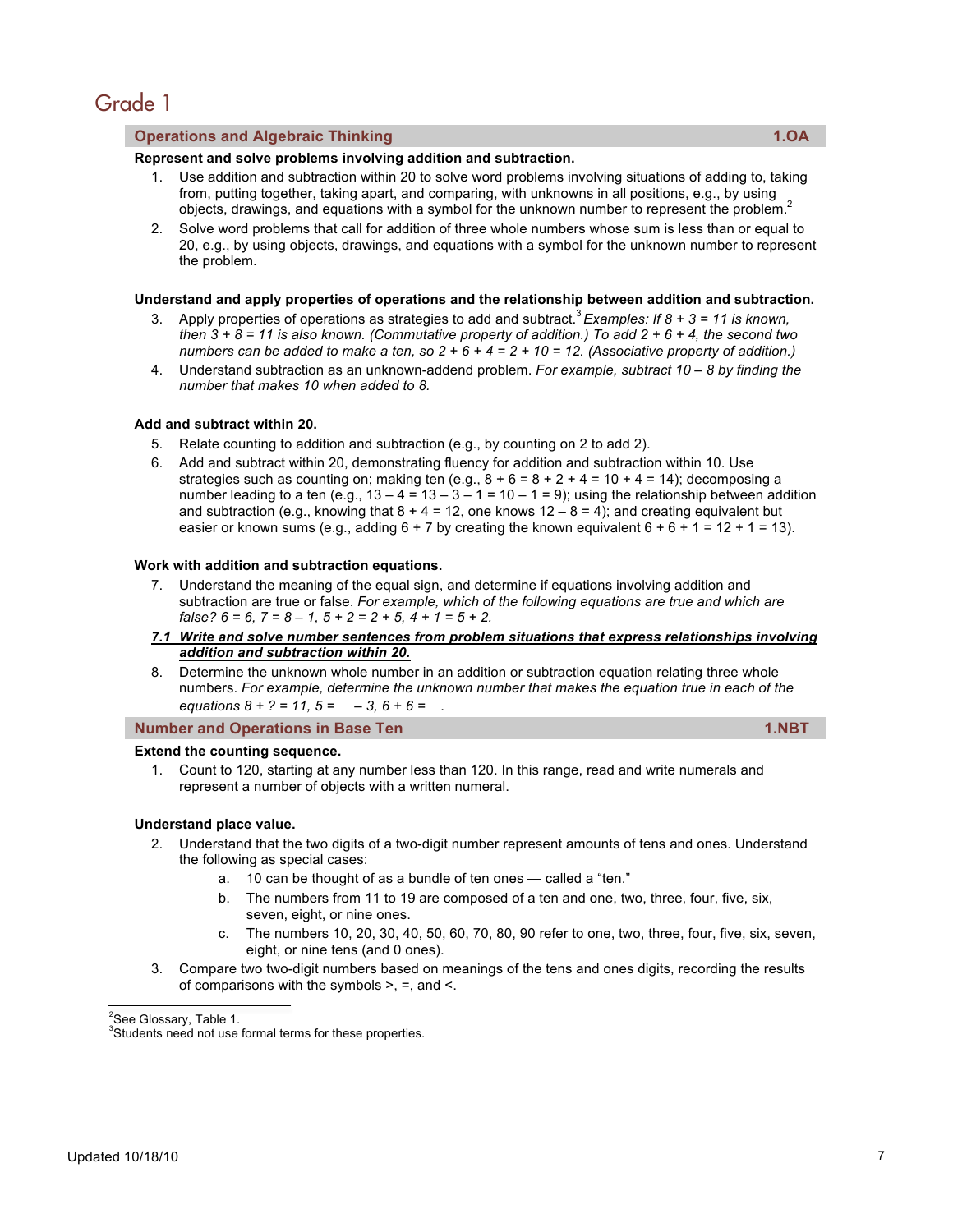# Grade 1

## Operations and Algebraic Thinking 1.OA

**Represent and solve problems involving addition and subtraction.**

1. Use addition and subtraction within 20 to solve word problems involving situations of adding to, taking from, putting together, taking apart, and comparing, with unknowns in all positions, e.g., by using objects, drawings, and equations with a symbol for the unknown number to represent the problem.[2]
2. Solve word problems that call for addition of three whole numbers whose sum is less than or equal to 20, e.g., by using objects, drawings, and equations with a symbol for the unknown number to represent the problem.

**Understand and apply properties of operations and the relationship between addition and subtraction.**

3. Apply properties of operations as strategies to add and subtract.[3] *Examples: If 8 + 3 = 11 is known, then 3 + 8 = 11 is also known. (Commutative property of addition.) To add 2 + 6 + 4, the second two numbers can be added to make a ten, so 2 + 6 + 4 = 2 + 10 = 12. (Associative property of addition.)*
4. Understand subtraction as an unknown-addend problem. *For example, subtract 10 – 8 by finding the number that makes 10 when added to 8.*

**Add and subtract within 20.**

5. Relate counting to addition and subtraction (e.g., by counting on 2 to add 2).
6. Add and subtract within 20, demonstrating fluency for addition and subtraction within 10. Use strategies such as counting on; making ten (e.g., 8 + 6 = 8 + 2 + 4 = 10 + 4 = 14); decomposing a number leading to a ten (e.g., 13 – 4 = 13 – 3 – 1 = 10 – 1 = 9); using the relationship between addition and subtraction (e.g., knowing that 8 + 4 = 12, one knows 12 – 8 = 4); and creating equivalent but easier or known sums (e.g., adding 6 + 7 by creating the known equivalent 6 + 6 + 1 = 12 + 1 = 13).

**Work with addition and subtraction equations.**

7. Understand the meaning of the equal sign, and determine if equations involving addition and subtraction are true or false. *For example, which of the following equations are true and which are false? 6 = 6, 7 = 8 – 1, 5 + 2 = 2 + 5, 4 + 1 = 5 + 2.*

***7.1 Write and solve number sentences from problem situations that express relationships involving addition and subtraction within 20.***

8. Determine the unknown whole number in an addition or subtraction equation relating three whole numbers. *For example, determine the unknown number that makes the equation true in each of the equations 8 + ? = 11, 5 = _ – 3, 6 + 6 = _.*

## Number and Operations in Base Ten 1.NBT

**Extend the counting sequence.**

1. Count to 120, starting at any number less than 120. In this range, read and write numerals and represent a number of objects with a written numeral.

**Understand place value.**

2. Understand that the two digits of a two-digit number represent amounts of tens and ones. Understand the following as special cases:
   a. 10 can be thought of as a bundle of ten ones — called a "ten."
   b. The numbers from 11 to 19 are composed of a ten and one, two, three, four, five, six, seven, eight, or nine ones.
   c. The numbers 10, 20, 30, 40, 50, 60, 70, 80, 90 refer to one, two, three, four, five, six, seven, eight, or nine tens (and 0 ones).
3. Compare two two-digit numbers based on meanings of the tens and ones digits, recording the results of comparisons with the symbols >, =, and <.

---

[2] See Glossary, Table 1.
[3] Students need not use formal terms for these properties.

Updated 10/18/10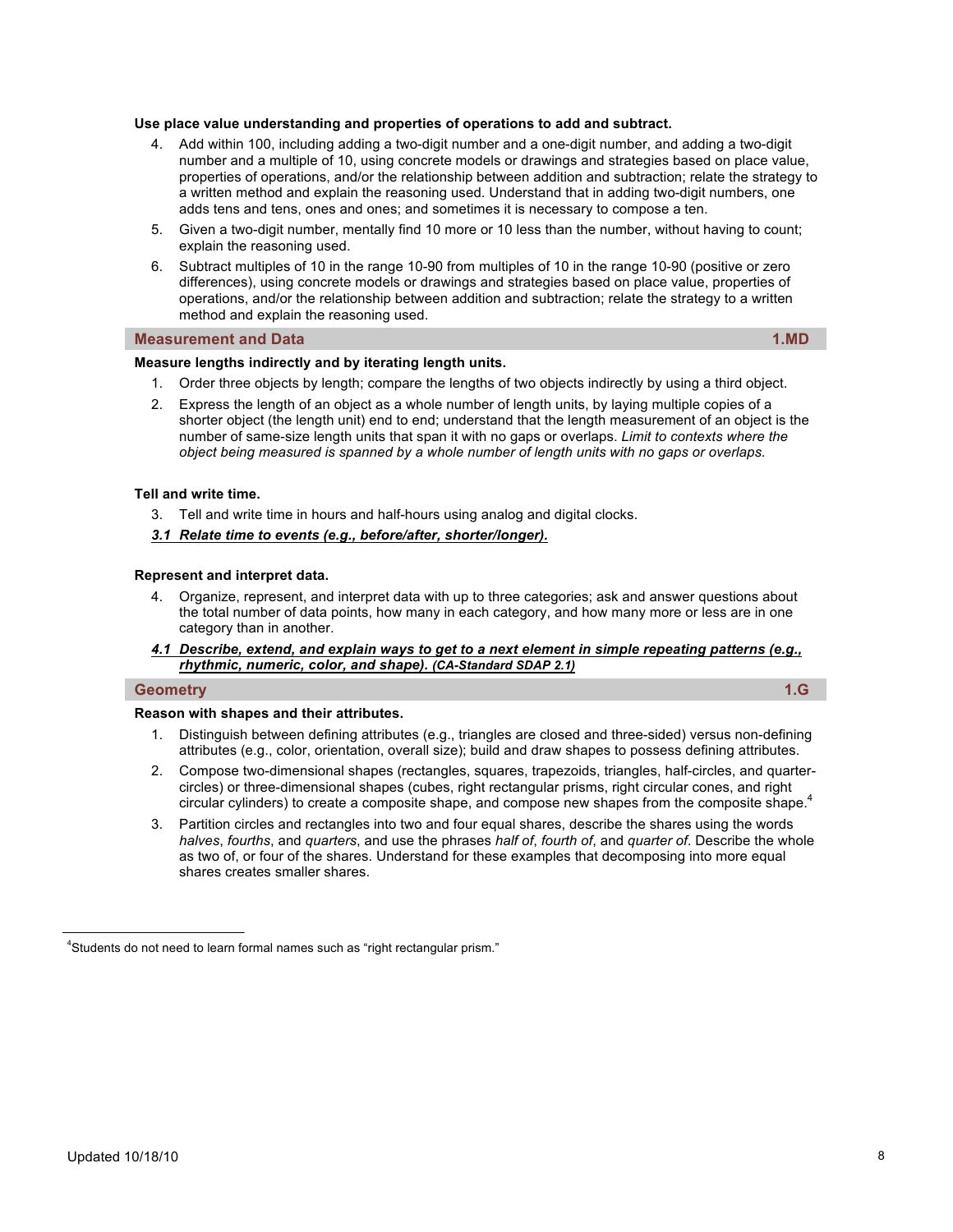**Use place value understanding and properties of operations to add and subtract.**

4. Add within 100, including adding a two-digit number and a one-digit number, and adding a two-digit number and a multiple of 10, using concrete models or drawings and strategies based on place value, properties of operations, and/or the relationship between addition and subtraction; relate the strategy to a written method and explain the reasoning used. Understand that in adding two-digit numbers, one adds tens and tens, ones and ones; and sometimes it is necessary to compose a ten.
5. Given a two-digit number, mentally find 10 more or 10 less than the number, without having to count; explain the reasoning used.
6. Subtract multiples of 10 in the range 10-90 from multiples of 10 in the range 10-90 (positive or zero differences), using concrete models or drawings and strategies based on place value, properties of operations, and/or the relationship between addition and subtraction; relate the strategy to a written method and explain the reasoning used.

## Measurement and Data — 1.MD

**Measure lengths indirectly and by iterating length units.**

1. Order three objects by length; compare the lengths of two objects indirectly by using a third object.
2. Express the length of an object as a whole number of length units, by laying multiple copies of a shorter object (the length unit) end to end; understand that the length measurement of an object is the number of same-size length units that span it with no gaps or overlaps. *Limit to contexts where the object being measured is spanned by a whole number of length units with no gaps or overlaps.*

**Tell and write time.**

3. Tell and write time in hours and half-hours using analog and digital clocks.

***3.1 Relate time to events (e.g., before/after, shorter/longer).***

**Represent and interpret data.**

4. Organize, represent, and interpret data with up to three categories; ask and answer questions about the total number of data points, how many in each category, and how many more or less are in one category than in another.

***4.1 Describe, extend, and explain ways to get to a next element in simple repeating patterns (e.g., rhythmic, numeric, color, and shape). (CA-Standard SDAP 2.1)***

## Geometry — 1.G

**Reason with shapes and their attributes.**

1. Distinguish between defining attributes (e.g., triangles are closed and three-sided) versus non-defining attributes (e.g., color, orientation, overall size); build and draw shapes to possess defining attributes.
2. Compose two-dimensional shapes (rectangles, squares, trapezoids, triangles, half-circles, and quarter-circles) or three-dimensional shapes (cubes, right rectangular prisms, right circular cones, and right circular cylinders) to create a composite shape, and compose new shapes from the composite shape.[4]
3. Partition circles and rectangles into two and four equal shares, describe the shares using the words *halves*, *fourths*, and *quarters*, and use the phrases *half of*, *fourth of*, and *quarter of*. Describe the whole as two of, or four of the shares. Understand for these examples that decomposing into more equal shares creates smaller shares.

---

[4] Students do not need to learn formal names such as "right rectangular prism."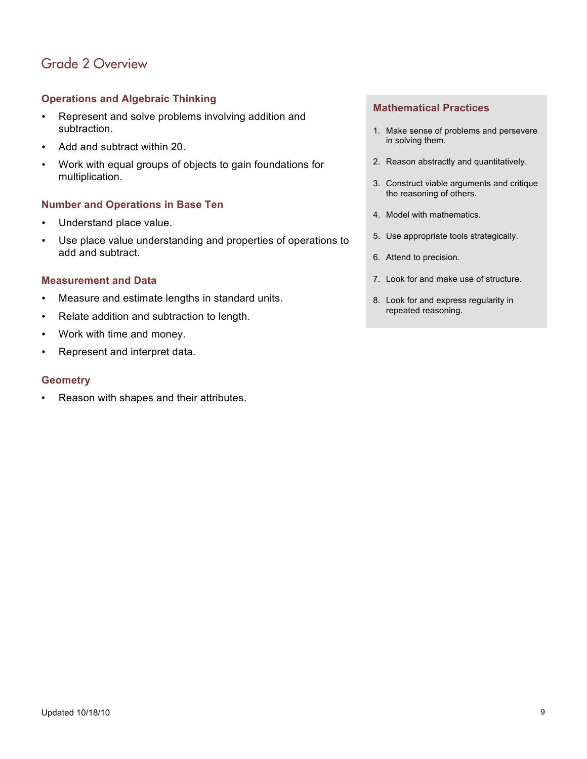# Grade 2 Overview

### Operations and Algebraic Thinking

- Represent and solve problems involving addition and subtraction.
- Add and subtract within 20.
- Work with equal groups of objects to gain foundations for multiplication.

### Number and Operations in Base Ten

- Understand place value.
- Use place value understanding and properties of operations to add and subtract.

### Measurement and Data

- Measure and estimate lengths in standard units.
- Relate addition and subtraction to length.
- Work with time and money.
- Represent and interpret data.

### Geometry

- Reason with shapes and their attributes.

### Mathematical Practices

1. Make sense of problems and persevere in solving them.
2. Reason abstractly and quantitatively.
3. Construct viable arguments and critique the reasoning of others.
4. Model with mathematics.
5. Use appropriate tools strategically.
6. Attend to precision.
7. Look for and make use of structure.
8. Look for and express regularity in repeated reasoning.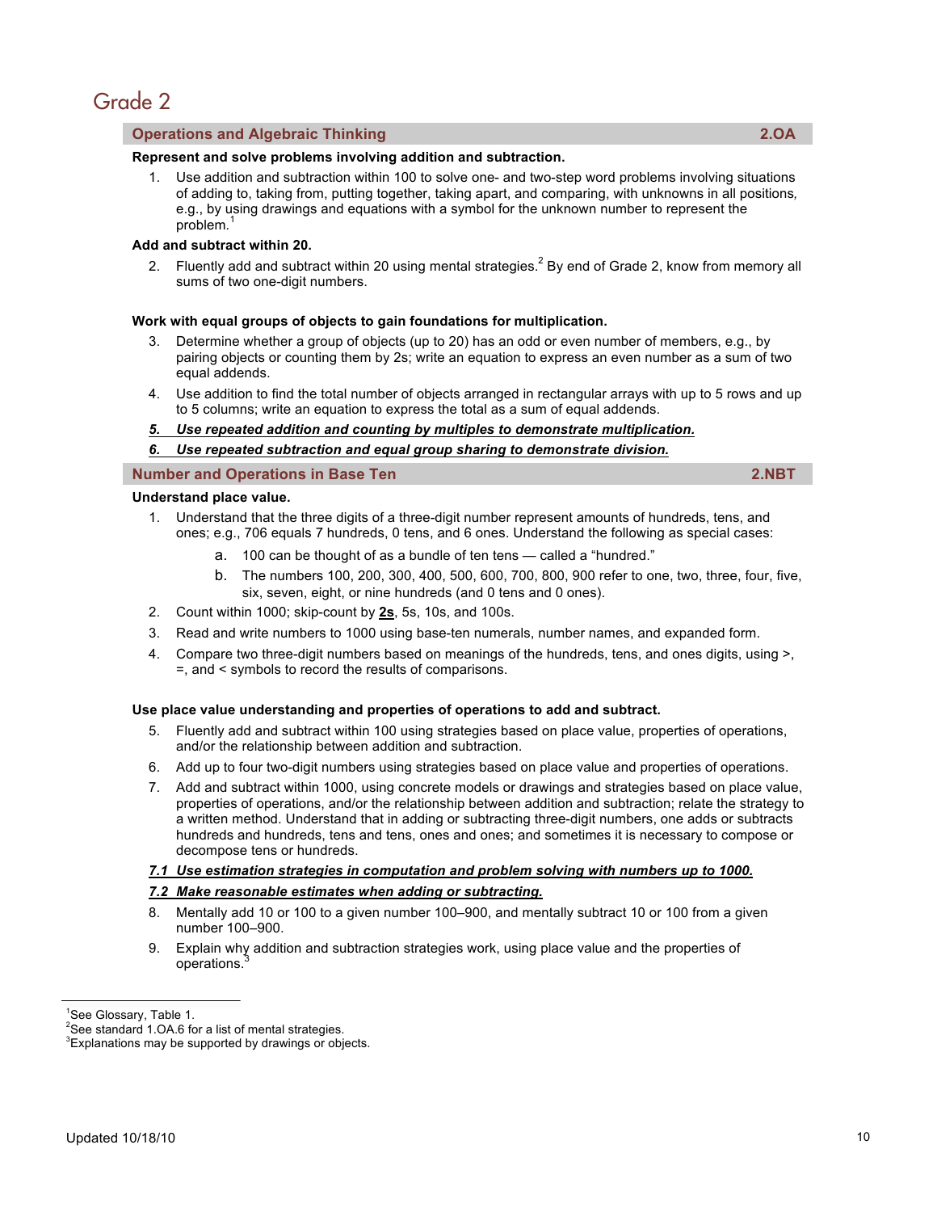# Grade 2

## Operations and Algebraic Thinking 2.OA

**Represent and solve problems involving addition and subtraction.**

1. Use addition and subtraction within 100 to solve one- and two-step word problems involving situations of adding to, taking from, putting together, taking apart, and comparing, with unknowns in all positions, e.g., by using drawings and equations with a symbol for the unknown number to represent the problem.[1]

**Add and subtract within 20.**

2. Fluently add and subtract within 20 using mental strategies.[2] By end of Grade 2, know from memory all sums of two one-digit numbers.

**Work with equal groups of objects to gain foundations for multiplication.**

3. Determine whether a group of objects (up to 20) has an odd or even number of members, e.g., by pairing objects or counting them by 2s; write an equation to express an even number as a sum of two equal addends.
4. Use addition to find the total number of objects arranged in rectangular arrays with up to 5 rows and up to 5 columns; write an equation to express the total as a sum of equal addends.
5. ***Use repeated addition and counting by multiples to demonstrate multiplication.***
6. ***Use repeated subtraction and equal group sharing to demonstrate division.***

## Number and Operations in Base Ten 2.NBT

**Understand place value.**

1. Understand that the three digits of a three-digit number represent amounts of hundreds, tens, and ones; e.g., 706 equals 7 hundreds, 0 tens, and 6 ones. Understand the following as special cases:
   a. 100 can be thought of as a bundle of ten tens — called a "hundred."
   b. The numbers 100, 200, 300, 400, 500, 600, 700, 800, 900 refer to one, two, three, four, five, six, seven, eight, or nine hundreds (and 0 tens and 0 ones).
2. Count within 1000; skip-count by **2s**, 5s, 10s, and 100s.
3. Read and write numbers to 1000 using base-ten numerals, number names, and expanded form.
4. Compare two three-digit numbers based on meanings of the hundreds, tens, and ones digits, using >, =, and < symbols to record the results of comparisons.

**Use place value understanding and properties of operations to add and subtract.**

5. Fluently add and subtract within 100 using strategies based on place value, properties of operations, and/or the relationship between addition and subtraction.
6. Add up to four two-digit numbers using strategies based on place value and properties of operations.
7. Add and subtract within 1000, using concrete models or drawings and strategies based on place value, properties of operations, and/or the relationship between addition and subtraction; relate the strategy to a written method. Understand that in adding or subtracting three-digit numbers, one adds or subtracts hundreds and hundreds, tens and tens, ones and ones; and sometimes it is necessary to compose or decompose tens or hundreds.

***7.1 Use estimation strategies in computation and problem solving with numbers up to 1000.***

***7.2 Make reasonable estimates when adding or subtracting.***

8. Mentally add 10 or 100 to a given number 100–900, and mentally subtract 10 or 100 from a given number 100–900.
9. Explain why addition and subtraction strategies work, using place value and the properties of operations.[3]

---

[1] See Glossary, Table 1.
[2] See standard 1.OA.6 for a list of mental strategies.
[3] Explanations may be supported by drawings or objects.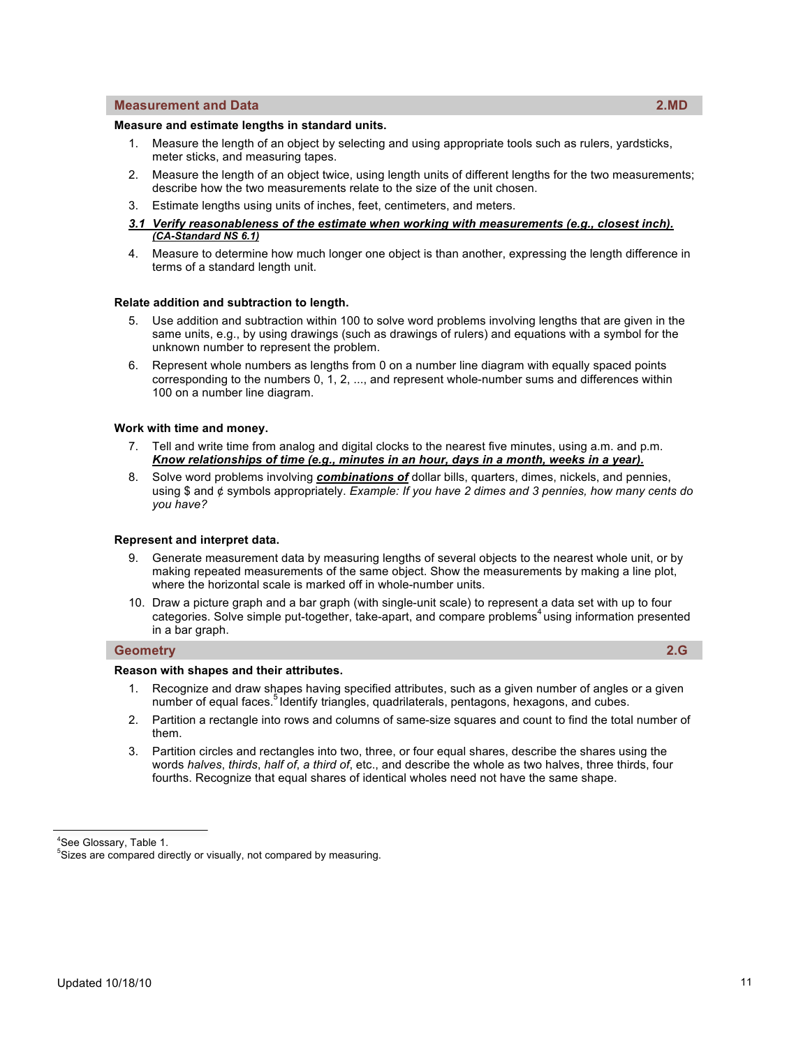## Measurement and Data 2.MD

**Measure and estimate lengths in standard units.**

1. Measure the length of an object by selecting and using appropriate tools such as rulers, yardsticks, meter sticks, and measuring tapes.
2. Measure the length of an object twice, using length units of different lengths for the two measurements; describe how the two measurements relate to the size of the unit chosen.
3. Estimate lengths using units of inches, feet, centimeters, and meters.

   ***3.1 Verify reasonableness of the estimate when working with measurements (e.g., closest inch). (CA-Standard NS 6.1)***

4. Measure to determine how much longer one object is than another, expressing the length difference in terms of a standard length unit.

**Relate addition and subtraction to length.**

5. Use addition and subtraction within 100 to solve word problems involving lengths that are given in the same units, e.g., by using drawings (such as drawings of rulers) and equations with a symbol for the unknown number to represent the problem.
6. Represent whole numbers as lengths from 0 on a number line diagram with equally spaced points corresponding to the numbers 0, 1, 2, ..., and represent whole-number sums and differences within 100 on a number line diagram.

**Work with time and money.**

7. Tell and write time from analog and digital clocks to the nearest five minutes, using a.m. and p.m. ***Know relationships of time (e.g., minutes in an hour, days in a month, weeks in a year).***
8. Solve word problems involving ***combinations of*** dollar bills, quarters, dimes, nickels, and pennies, using $ and ¢ symbols appropriately. *Example: If you have 2 dimes and 3 pennies, how many cents do you have?*

**Represent and interpret data.**

9. Generate measurement data by measuring lengths of several objects to the nearest whole unit, or by making repeated measurements of the same object. Show the measurements by making a line plot, where the horizontal scale is marked off in whole-number units.
10. Draw a picture graph and a bar graph (with single-unit scale) to represent a data set with up to four categories. Solve simple put-together, take-apart, and compare problems[4] using information presented in a bar graph.

## Geometry 2.G

**Reason with shapes and their attributes.**

1. Recognize and draw shapes having specified attributes, such as a given number of angles or a given number of equal faces.[5] Identify triangles, quadrilaterals, pentagons, hexagons, and cubes.
2. Partition a rectangle into rows and columns of same-size squares and count to find the total number of them.
3. Partition circles and rectangles into two, three, or four equal shares, describe the shares using the words *halves*, *thirds*, *half of*, *a third of*, etc., and describe the whole as two halves, three thirds, four fourths. Recognize that equal shares of identical wholes need not have the same shape.

---

[4] See Glossary, Table 1.

[5] Sizes are compared directly or visually, not compared by measuring.

Updated 10/18/10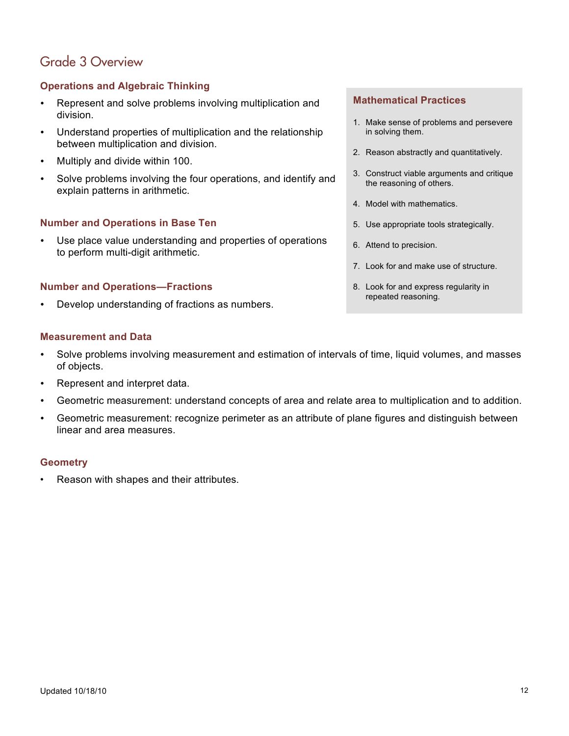# Grade 3 Overview

### Operations and Algebraic Thinking

- Represent and solve problems involving multiplication and division.
- Understand properties of multiplication and the relationship between multiplication and division.
- Multiply and divide within 100.
- Solve problems involving the four operations, and identify and explain patterns in arithmetic.

### Number and Operations in Base Ten

- Use place value understanding and properties of operations to perform multi-digit arithmetic.

### Number and Operations—Fractions

- Develop understanding of fractions as numbers.

### Measurement and Data

- Solve problems involving measurement and estimation of intervals of time, liquid volumes, and masses of objects.
- Represent and interpret data.
- Geometric measurement: understand concepts of area and relate area to multiplication and to addition.
- Geometric measurement: recognize perimeter as an attribute of plane figures and distinguish between linear and area measures.

### Geometry

- Reason with shapes and their attributes.

### Mathematical Practices

1. Make sense of problems and persevere in solving them.
2. Reason abstractly and quantitatively.
3. Construct viable arguments and critique the reasoning of others.
4. Model with mathematics.
5. Use appropriate tools strategically.
6. Attend to precision.
7. Look for and make use of structure.
8. Look for and express regularity in repeated reasoning.

Updated 10/18/10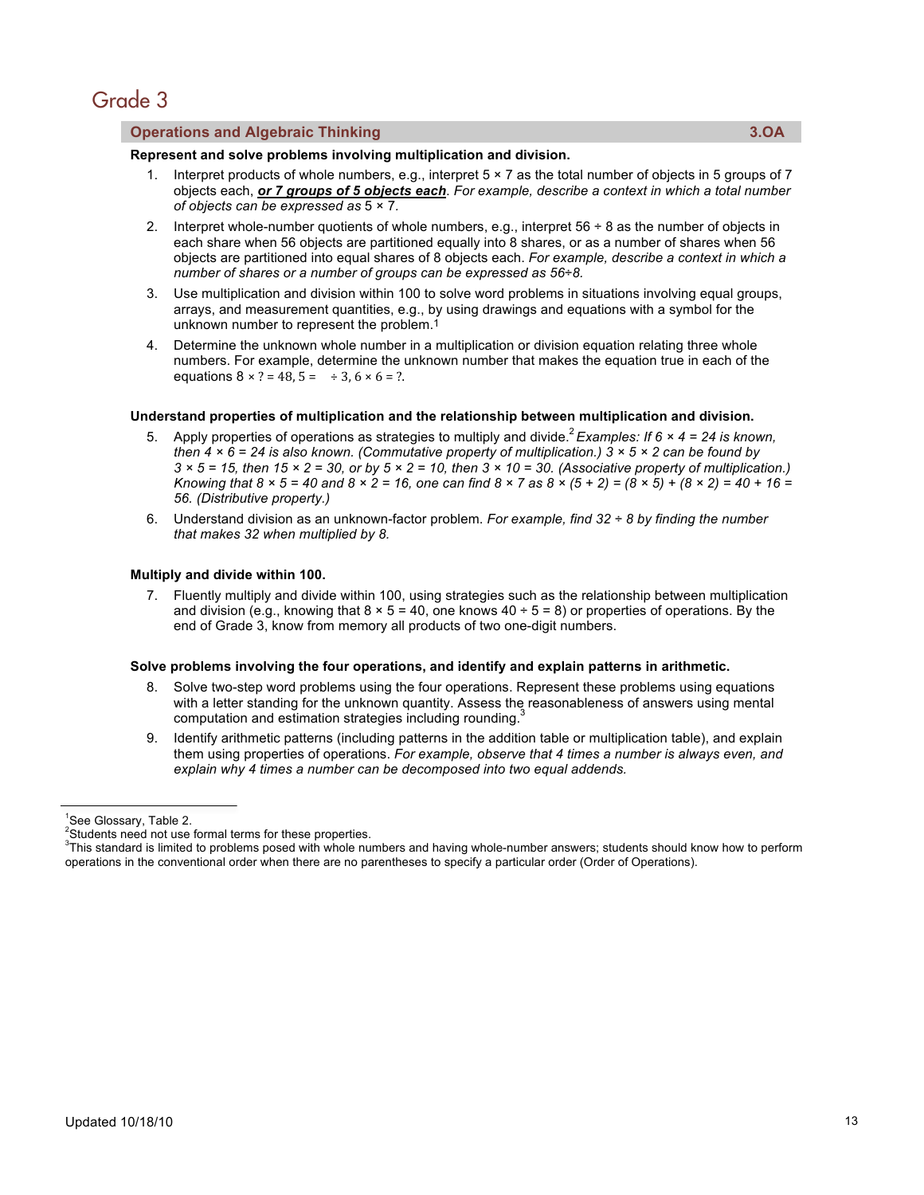# Grade 3

## Operations and Algebraic Thinking 3.OA

**Represent and solve problems involving multiplication and division.**

1. Interpret products of whole numbers, e.g., interpret 5 × 7 as the total number of objects in 5 groups of 7 objects each, ***or 7 groups of 5 objects each***. *For example, describe a context in which a total number of objects can be expressed as* 5 × 7.
2. Interpret whole-number quotients of whole numbers, e.g., interpret 56 ÷ 8 as the number of objects in each share when 56 objects are partitioned equally into 8 shares, or as a number of shares when 56 objects are partitioned into equal shares of 8 objects each. *For example, describe a context in which a number of shares or a number of groups can be expressed as 56÷8.*
3. Use multiplication and division within 100 to solve word problems in situations involving equal groups, arrays, and measurement quantities, e.g., by using drawings and equations with a symbol for the unknown number to represent the problem.[1]
4. Determine the unknown whole number in a multiplication or division equation relating three whole numbers. For example, determine the unknown number that makes the equation true in each of the equations $8 \times ? = 48$, $5 = \square \div 3$, $6 \times 6 = ?$.

**Understand properties of multiplication and the relationship between multiplication and division.**

5. Apply properties of operations as strategies to multiply and divide.[2] *Examples: If 6 × 4 = 24 is known, then 4 × 6 = 24 is also known. (Commutative property of multiplication.) 3 × 5 × 2 can be found by 3 × 5 = 15, then 15 × 2 = 30, or by 5 × 2 = 10, then 3 × 10 = 30. (Associative property of multiplication.) Knowing that 8 × 5 = 40 and 8 × 2 = 16, one can find 8 × 7 as 8 × (5 + 2) = (8 × 5) + (8 × 2) = 40 + 16 = 56. (Distributive property.)*
6. Understand division as an unknown-factor problem. *For example, find 32 ÷ 8 by finding the number that makes 32 when multiplied by 8.*

**Multiply and divide within 100.**

7. Fluently multiply and divide within 100, using strategies such as the relationship between multiplication and division (e.g., knowing that 8 × 5 = 40, one knows 40 ÷ 5 = 8) or properties of operations. By the end of Grade 3, know from memory all products of two one-digit numbers.

**Solve problems involving the four operations, and identify and explain patterns in arithmetic.**

8. Solve two-step word problems using the four operations. Represent these problems using equations with a letter standing for the unknown quantity. Assess the reasonableness of answers using mental computation and estimation strategies including rounding.[3]
9. Identify arithmetic patterns (including patterns in the addition table or multiplication table), and explain them using properties of operations. *For example, observe that 4 times a number is always even, and explain why 4 times a number can be decomposed into two equal addends.*

---

[1] See Glossary, Table 2.
[2] Students need not use formal terms for these properties.
[3] This standard is limited to problems posed with whole numbers and having whole-number answers; students should know how to perform operations in the conventional order when there are no parentheses to specify a particular order (Order of Operations).

Updated 10/18/10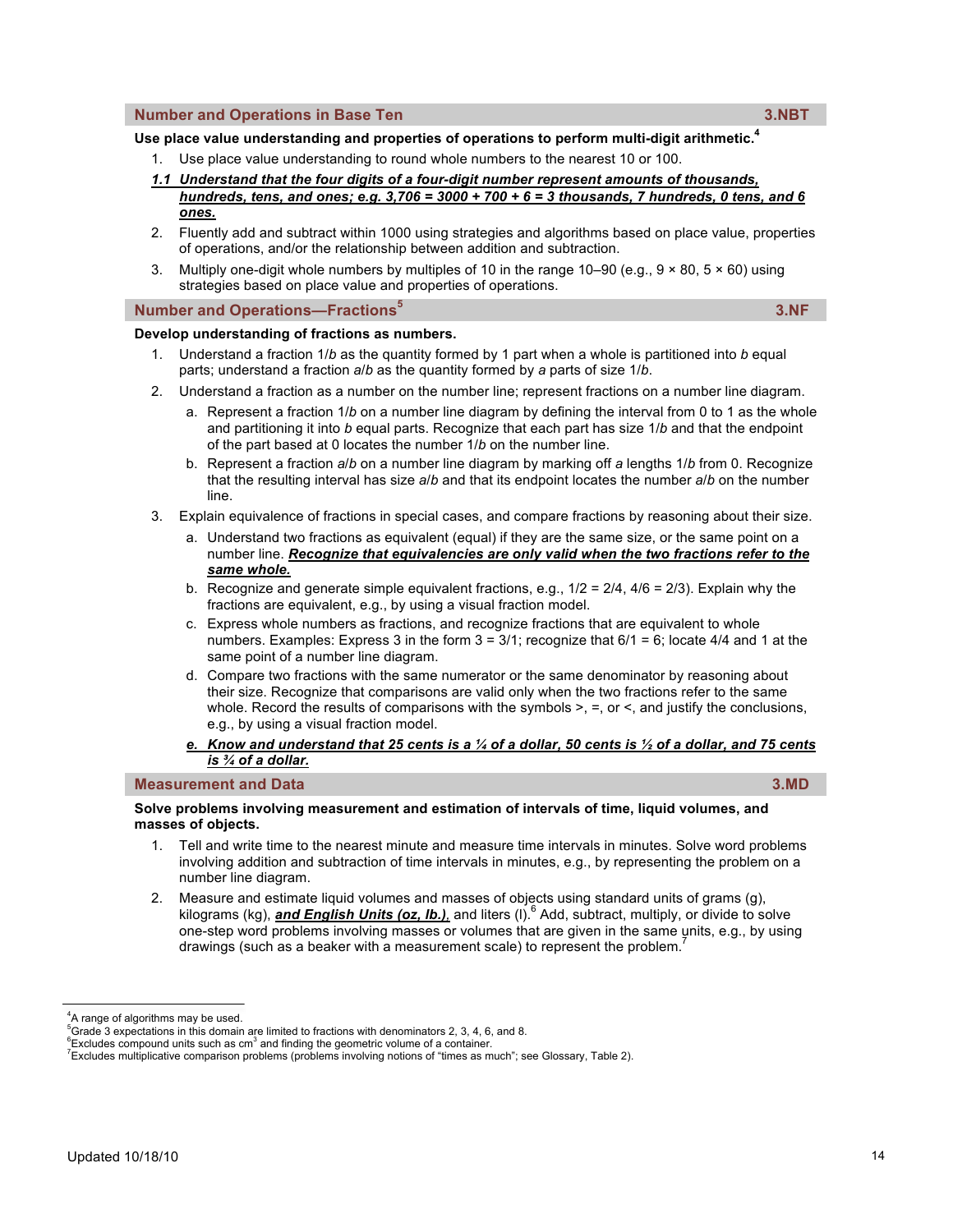## Number and Operations in Base Ten — 3.NBT

**Use place value understanding and properties of operations to perform multi-digit arithmetic.**[4]

1. Use place value understanding to round whole numbers to the nearest 10 or 100.

***1.1 Understand that the four digits of a four-digit number represent amounts of thousands, hundreds, tens, and ones; e.g. 3,706 = 3000 + 700 + 6 = 3 thousands, 7 hundreds, 0 tens, and 6 ones.***

2. Fluently add and subtract within 1000 using strategies and algorithms based on place value, properties of operations, and/or the relationship between addition and subtraction.
3. Multiply one-digit whole numbers by multiples of 10 in the range 10–90 (e.g., 9 × 80, 5 × 60) using strategies based on place value and properties of operations.

## Number and Operations—Fractions[5] — 3.NF

**Develop understanding of fractions as numbers.**

1. Understand a fraction $1/b$ as the quantity formed by 1 part when a whole is partitioned into $b$ equal parts; understand a fraction $a/b$ as the quantity formed by $a$ parts of size $1/b$.
2. Understand a fraction as a number on the number line; represent fractions on a number line diagram.
   a. Represent a fraction $1/b$ on a number line diagram by defining the interval from 0 to 1 as the whole and partitioning it into $b$ equal parts. Recognize that each part has size $1/b$ and that the endpoint of the part based at 0 locates the number $1/b$ on the number line.
   b. Represent a fraction $a/b$ on a number line diagram by marking off $a$ lengths $1/b$ from 0. Recognize that the resulting interval has size $a/b$ and that its endpoint locates the number $a/b$ on the number line.
3. Explain equivalence of fractions in special cases, and compare fractions by reasoning about their size.
   a. Understand two fractions as equivalent (equal) if they are the same size, or the same point on a number line. ***Recognize that equivalencies are only valid when the two fractions refer to the same whole.***
   b. Recognize and generate simple equivalent fractions, e.g., 1/2 = 2/4, 4/6 = 2/3). Explain why the fractions are equivalent, e.g., by using a visual fraction model.
   c. Express whole numbers as fractions, and recognize fractions that are equivalent to whole numbers. Examples: Express 3 in the form 3 = 3/1; recognize that 6/1 = 6; locate 4/4 and 1 at the same point of a number line diagram.
   d. Compare two fractions with the same numerator or the same denominator by reasoning about their size. Recognize that comparisons are valid only when the two fractions refer to the same whole. Record the results of comparisons with the symbols >, =, or <, and justify the conclusions, e.g., by using a visual fraction model.
   ***e. Know and understand that 25 cents is a ¼ of a dollar, 50 cents is ½ of a dollar, and 75 cents is ¾ of a dollar.***

## Measurement and Data — 3.MD

**Solve problems involving measurement and estimation of intervals of time, liquid volumes, and masses of objects.**

1. Tell and write time to the nearest minute and measure time intervals in minutes. Solve word problems involving addition and subtraction of time intervals in minutes, e.g., by representing the problem on a number line diagram.
2. Measure and estimate liquid volumes and masses of objects using standard units of grams (g), kilograms (kg), ***and English Units (oz, lb.),*** and liters (l).[6] Add, subtract, multiply, or divide to solve one-step word problems involving masses or volumes that are given in the same units, e.g., by using drawings (such as a beaker with a measurement scale) to represent the problem.[7]

---

[4] A range of algorithms may be used.
[5] Grade 3 expectations in this domain are limited to fractions with denominators 2, 3, 4, 6, and 8.
[6] Excludes compound units such as $cm^3$ and finding the geometric volume of a container.
[7] Excludes multiplicative comparison problems (problems involving notions of "times as much"; see Glossary, Table 2).

Updated 10/18/10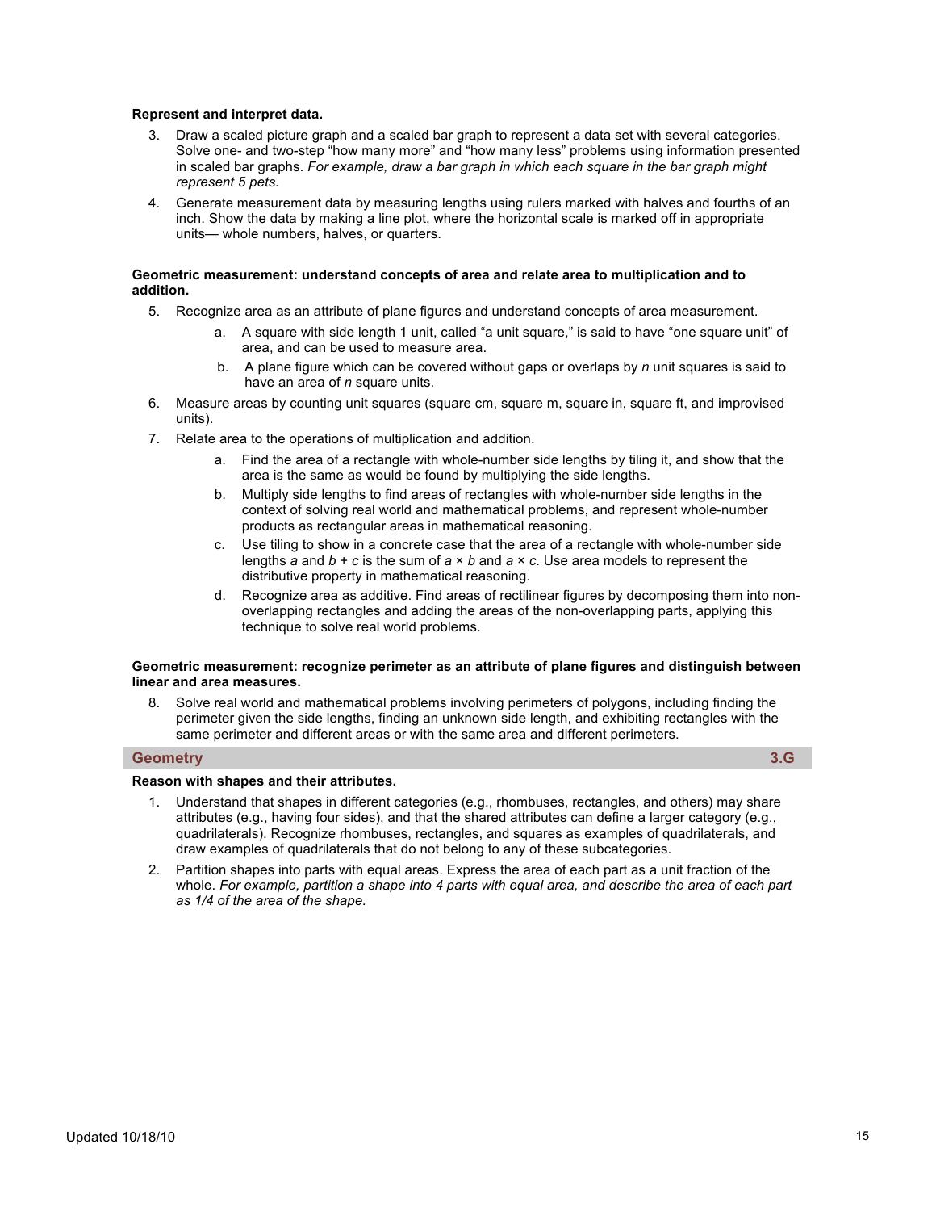**Represent and interpret data.**

3. Draw a scaled picture graph and a scaled bar graph to represent a data set with several categories. Solve one- and two-step "how many more" and "how many less" problems using information presented in scaled bar graphs. *For example, draw a bar graph in which each square in the bar graph might represent 5 pets.*

4. Generate measurement data by measuring lengths using rulers marked with halves and fourths of an inch. Show the data by making a line plot, where the horizontal scale is marked off in appropriate units— whole numbers, halves, or quarters.

**Geometric measurement: understand concepts of area and relate area to multiplication and to addition.**

5. Recognize area as an attribute of plane figures and understand concepts of area measurement.
   a. A square with side length 1 unit, called "a unit square," is said to have "one square unit" of area, and can be used to measure area.
   b. A plane figure which can be covered without gaps or overlaps by $n$ unit squares is said to have an area of $n$ square units.

6. Measure areas by counting unit squares (square cm, square m, square in, square ft, and improvised units).

7. Relate area to the operations of multiplication and addition.
   a. Find the area of a rectangle with whole-number side lengths by tiling it, and show that the area is the same as would be found by multiplying the side lengths.
   b. Multiply side lengths to find areas of rectangles with whole-number side lengths in the context of solving real world and mathematical problems, and represent whole-number products as rectangular areas in mathematical reasoning.
   c. Use tiling to show in a concrete case that the area of a rectangle with whole-number side lengths $a$ and $b + c$ is the sum of $a \times b$ and $a \times c$. Use area models to represent the distributive property in mathematical reasoning.
   d. Recognize area as additive. Find areas of rectilinear figures by decomposing them into non-overlapping rectangles and adding the areas of the non-overlapping parts, applying this technique to solve real world problems.

**Geometric measurement: recognize perimeter as an attribute of plane figures and distinguish between linear and area measures.**

8. Solve real world and mathematical problems involving perimeters of polygons, including finding the perimeter given the side lengths, finding an unknown side length, and exhibiting rectangles with the same perimeter and different areas or with the same area and different perimeters.

## Geometry 3.G

**Reason with shapes and their attributes.**

1. Understand that shapes in different categories (e.g., rhombuses, rectangles, and others) may share attributes (e.g., having four sides), and that the shared attributes can define a larger category (e.g., quadrilaterals). Recognize rhombuses, rectangles, and squares as examples of quadrilaterals, and draw examples of quadrilaterals that do not belong to any of these subcategories.

2. Partition shapes into parts with equal areas. Express the area of each part as a unit fraction of the whole. *For example, partition a shape into 4 parts with equal area, and describe the area of each part as 1/4 of the area of the shape.*

Updated 10/18/10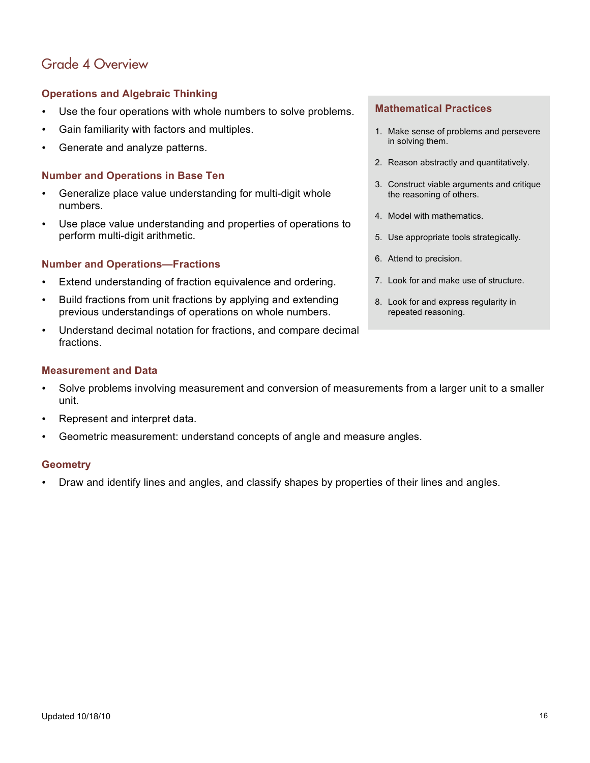# Grade 4 Overview

### Operations and Algebraic Thinking

- Use the four operations with whole numbers to solve problems.
- Gain familiarity with factors and multiples.
- Generate and analyze patterns.

### Number and Operations in Base Ten

- Generalize place value understanding for multi-digit whole numbers.
- Use place value understanding and properties of operations to perform multi-digit arithmetic.

### Number and Operations—Fractions

- Extend understanding of fraction equivalence and ordering.
- Build fractions from unit fractions by applying and extending previous understandings of operations on whole numbers.
- Understand decimal notation for fractions, and compare decimal fractions.

### Measurement and Data

- Solve problems involving measurement and conversion of measurements from a larger unit to a smaller unit.
- Represent and interpret data.
- Geometric measurement: understand concepts of angle and measure angles.

### Geometry

- Draw and identify lines and angles, and classify shapes by properties of their lines and angles.

### Mathematical Practices

1. Make sense of problems and persevere in solving them.
2. Reason abstractly and quantitatively.
3. Construct viable arguments and critique the reasoning of others.
4. Model with mathematics.
5. Use appropriate tools strategically.
6. Attend to precision.
7. Look for and make use of structure.
8. Look for and express regularity in repeated reasoning.

Updated 10/18/10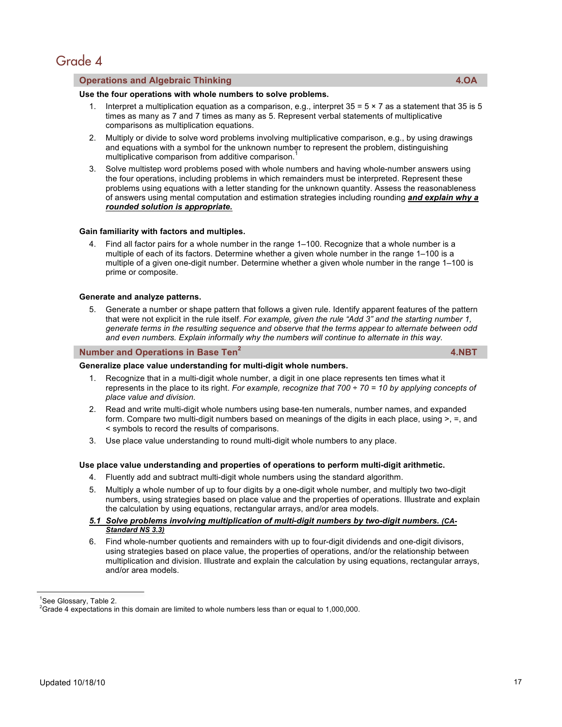# Grade 4

## Operations and Algebraic Thinking 4.OA

**Use the four operations with whole numbers to solve problems.**

1. Interpret a multiplication equation as a comparison, e.g., interpret 35 = 5 × 7 as a statement that 35 is 5 times as many as 7 and 7 times as many as 5. Represent verbal statements of multiplicative comparisons as multiplication equations.
2. Multiply or divide to solve word problems involving multiplicative comparison, e.g., by using drawings and equations with a symbol for the unknown number to represent the problem, distinguishing multiplicative comparison from additive comparison.[1]
3. Solve multistep word problems posed with whole numbers and having whole-number answers using the four operations, including problems in which remainders must be interpreted. Represent these problems using equations with a letter standing for the unknown quantity. Assess the reasonableness of answers using mental computation and estimation strategies including rounding ***and explain why a rounded solution is appropriate.***

**Gain familiarity with factors and multiples.**

4. Find all factor pairs for a whole number in the range 1–100. Recognize that a whole number is a multiple of each of its factors. Determine whether a given whole number in the range 1–100 is a multiple of a given one-digit number. Determine whether a given whole number in the range 1–100 is prime or composite.

**Generate and analyze patterns.**

5. Generate a number or shape pattern that follows a given rule. Identify apparent features of the pattern that were not explicit in the rule itself. *For example, given the rule "Add 3" and the starting number 1, generate terms in the resulting sequence and observe that the terms appear to alternate between odd and even numbers. Explain informally why the numbers will continue to alternate in this way.*

## Number and Operations in Base Ten[2] 4.NBT

**Generalize place value understanding for multi-digit whole numbers.**

1. Recognize that in a multi-digit whole number, a digit in one place represents ten times what it represents in the place to its right. *For example, recognize that 700 ÷ 70 = 10 by applying concepts of place value and division.*
2. Read and write multi-digit whole numbers using base-ten numerals, number names, and expanded form. Compare two multi-digit numbers based on meanings of the digits in each place, using >, =, and < symbols to record the results of comparisons.
3. Use place value understanding to round multi-digit whole numbers to any place.

**Use place value understanding and properties of operations to perform multi-digit arithmetic.**

4. Fluently add and subtract multi-digit whole numbers using the standard algorithm.
5. Multiply a whole number of up to four digits by a one-digit whole number, and multiply two two-digit numbers, using strategies based on place value and the properties of operations. Illustrate and explain the calculation by using equations, rectangular arrays, and/or area models.

***5.1 Solve problems involving multiplication of multi-digit numbers by two-digit numbers. (CA-Standard NS 3.3)***

6. Find whole-number quotients and remainders with up to four-digit dividends and one-digit divisors, using strategies based on place value, the properties of operations, and/or the relationship between multiplication and division. Illustrate and explain the calculation by using equations, rectangular arrays, and/or area models.

---

[1] See Glossary, Table 2.
[2] Grade 4 expectations in this domain are limited to whole numbers less than or equal to 1,000,000.

Updated 10/18/10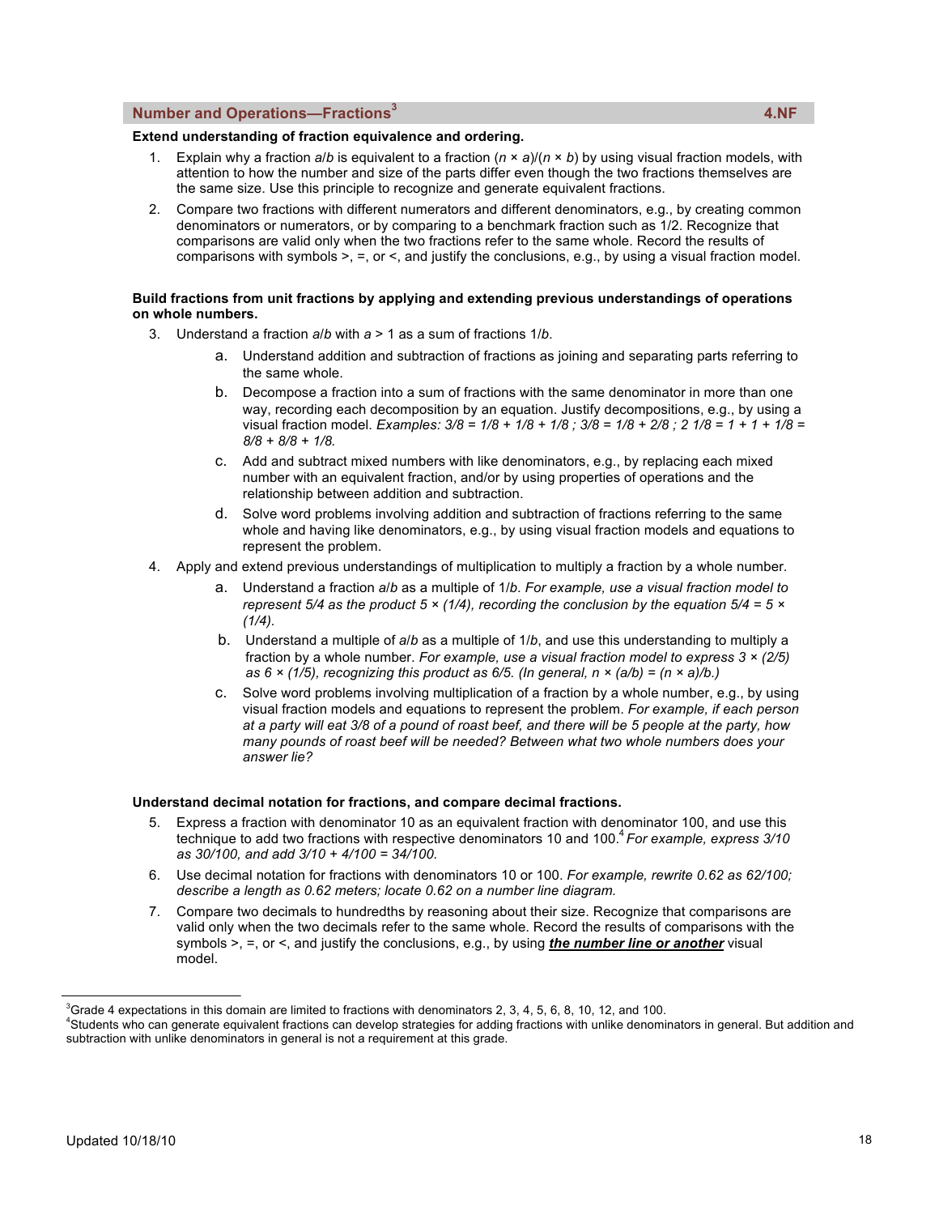## Number and Operations—Fractions[3] 4.NF

**Extend understanding of fraction equivalence and ordering.**

1. Explain why a fraction $a/b$ is equivalent to a fraction $(n \times a)/(n \times b)$ by using visual fraction models, with attention to how the number and size of the parts differ even though the two fractions themselves are the same size. Use this principle to recognize and generate equivalent fractions.
2. Compare two fractions with different numerators and different denominators, e.g., by creating common denominators or numerators, or by comparing to a benchmark fraction such as 1/2. Recognize that comparisons are valid only when the two fractions refer to the same whole. Record the results of comparisons with symbols >, =, or <, and justify the conclusions, e.g., by using a visual fraction model.

**Build fractions from unit fractions by applying and extending previous understandings of operations on whole numbers.**

3. Understand a fraction $a/b$ with $a > 1$ as a sum of fractions $1/b$.
   a. Understand addition and subtraction of fractions as joining and separating parts referring to the same whole.
   b. Decompose a fraction into a sum of fractions with the same denominator in more than one way, recording each decomposition by an equation. Justify decompositions, e.g., by using a visual fraction model. *Examples: 3/8 = 1/8 + 1/8 + 1/8 ; 3/8 = 1/8 + 2/8 ; 2 1/8 = 1 + 1 + 1/8 = 8/8 + 8/8 + 1/8.*
   c. Add and subtract mixed numbers with like denominators, e.g., by replacing each mixed number with an equivalent fraction, and/or by using properties of operations and the relationship between addition and subtraction.
   d. Solve word problems involving addition and subtraction of fractions referring to the same whole and having like denominators, e.g., by using visual fraction models and equations to represent the problem.
4. Apply and extend previous understandings of multiplication to multiply a fraction by a whole number.
   a. Understand a fraction $a/b$ as a multiple of $1/b$. *For example, use a visual fraction model to represent 5/4 as the product 5 × (1/4), recording the conclusion by the equation 5/4 = 5 × (1/4).*
   b. Understand a multiple of $a/b$ as a multiple of $1/b$, and use this understanding to multiply a fraction by a whole number. *For example, use a visual fraction model to express 3 × (2/5) as 6 × (1/5), recognizing this product as 6/5. (In general, $n \times (a/b) = (n \times a)/b$.)*
   c. Solve word problems involving multiplication of a fraction by a whole number, e.g., by using visual fraction models and equations to represent the problem. *For example, if each person at a party will eat 3/8 of a pound of roast beef, and there will be 5 people at the party, how many pounds of roast beef will be needed? Between what two whole numbers does your answer lie?*

**Understand decimal notation for fractions, and compare decimal fractions.**

5. Express a fraction with denominator 10 as an equivalent fraction with denominator 100, and use this technique to add two fractions with respective denominators 10 and 100.[4] *For example, express 3/10 as 30/100, and add 3/10 + 4/100 = 34/100.*
6. Use decimal notation for fractions with denominators 10 or 100. *For example, rewrite 0.62 as 62/100; describe a length as 0.62 meters; locate 0.62 on a number line diagram.*
7. Compare two decimals to hundredths by reasoning about their size. Recognize that comparisons are valid only when the two decimals refer to the same whole. Record the results of comparisons with the symbols >, =, or <, and justify the conclusions, e.g., by using ***<u>the number line or another</u>*** visual model.

---

[3] Grade 4 expectations in this domain are limited to fractions with denominators 2, 3, 4, 5, 6, 8, 10, 12, and 100.

[4] Students who can generate equivalent fractions can develop strategies for adding fractions with unlike denominators in general. But addition and subtraction with unlike denominators in general is not a requirement at this grade.

Updated 10/18/10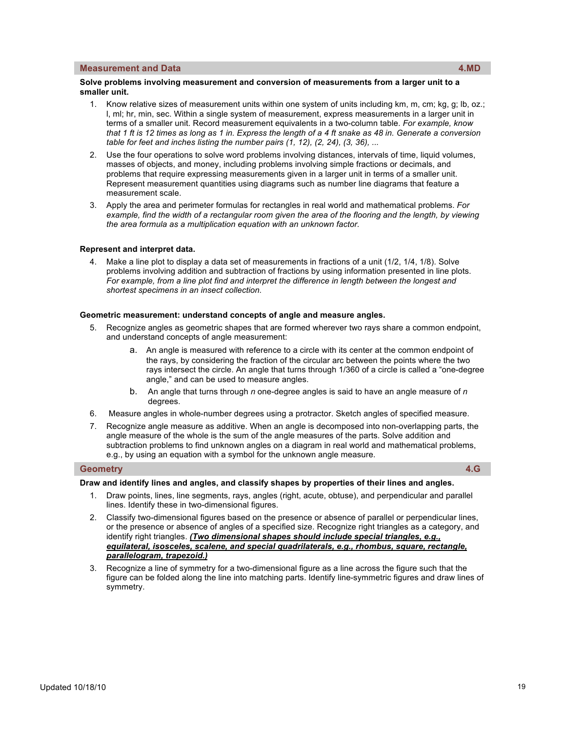## Measurement and Data 4.MD

**Solve problems involving measurement and conversion of measurements from a larger unit to a smaller unit.**

1. Know relative sizes of measurement units within one system of units including km, m, cm; kg, g; lb, oz.; l, ml; hr, min, sec. Within a single system of measurement, express measurements in a larger unit in terms of a smaller unit. Record measurement equivalents in a two-column table. *For example, know that 1 ft is 12 times as long as 1 in. Express the length of a 4 ft snake as 48 in. Generate a conversion table for feet and inches listing the number pairs (1, 12), (2, 24), (3, 36), ...*
2. Use the four operations to solve word problems involving distances, intervals of time, liquid volumes, masses of objects, and money, including problems involving simple fractions or decimals, and problems that require expressing measurements given in a larger unit in terms of a smaller unit. Represent measurement quantities using diagrams such as number line diagrams that feature a measurement scale.
3. Apply the area and perimeter formulas for rectangles in real world and mathematical problems. *For example, find the width of a rectangular room given the area of the flooring and the length, by viewing the area formula as a multiplication equation with an unknown factor.*

**Represent and interpret data.**

4. Make a line plot to display a data set of measurements in fractions of a unit (1/2, 1/4, 1/8). Solve problems involving addition and subtraction of fractions by using information presented in line plots. *For example, from a line plot find and interpret the difference in length between the longest and shortest specimens in an insect collection.*

**Geometric measurement: understand concepts of angle and measure angles.**

5. Recognize angles as geometric shapes that are formed wherever two rays share a common endpoint, and understand concepts of angle measurement:
   a. An angle is measured with reference to a circle with its center at the common endpoint of the rays, by considering the fraction of the circular arc between the points where the two rays intersect the circle. An angle that turns through 1/360 of a circle is called a "one-degree angle," and can be used to measure angles.
   b. An angle that turns through *n* one-degree angles is said to have an angle measure of *n* degrees.
6. Measure angles in whole-number degrees using a protractor. Sketch angles of specified measure.
7. Recognize angle measure as additive. When an angle is decomposed into non-overlapping parts, the angle measure of the whole is the sum of the angle measures of the parts. Solve addition and subtraction problems to find unknown angles on a diagram in real world and mathematical problems, e.g., by using an equation with a symbol for the unknown angle measure.

## Geometry 4.G

**Draw and identify lines and angles, and classify shapes by properties of their lines and angles.**

1. Draw points, lines, line segments, rays, angles (right, acute, obtuse), and perpendicular and parallel lines. Identify these in two-dimensional figures.
2. Classify two-dimensional figures based on the presence or absence of parallel or perpendicular lines, or the presence or absence of angles of a specified size. Recognize right triangles as a category, and identify right triangles. ***(Two dimensional shapes should include special triangles, e.g., equilateral, isosceles, scalene, and special quadrilaterals, e.g., rhombus, square, rectangle, parallelogram, trapezoid.)***
3. Recognize a line of symmetry for a two-dimensional figure as a line across the figure such that the figure can be folded along the line into matching parts. Identify line-symmetric figures and draw lines of symmetry.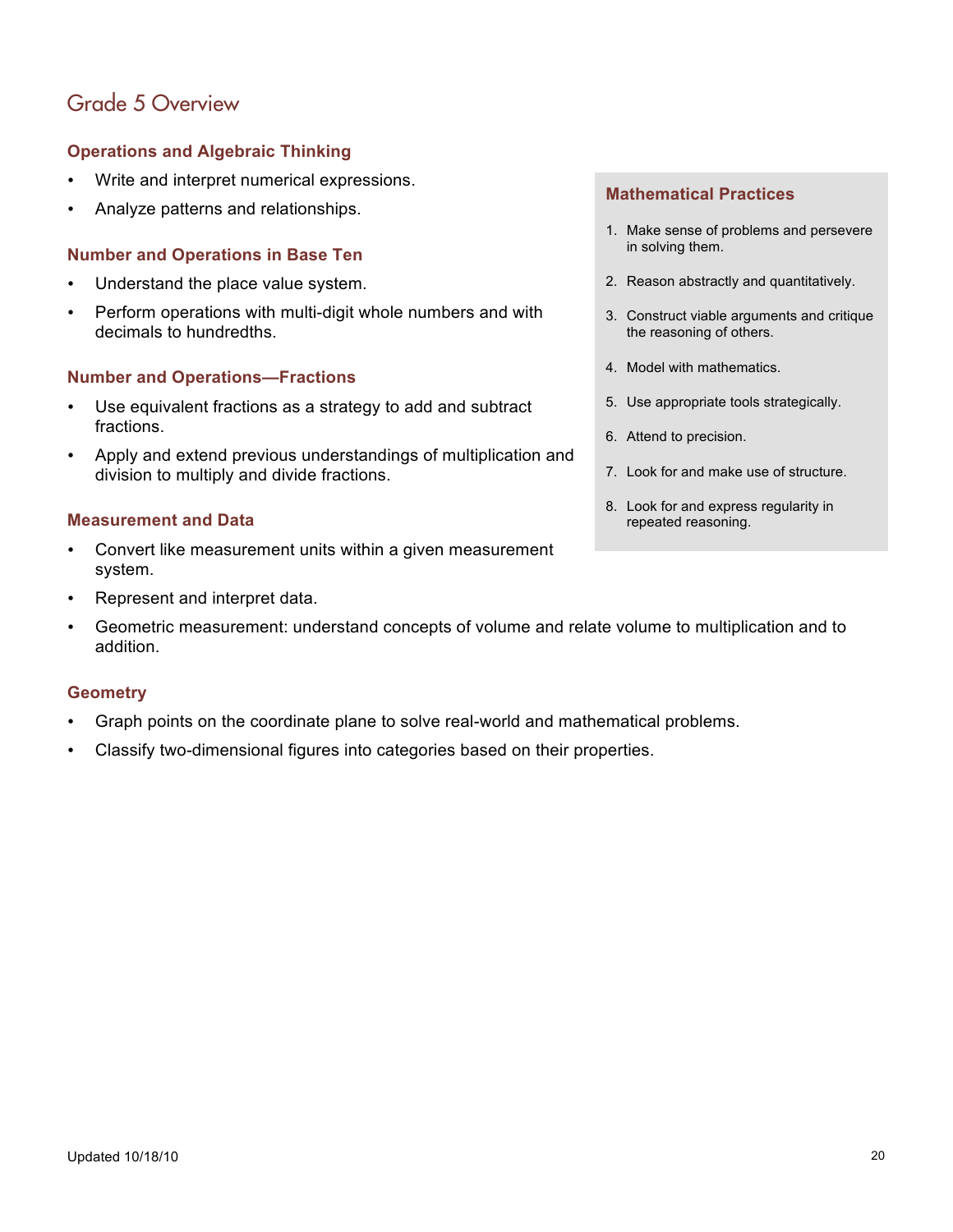# Grade 5 Overview

### Operations and Algebraic Thinking

- Write and interpret numerical expressions.
- Analyze patterns and relationships.

### Number and Operations in Base Ten

- Understand the place value system.
- Perform operations with multi-digit whole numbers and with decimals to hundredths.

### Number and Operations—Fractions

- Use equivalent fractions as a strategy to add and subtract fractions.
- Apply and extend previous understandings of multiplication and division to multiply and divide fractions.

### Measurement and Data

- Convert like measurement units within a given measurement system.
- Represent and interpret data.
- Geometric measurement: understand concepts of volume and relate volume to multiplication and to addition.

### Geometry

- Graph points on the coordinate plane to solve real-world and mathematical problems.
- Classify two-dimensional figures into categories based on their properties.

### Mathematical Practices

1. Make sense of problems and persevere in solving them.
2. Reason abstractly and quantitatively.
3. Construct viable arguments and critique the reasoning of others.
4. Model with mathematics.
5. Use appropriate tools strategically.
6. Attend to precision.
7. Look for and make use of structure.
8. Look for and express regularity in repeated reasoning.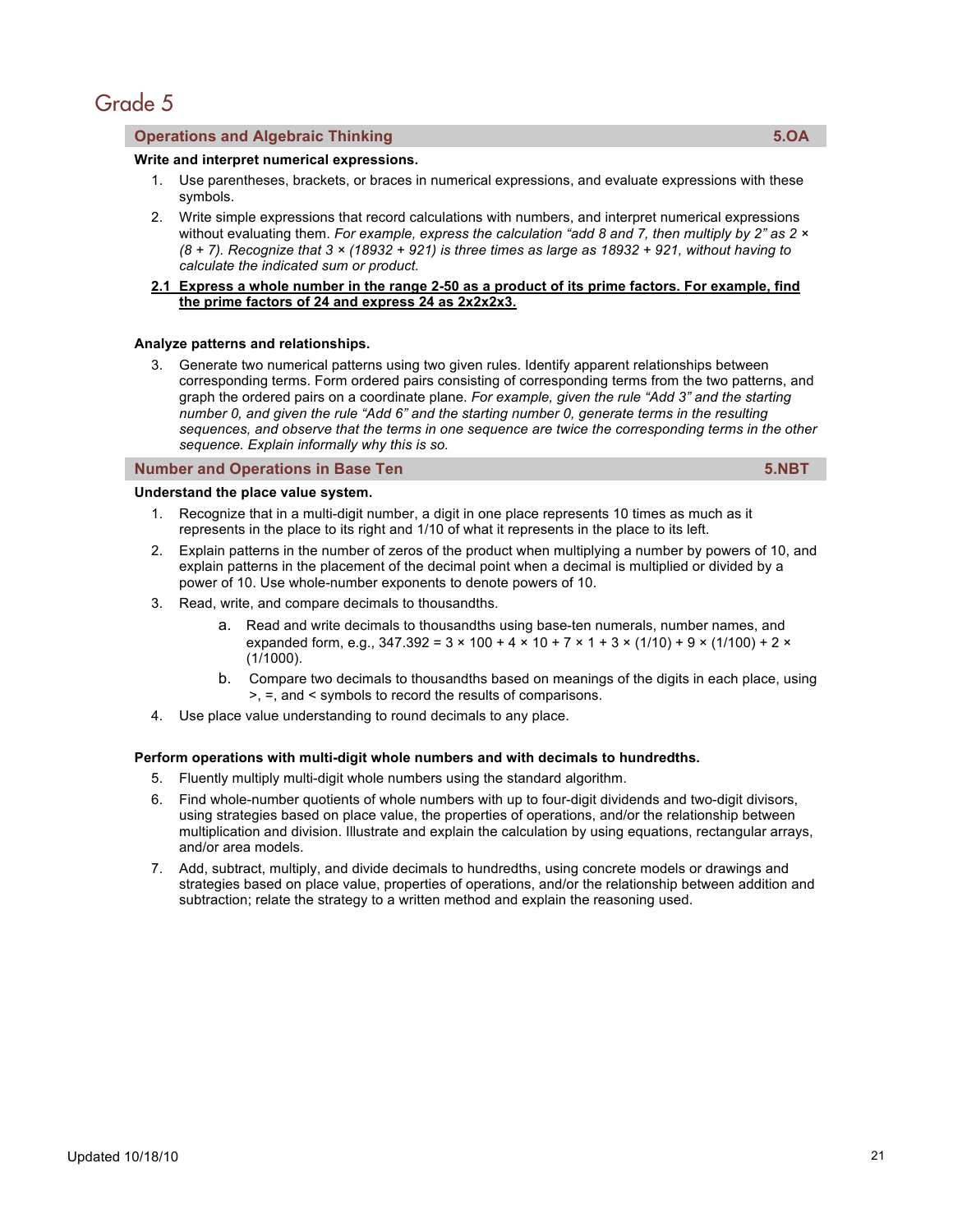# Grade 5

## Operations and Algebraic Thinking — 5.OA

**Write and interpret numerical expressions.**

1. Use parentheses, brackets, or braces in numerical expressions, and evaluate expressions with these symbols.
2. Write simple expressions that record calculations with numbers, and interpret numerical expressions without evaluating them. *For example, express the calculation "add 8 and 7, then multiply by 2" as 2 × (8 + 7). Recognize that 3 × (18932 + 921) is three times as large as 18932 + 921, without having to calculate the indicated sum or product.*

<u>**2.1 Express a whole number in the range 2-50 as a product of its prime factors. For example, find the prime factors of 24 and express 24 as 2x2x2x3.**</u>

**Analyze patterns and relationships.**

3. Generate two numerical patterns using two given rules. Identify apparent relationships between corresponding terms. Form ordered pairs consisting of corresponding terms from the two patterns, and graph the ordered pairs on a coordinate plane. *For example, given the rule "Add 3" and the starting number 0, and given the rule "Add 6" and the starting number 0, generate terms in the resulting sequences, and observe that the terms in one sequence are twice the corresponding terms in the other sequence. Explain informally why this is so.*

## Number and Operations in Base Ten — 5.NBT

**Understand the place value system.**

1. Recognize that in a multi-digit number, a digit in one place represents 10 times as much as it represents in the place to its right and 1/10 of what it represents in the place to its left.
2. Explain patterns in the number of zeros of the product when multiplying a number by powers of 10, and explain patterns in the placement of the decimal point when a decimal is multiplied or divided by a power of 10. Use whole-number exponents to denote powers of 10.
3. Read, write, and compare decimals to thousandths.
   a. Read and write decimals to thousandths using base-ten numerals, number names, and expanded form, e.g., 347.392 = 3 × 100 + 4 × 10 + 7 × 1 + 3 × (1/10) + 9 × (1/100) + 2 × (1/1000).
   b. Compare two decimals to thousandths based on meanings of the digits in each place, using >, =, and < symbols to record the results of comparisons.
4. Use place value understanding to round decimals to any place.

**Perform operations with multi-digit whole numbers and with decimals to hundredths.**

5. Fluently multiply multi-digit whole numbers using the standard algorithm.
6. Find whole-number quotients of whole numbers with up to four-digit dividends and two-digit divisors, using strategies based on place value, the properties of operations, and/or the relationship between multiplication and division. Illustrate and explain the calculation by using equations, rectangular arrays, and/or area models.
7. Add, subtract, multiply, and divide decimals to hundredths, using concrete models or drawings and strategies based on place value, properties of operations, and/or the relationship between addition and subtraction; relate the strategy to a written method and explain the reasoning used.

Updated 10/18/10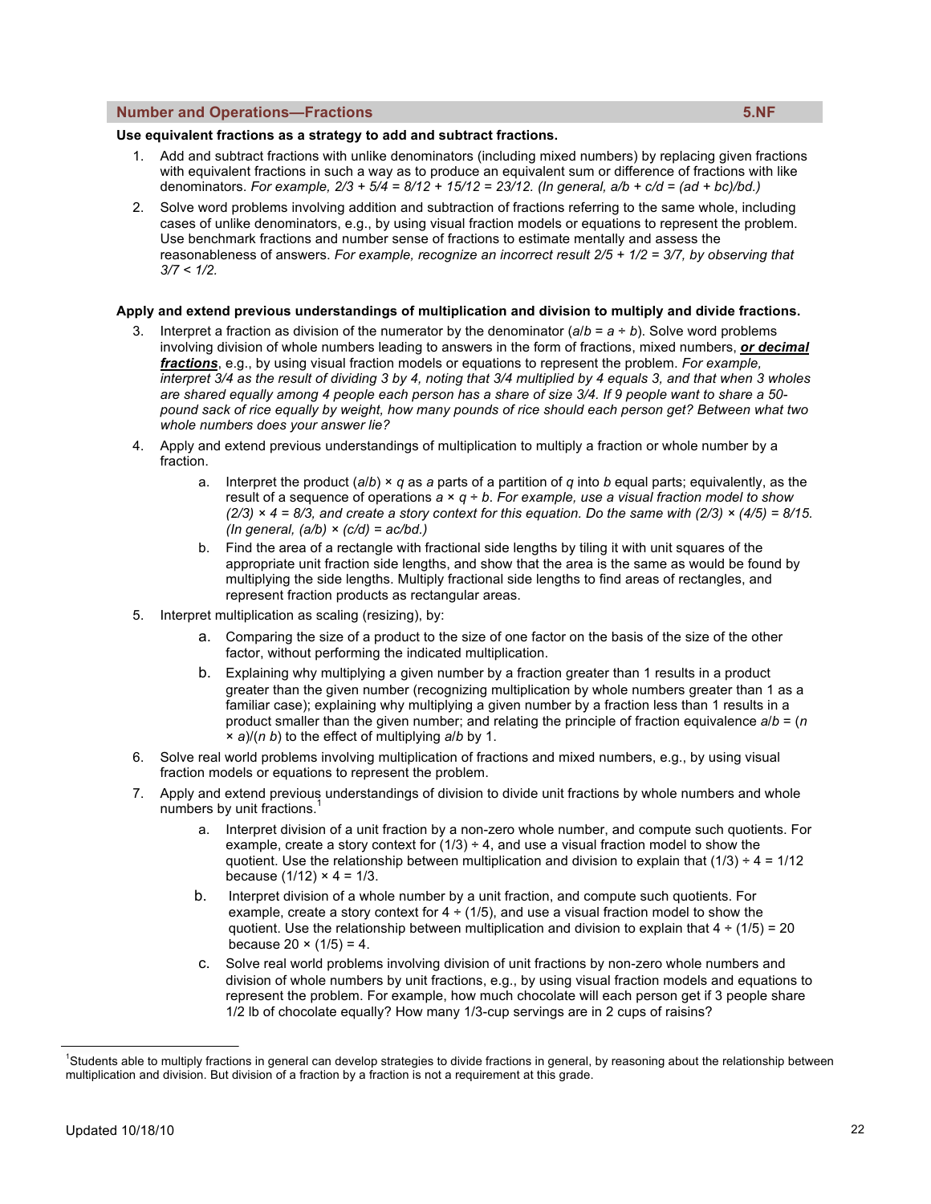## Number and Operations—Fractions 5.NF

**Use equivalent fractions as a strategy to add and subtract fractions.**

1. Add and subtract fractions with unlike denominators (including mixed numbers) by replacing given fractions with equivalent fractions in such a way as to produce an equivalent sum or difference of fractions with like denominators. *For example, $2/3 + 5/4 = 8/12 + 15/12 = 23/12$. (In general, $a/b + c/d = (ad + bc)/bd$.)*
2. Solve word problems involving addition and subtraction of fractions referring to the same whole, including cases of unlike denominators, e.g., by using visual fraction models or equations to represent the problem. Use benchmark fractions and number sense of fractions to estimate mentally and assess the reasonableness of answers. *For example, recognize an incorrect result $2/5 + 1/2 = 3/7$, by observing that $3/7 < 1/2$.*

**Apply and extend previous understandings of multiplication and division to multiply and divide fractions.**

3. Interpret a fraction as division of the numerator by the denominator ($a/b = a \div b$). Solve word problems involving division of whole numbers leading to answers in the form of fractions, mixed numbers, ***or decimal fractions***, e.g., by using visual fraction models or equations to represent the problem. *For example, interpret 3/4 as the result of dividing 3 by 4, noting that 3/4 multiplied by 4 equals 3, and that when 3 wholes are shared equally among 4 people each person has a share of size 3/4. If 9 people want to share a 50-pound sack of rice equally by weight, how many pounds of rice should each person get? Between what two whole numbers does your answer lie?*
4. Apply and extend previous understandings of multiplication to multiply a fraction or whole number by a fraction.
   a. Interpret the product $(a/b) \times q$ as $a$ parts of a partition of $q$ into $b$ equal parts; equivalently, as the result of a sequence of operations $a \times q \div b$. *For example, use a visual fraction model to show $(2/3) \times 4 = 8/3$, and create a story context for this equation. Do the same with $(2/3) \times (4/5) = 8/15$. (In general, $(a/b) \times (c/d) = ac/bd$.)*
   b. Find the area of a rectangle with fractional side lengths by tiling it with unit squares of the appropriate unit fraction side lengths, and show that the area is the same as would be found by multiplying the side lengths. Multiply fractional side lengths to find areas of rectangles, and represent fraction products as rectangular areas.
5. Interpret multiplication as scaling (resizing), by:
   a. Comparing the size of a product to the size of one factor on the basis of the size of the other factor, without performing the indicated multiplication.
   b. Explaining why multiplying a given number by a fraction greater than 1 results in a product greater than the given number (recognizing multiplication by whole numbers greater than 1 as a familiar case); explaining why multiplying a given number by a fraction less than 1 results in a product smaller than the given number; and relating the principle of fraction equivalence $a/b = (n \times a)/(n\ b)$ to the effect of multiplying $a/b$ by 1.
6. Solve real world problems involving multiplication of fractions and mixed numbers, e.g., by using visual fraction models or equations to represent the problem.
7. Apply and extend previous understandings of division to divide unit fractions by whole numbers and whole numbers by unit fractions.[1]
   a. Interpret division of a unit fraction by a non-zero whole number, and compute such quotients. For example, create a story context for $(1/3) \div 4$, and use a visual fraction model to show the quotient. Use the relationship between multiplication and division to explain that $(1/3) \div 4 = 1/12$ because $(1/12) \times 4 = 1/3$.
   b. Interpret division of a whole number by a unit fraction, and compute such quotients. For example, create a story context for $4 \div (1/5)$, and use a visual fraction model to show the quotient. Use the relationship between multiplication and division to explain that $4 \div (1/5) = 20$ because $20 \times (1/5) = 4$.
   c. Solve real world problems involving division of unit fractions by non-zero whole numbers and division of whole numbers by unit fractions, e.g., by using visual fraction models and equations to represent the problem. For example, how much chocolate will each person get if 3 people share 1/2 lb of chocolate equally? How many 1/3-cup servings are in 2 cups of raisins?

[1] Students able to multiply fractions in general can develop strategies to divide fractions in general, by reasoning about the relationship between multiplication and division. But division of a fraction by a fraction is not a requirement at this grade.

Updated 10/18/10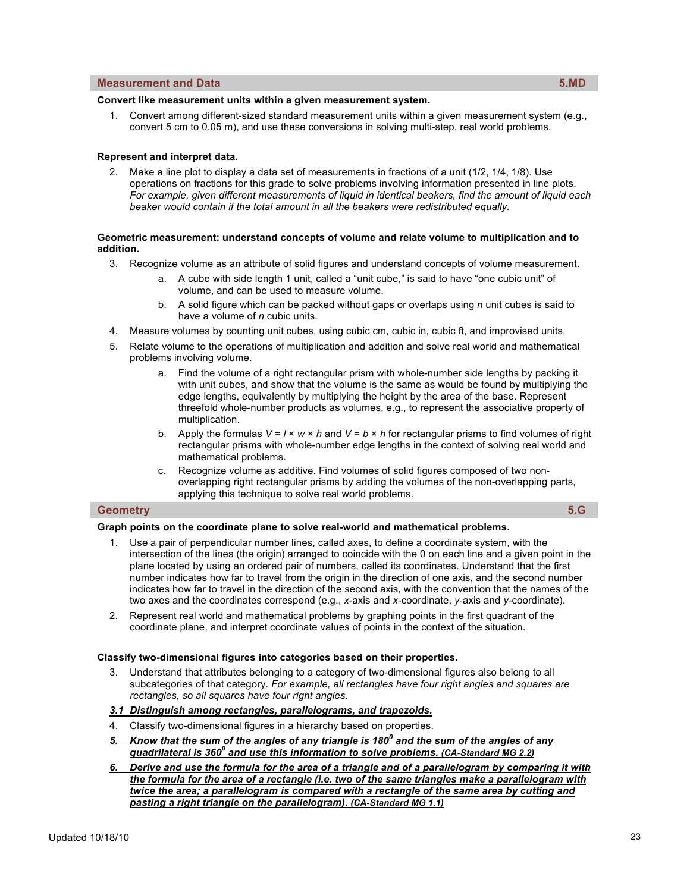## Measurement and Data 5.MD

**Convert like measurement units within a given measurement system.**

1. Convert among different-sized standard measurement units within a given measurement system (e.g., convert 5 cm to 0.05 m), and use these conversions in solving multi-step, real world problems.

**Represent and interpret data.**

2. Make a line plot to display a data set of measurements in fractions of a unit (1/2, 1/4, 1/8). Use operations on fractions for this grade to solve problems involving information presented in line plots. *For example, given different measurements of liquid in identical beakers, find the amount of liquid each beaker would contain if the total amount in all the beakers were redistributed equally.*

**Geometric measurement: understand concepts of volume and relate volume to multiplication and to addition.**

3. Recognize volume as an attribute of solid figures and understand concepts of volume measurement.
   a. A cube with side length 1 unit, called a "unit cube," is said to have "one cubic unit" of volume, and can be used to measure volume.
   b. A solid figure which can be packed without gaps or overlaps using *n* unit cubes is said to have a volume of *n* cubic units.
4. Measure volumes by counting unit cubes, using cubic cm, cubic in, cubic ft, and improvised units.
5. Relate volume to the operations of multiplication and addition and solve real world and mathematical problems involving volume.
   a. Find the volume of a right rectangular prism with whole-number side lengths by packing it with unit cubes, and show that the volume is the same as would be found by multiplying the edge lengths, equivalently by multiplying the height by the area of the base. Represent threefold whole-number products as volumes, e.g., to represent the associative property of multiplication.
   b. Apply the formulas $V = l \times w \times h$ and $V = b \times h$ for rectangular prisms to find volumes of right rectangular prisms with whole-number edge lengths in the context of solving real world and mathematical problems.
   c. Recognize volume as additive. Find volumes of solid figures composed of two non-overlapping right rectangular prisms by adding the volumes of the non-overlapping parts, applying this technique to solve real world problems.

## Geometry 5.G

**Graph points on the coordinate plane to solve real-world and mathematical problems.**

1. Use a pair of perpendicular number lines, called axes, to define a coordinate system, with the intersection of the lines (the origin) arranged to coincide with the 0 on each line and a given point in the plane located by using an ordered pair of numbers, called its coordinates. Understand that the first number indicates how far to travel from the origin in the direction of one axis, and the second number indicates how far to travel in the direction of the second axis, with the convention that the names of the two axes and the coordinates correspond (e.g., *x*-axis and *x*-coordinate, *y*-axis and *y*-coordinate).
2. Represent real world and mathematical problems by graphing points in the first quadrant of the coordinate plane, and interpret coordinate values of points in the context of the situation.

**Classify two-dimensional figures into categories based on their properties.**

3. Understand that attributes belonging to a category of two-dimensional figures also belong to all subcategories of that category. *For example, all rectangles have four right angles and squares are rectangles, so all squares have four right angles.*

***3.1 Distinguish among rectangles, parallelograms, and trapezoids.***

4. Classify two-dimensional figures in a hierarchy based on properties.

***5. Know that the sum of the angles of any triangle is $180^0$ and the sum of the angles of any quadrilateral is $360^0$ and use this information to solve problems. (CA-Standard MG 2.2)***

***6. Derive and use the formula for the area of a triangle and of a parallelogram by comparing it with the formula for the area of a rectangle (i.e. two of the same triangles make a parallelogram with twice the area; a parallelogram is compared with a rectangle of the same area by cutting and pasting a right triangle on the parallelogram). (CA-Standard MG 1.1)***

Updated 10/18/10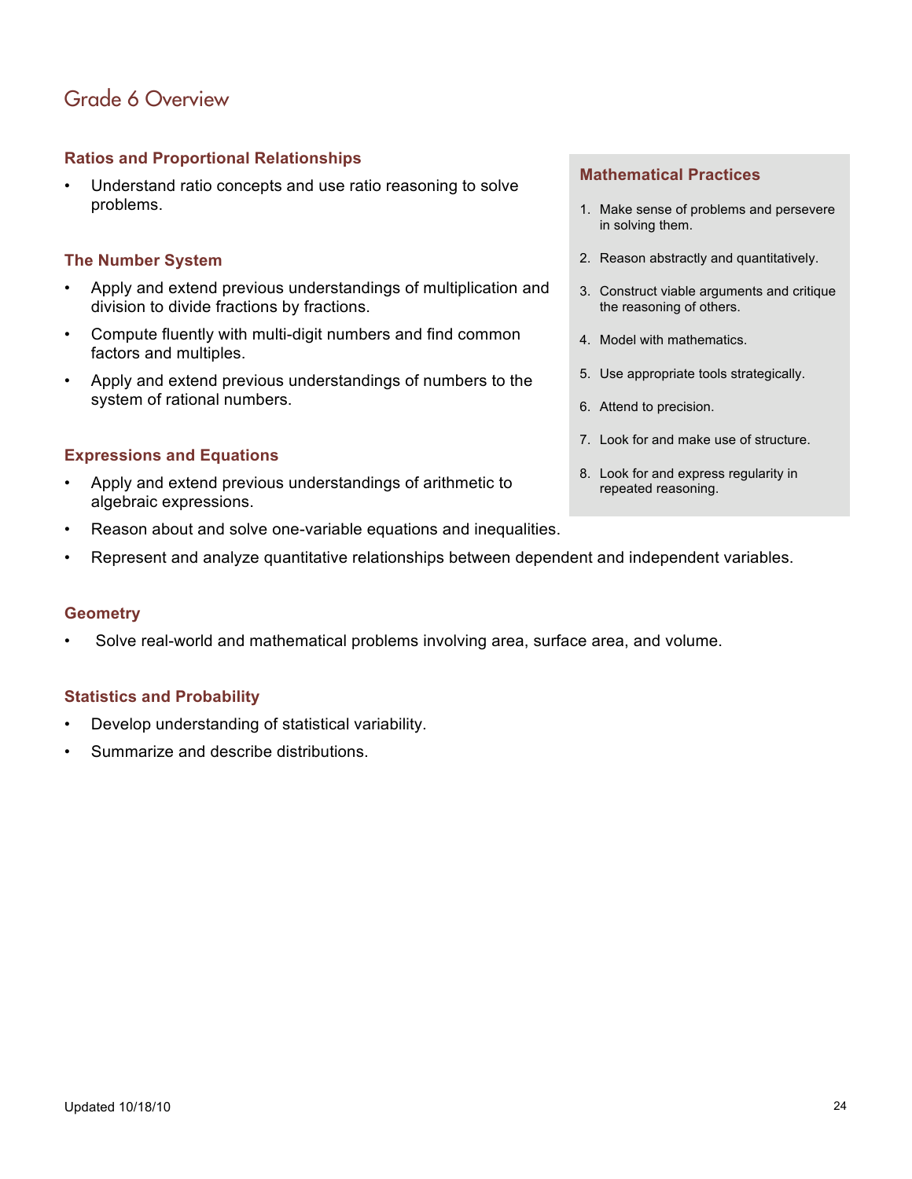# Grade 6 Overview

### Ratios and Proportional Relationships

- Understand ratio concepts and use ratio reasoning to solve problems.

### The Number System

- Apply and extend previous understandings of multiplication and division to divide fractions by fractions.
- Compute fluently with multi-digit numbers and find common factors and multiples.
- Apply and extend previous understandings of numbers to the system of rational numbers.

### Expressions and Equations

- Apply and extend previous understandings of arithmetic to algebraic expressions.
- Reason about and solve one-variable equations and inequalities.
- Represent and analyze quantitative relationships between dependent and independent variables.

### Geometry

- Solve real-world and mathematical problems involving area, surface area, and volume.

### Statistics and Probability

- Develop understanding of statistical variability.
- Summarize and describe distributions.

### Mathematical Practices

1. Make sense of problems and persevere in solving them.
2. Reason abstractly and quantitatively.
3. Construct viable arguments and critique the reasoning of others.
4. Model with mathematics.
5. Use appropriate tools strategically.
6. Attend to precision.
7. Look for and make use of structure.
8. Look for and express regularity in repeated reasoning.

Updated 10/18/10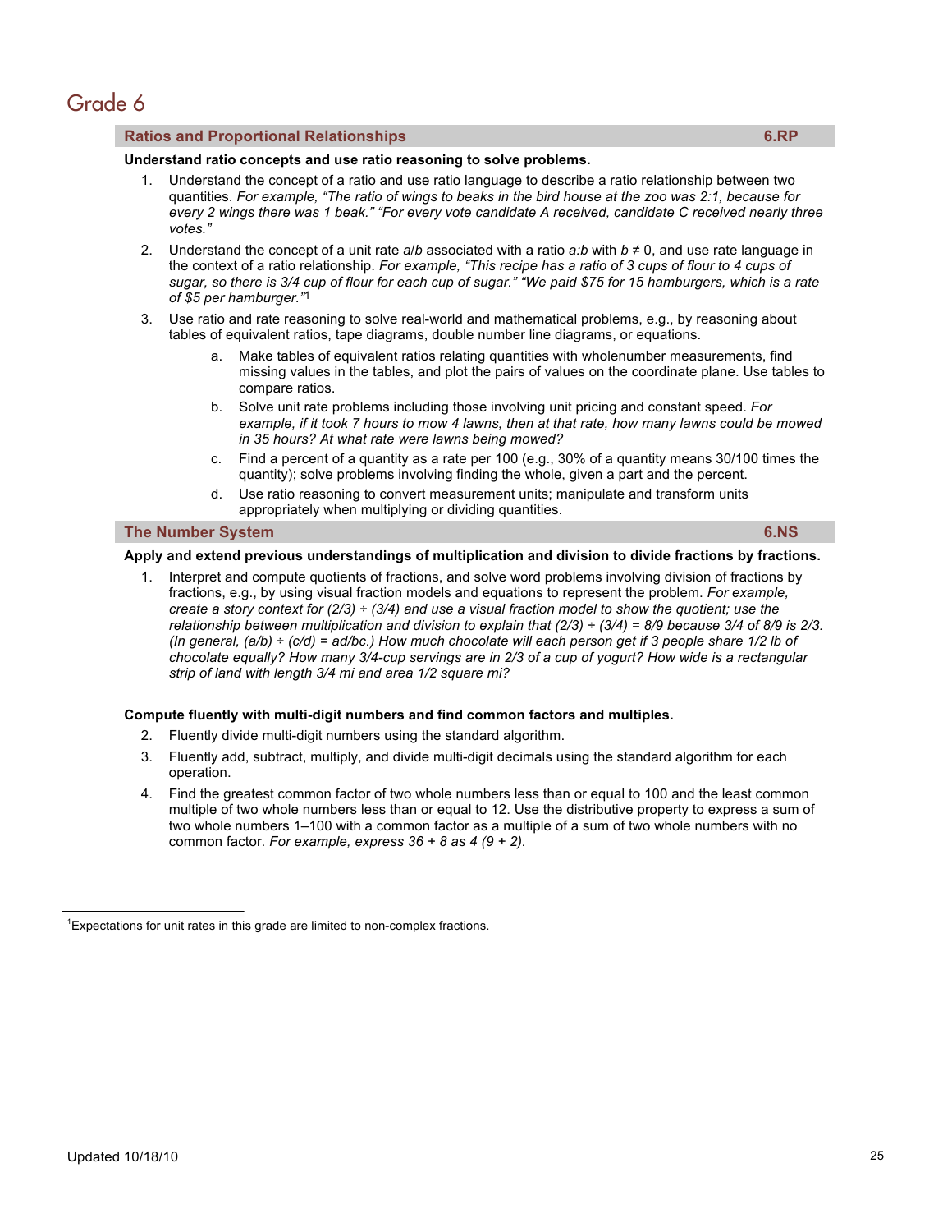# Grade 6

## Ratios and Proportional Relationships — 6.RP

**Understand ratio concepts and use ratio reasoning to solve problems.**

1. Understand the concept of a ratio and use ratio language to describe a ratio relationship between two quantities. *For example, "The ratio of wings to beaks in the bird house at the zoo was 2:1, because for every 2 wings there was 1 beak." "For every vote candidate A received, candidate C received nearly three votes."*
2. Understand the concept of a unit rate $a/b$ associated with a ratio $a:b$ with $b \neq 0$, and use rate language in the context of a ratio relationship. *For example, "This recipe has a ratio of 3 cups of flour to 4 cups of sugar, so there is 3/4 cup of flour for each cup of sugar." "We paid $75 for 15 hamburgers, which is a rate of $5 per hamburger."*[1]
3. Use ratio and rate reasoning to solve real-world and mathematical problems, e.g., by reasoning about tables of equivalent ratios, tape diagrams, double number line diagrams, or equations.
   a. Make tables of equivalent ratios relating quantities with wholenumber measurements, find missing values in the tables, and plot the pairs of values on the coordinate plane. Use tables to compare ratios.
   b. Solve unit rate problems including those involving unit pricing and constant speed. *For example, if it took 7 hours to mow 4 lawns, then at that rate, how many lawns could be mowed in 35 hours? At what rate were lawns being mowed?*
   c. Find a percent of a quantity as a rate per 100 (e.g., 30% of a quantity means 30/100 times the quantity); solve problems involving finding the whole, given a part and the percent.
   d. Use ratio reasoning to convert measurement units; manipulate and transform units appropriately when multiplying or dividing quantities.

## The Number System — 6.NS

**Apply and extend previous understandings of multiplication and division to divide fractions by fractions.**

1. Interpret and compute quotients of fractions, and solve word problems involving division of fractions by fractions, e.g., by using visual fraction models and equations to represent the problem. *For example, create a story context for $(2/3) \div (3/4)$ and use a visual fraction model to show the quotient; use the relationship between multiplication and division to explain that $(2/3) \div (3/4) = 8/9$ because $3/4$ of $8/9$ is $2/3$. (In general, $(a/b) \div (c/d) = ad/bc$.) How much chocolate will each person get if 3 people share 1/2 lb of chocolate equally? How many 3/4-cup servings are in 2/3 of a cup of yogurt? How wide is a rectangular strip of land with length 3/4 mi and area 1/2 square mi?*

**Compute fluently with multi-digit numbers and find common factors and multiples.**

2. Fluently divide multi-digit numbers using the standard algorithm.
3. Fluently add, subtract, multiply, and divide multi-digit decimals using the standard algorithm for each operation.
4. Find the greatest common factor of two whole numbers less than or equal to 100 and the least common multiple of two whole numbers less than or equal to 12. Use the distributive property to express a sum of two whole numbers 1–100 with a common factor as a multiple of a sum of two whole numbers with no common factor. *For example, express $36 + 8$ as $4 (9 + 2)$.*

---

[1] Expectations for unit rates in this grade are limited to non-complex fractions.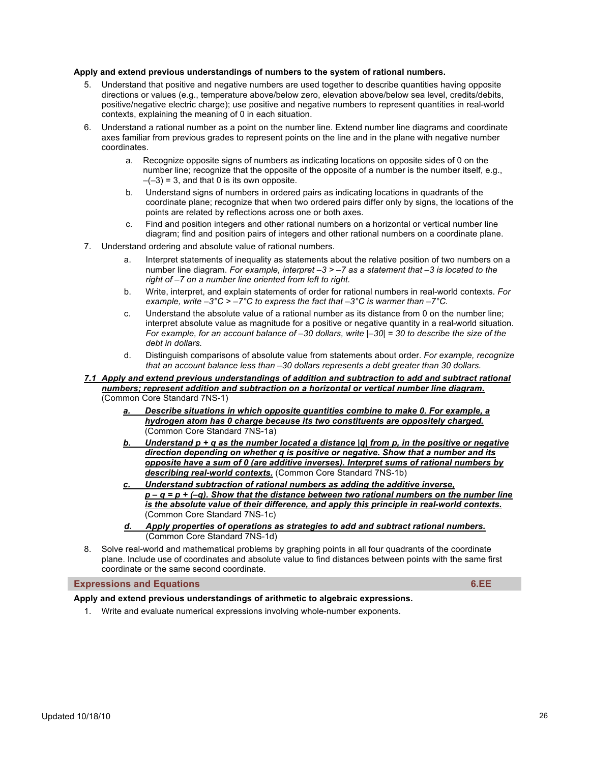**Apply and extend previous understandings of numbers to the system of rational numbers.**

5. Understand that positive and negative numbers are used together to describe quantities having opposite directions or values (e.g., temperature above/below zero, elevation above/below sea level, credits/debits, positive/negative electric charge); use positive and negative numbers to represent quantities in real-world contexts, explaining the meaning of 0 in each situation.
6. Understand a rational number as a point on the number line. Extend number line diagrams and coordinate axes familiar from previous grades to represent points on the line and in the plane with negative number coordinates.
   a. Recognize opposite signs of numbers as indicating locations on opposite sides of 0 on the number line; recognize that the opposite of the opposite of a number is the number itself, e.g., $-(-3) = 3$, and that 0 is its own opposite.
   b. Understand signs of numbers in ordered pairs as indicating locations in quadrants of the coordinate plane; recognize that when two ordered pairs differ only by signs, the locations of the points are related by reflections across one or both axes.
   c. Find and position integers and other rational numbers on a horizontal or vertical number line diagram; find and position pairs of integers and other rational numbers on a coordinate plane.
7. Understand ordering and absolute value of rational numbers.
   a. Interpret statements of inequality as statements about the relative position of two numbers on a number line diagram. *For example, interpret $-3 > -7$ as a statement that $-3$ is located to the right of $-7$ on a number line oriented from left to right.*
   b. Write, interpret, and explain statements of order for rational numbers in real-world contexts. *For example, write $-3°C > -7°C$ to express the fact that $-3°C$ is warmer than $-7°C$.*
   c. Understand the absolute value of a rational number as its distance from 0 on the number line; interpret absolute value as magnitude for a positive or negative quantity in a real-world situation. *For example, for an account balance of $-30$ dollars, write $|-30| = 30$ to describe the size of the debt in dollars.*
   d. Distinguish comparisons of absolute value from statements about order. *For example, recognize that an account balance less than $-30$ dollars represents a debt greater than 30 dollars.*

***<u>7.1 Apply and extend previous understandings of addition and subtraction to add and subtract rational numbers; represent addition and subtraction on a horizontal or vertical number line diagram.</u>*** (Common Core Standard 7NS-1)

   ***<u>a. Describe situations in which opposite quantities combine to make 0. For example, a hydrogen atom has 0 charge because its two constituents are oppositely charged.</u>*** (Common Core Standard 7NS-1a)
   ***<u>b. Understand $p + q$ as the number located a distance $|q|$ from $p$, in the positive or negative direction depending on whether $q$ is positive or negative. Show that a number and its opposite have a sum of 0 (are additive inverses). Interpret sums of rational numbers by describing real-world contexts.</u>*** (Common Core Standard 7NS-1b)
   ***<u>c. Understand subtraction of rational numbers as adding the additive inverse, $p - q = p + (-q)$. Show that the distance between two rational numbers on the number line is the absolute value of their difference, and apply this principle in real-world contexts.</u>*** (Common Core Standard 7NS-1c)
   ***<u>d. Apply properties of operations as strategies to add and subtract rational numbers.</u>*** (Common Core Standard 7NS-1d)

8. Solve real-world and mathematical problems by graphing points in all four quadrants of the coordinate plane. Include use of coordinates and absolute value to find distances between points with the same first coordinate or the same second coordinate.

## Expressions and Equations — 6.EE

**Apply and extend previous understandings of arithmetic to algebraic expressions.**

1. Write and evaluate numerical expressions involving whole-number exponents.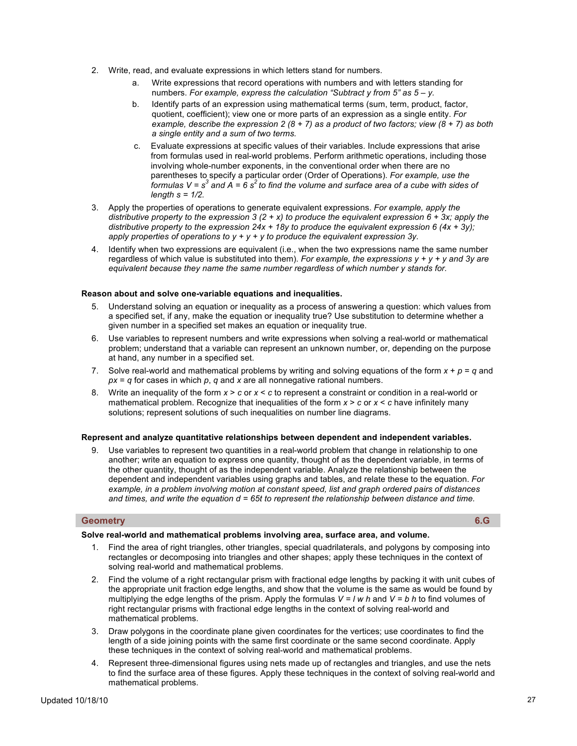2. Write, read, and evaluate expressions in which letters stand for numbers.
    a. Write expressions that record operations with numbers and with letters standing for numbers. *For example, express the calculation "Subtract y from 5" as $5 - y$.*
    b. Identify parts of an expression using mathematical terms (sum, term, product, factor, quotient, coefficient); view one or more parts of an expression as a single entity. *For example, describe the expression $2 (8 + 7)$ as a product of two factors; view $(8 + 7)$ as both a single entity and a sum of two terms.*
    c. Evaluate expressions at specific values of their variables. Include expressions that arise from formulas used in real-world problems. Perform arithmetic operations, including those involving whole-number exponents, in the conventional order when there are no parentheses to specify a particular order (Order of Operations). *For example, use the formulas $V = s^3$ and $A = 6 s^2$ to find the volume and surface area of a cube with sides of length $s = 1/2$.*
3. Apply the properties of operations to generate equivalent expressions. *For example, apply the distributive property to the expression $3 (2 + x)$ to produce the equivalent expression $6 + 3x$; apply the distributive property to the expression $24x + 18y$ to produce the equivalent expression $6 (4x + 3y)$; apply properties of operations to $y + y + y$ to produce the equivalent expression $3y$.*
4. Identify when two expressions are equivalent (i.e., when the two expressions name the same number regardless of which value is substituted into them). *For example, the expressions $y + y + y$ and $3y$ are equivalent because they name the same number regardless of which number y stands for.*

**Reason about and solve one-variable equations and inequalities.**

5. Understand solving an equation or inequality as a process of answering a question: which values from a specified set, if any, make the equation or inequality true? Use substitution to determine whether a given number in a specified set makes an equation or inequality true.
6. Use variables to represent numbers and write expressions when solving a real-world or mathematical problem; understand that a variable can represent an unknown number, or, depending on the purpose at hand, any number in a specified set.
7. Solve real-world and mathematical problems by writing and solving equations of the form $x + p = q$ and $px = q$ for cases in which $p$, $q$ and $x$ are all nonnegative rational numbers.
8. Write an inequality of the form $x > c$ or $x < c$ to represent a constraint or condition in a real-world or mathematical problem. Recognize that inequalities of the form $x > c$ or $x < c$ have infinitely many solutions; represent solutions of such inequalities on number line diagrams.

**Represent and analyze quantitative relationships between dependent and independent variables.**

9. Use variables to represent two quantities in a real-world problem that change in relationship to one another; write an equation to express one quantity, thought of as the dependent variable, in terms of the other quantity, thought of as the independent variable. Analyze the relationship between the dependent and independent variables using graphs and tables, and relate these to the equation. *For example, in a problem involving motion at constant speed, list and graph ordered pairs of distances and times, and write the equation $d = 65t$ to represent the relationship between distance and time.*

## Geometry — 6.G

**Solve real-world and mathematical problems involving area, surface area, and volume.**

1. Find the area of right triangles, other triangles, special quadrilaterals, and polygons by composing into rectangles or decomposing into triangles and other shapes; apply these techniques in the context of solving real-world and mathematical problems.
2. Find the volume of a right rectangular prism with fractional edge lengths by packing it with unit cubes of the appropriate unit fraction edge lengths, and show that the volume is the same as would be found by multiplying the edge lengths of the prism. Apply the formulas $V = l\ w\ h$ and $V = b\ h$ to find volumes of right rectangular prisms with fractional edge lengths in the context of solving real-world and mathematical problems.
3. Draw polygons in the coordinate plane given coordinates for the vertices; use coordinates to find the length of a side joining points with the same first coordinate or the same second coordinate. Apply these techniques in the context of solving real-world and mathematical problems.
4. Represent three-dimensional figures using nets made up of rectangles and triangles, and use the nets to find the surface area of these figures. Apply these techniques in the context of solving real-world and mathematical problems.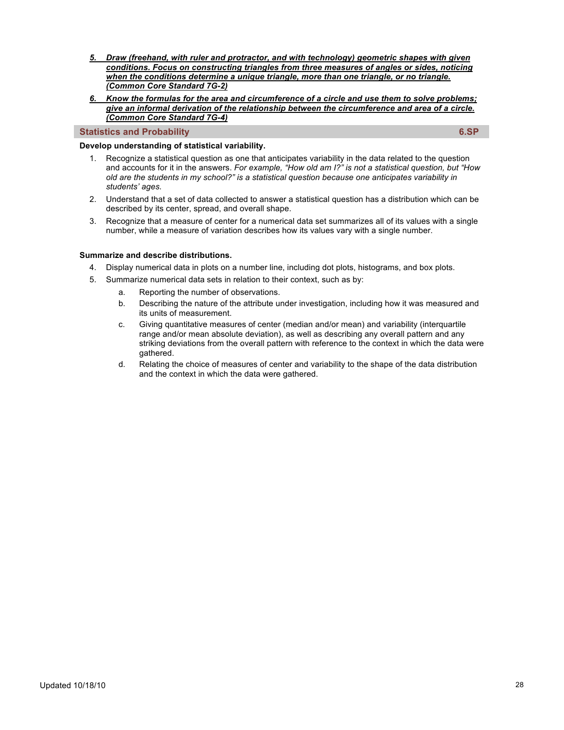5. ***Draw (freehand, with ruler and protractor, and with technology) geometric shapes with given conditions. Focus on constructing triangles from three measures of angles or sides, noticing when the conditions determine a unique triangle, more than one triangle, or no triangle. (Common Core Standard 7G-2)***

6. ***Know the formulas for the area and circumference of a circle and use them to solve problems; give an informal derivation of the relationship between the circumference and area of a circle. (Common Core Standard 7G-4)***

## Statistics and Probability — 6.SP

**Develop understanding of statistical variability.**

1. Recognize a statistical question as one that anticipates variability in the data related to the question and accounts for it in the answers. *For example, "How old am I?" is not a statistical question, but "How old are the students in my school?" is a statistical question because one anticipates variability in students' ages.*
2. Understand that a set of data collected to answer a statistical question has a distribution which can be described by its center, spread, and overall shape.
3. Recognize that a measure of center for a numerical data set summarizes all of its values with a single number, while a measure of variation describes how its values vary with a single number.

**Summarize and describe distributions.**

4. Display numerical data in plots on a number line, including dot plots, histograms, and box plots.
5. Summarize numerical data sets in relation to their context, such as by:
    a. Reporting the number of observations.
    b. Describing the nature of the attribute under investigation, including how it was measured and its units of measurement.
    c. Giving quantitative measures of center (median and/or mean) and variability (interquartile range and/or mean absolute deviation), as well as describing any overall pattern and any striking deviations from the overall pattern with reference to the context in which the data were gathered.
    d. Relating the choice of measures of center and variability to the shape of the data distribution and the context in which the data were gathered.

Updated 10/18/10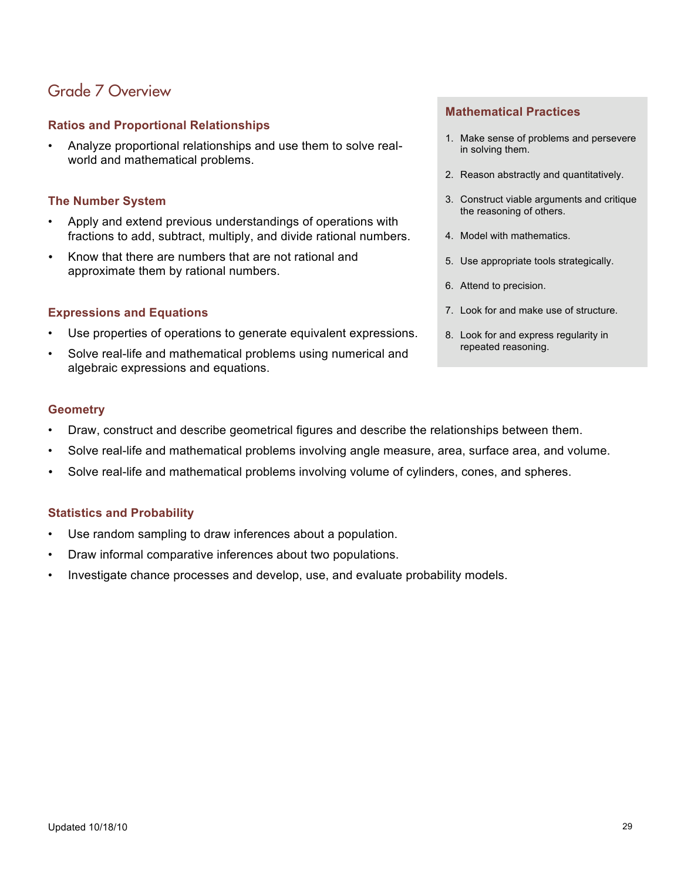# Grade 7 Overview

### Ratios and Proportional Relationships

- Analyze proportional relationships and use them to solve real-world and mathematical problems.

### The Number System

- Apply and extend previous understandings of operations with fractions to add, subtract, multiply, and divide rational numbers.
- Know that there are numbers that are not rational and approximate them by rational numbers.

### Expressions and Equations

- Use properties of operations to generate equivalent expressions.
- Solve real-life and mathematical problems using numerical and algebraic expressions and equations.

### Geometry

- Draw, construct and describe geometrical figures and describe the relationships between them.
- Solve real-life and mathematical problems involving angle measure, area, surface area, and volume.
- Solve real-life and mathematical problems involving volume of cylinders, cones, and spheres.

### Statistics and Probability

- Use random sampling to draw inferences about a population.
- Draw informal comparative inferences about two populations.
- Investigate chance processes and develop, use, and evaluate probability models.

### Mathematical Practices

1. Make sense of problems and persevere in solving them.
2. Reason abstractly and quantitatively.
3. Construct viable arguments and critique the reasoning of others.
4. Model with mathematics.
5. Use appropriate tools strategically.
6. Attend to precision.
7. Look for and make use of structure.
8. Look for and express regularity in repeated reasoning.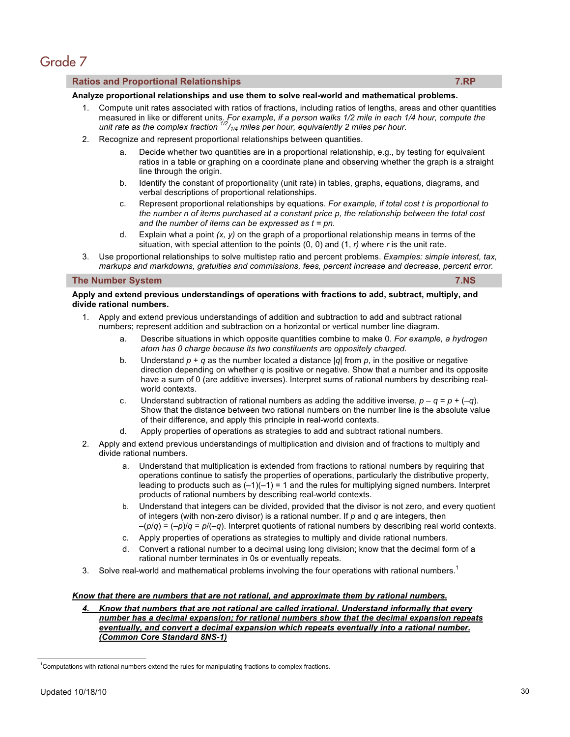# Grade 7

## Ratios and Proportional Relationships 7.RP

**Analyze proportional relationships and use them to solve real-world and mathematical problems.**

1. Compute unit rates associated with ratios of fractions, including ratios of lengths, areas and other quantities measured in like or different units. *For example, if a person walks 1/2 mile in each 1/4 hour, compute the unit rate as the complex fraction $^{1/2}/_{1/4}$ miles per hour, equivalently 2 miles per hour.*
2. Recognize and represent proportional relationships between quantities.
   a. Decide whether two quantities are in a proportional relationship, e.g., by testing for equivalent ratios in a table or graphing on a coordinate plane and observing whether the graph is a straight line through the origin.
   b. Identify the constant of proportionality (unit rate) in tables, graphs, equations, diagrams, and verbal descriptions of proportional relationships.
   c. Represent proportional relationships by equations. *For example, if total cost $t$ is proportional to the number $n$ of items purchased at a constant price $p$, the relationship between the total cost and the number of items can be expressed as $t = pn$.*
   d. Explain what a point $(x, y)$ on the graph of a proportional relationship means in terms of the situation, with special attention to the points (0, 0) and $(1, r)$ where $r$ is the unit rate.
3. Use proportional relationships to solve multistep ratio and percent problems. *Examples: simple interest, tax, markups and markdowns, gratuities and commissions, fees, percent increase and decrease, percent error.*

## The Number System 7.NS

**Apply and extend previous understandings of operations with fractions to add, subtract, multiply, and divide rational numbers.**

1. Apply and extend previous understandings of addition and subtraction to add and subtract rational numbers; represent addition and subtraction on a horizontal or vertical number line diagram.
   a. Describe situations in which opposite quantities combine to make 0. *For example, a hydrogen atom has 0 charge because its two constituents are oppositely charged.*
   b. Understand $p + q$ as the number located a distance $|q|$ from $p$, in the positive or negative direction depending on whether $q$ is positive or negative. Show that a number and its opposite have a sum of 0 (are additive inverses). Interpret sums of rational numbers by describing real-world contexts.
   c. Understand subtraction of rational numbers as adding the additive inverse, $p – q = p + (–q)$. Show that the distance between two rational numbers on the number line is the absolute value of their difference, and apply this principle in real-world contexts.
   d. Apply properties of operations as strategies to add and subtract rational numbers.
2. Apply and extend previous understandings of multiplication and division and of fractions to multiply and divide rational numbers.
   a. Understand that multiplication is extended from fractions to rational numbers by requiring that operations continue to satisfy the properties of operations, particularly the distributive property, leading to products such as $(–1)(–1) = 1$ and the rules for multiplying signed numbers. Interpret products of rational numbers by describing real-world contexts.
   b. Understand that integers can be divided, provided that the divisor is not zero, and every quotient of integers (with non-zero divisor) is a rational number. If $p$ and $q$ are integers, then $–(p/q) = (–p)/q = p/(–q)$. Interpret quotients of rational numbers by describing real world contexts.
   c. Apply properties of operations as strategies to multiply and divide rational numbers.
   d. Convert a rational number to a decimal using long division; know that the decimal form of a rational number terminates in 0s or eventually repeats.
3. Solve real-world and mathematical problems involving the four operations with rational numbers.[1]

***Know that there are numbers that are not rational, and approximate them by rational numbers.***

4. ***Know that numbers that are not rational are called irrational. Understand informally that every number has a decimal expansion; for rational numbers show that the decimal expansion repeats eventually, and convert a decimal expansion which repeats eventually into a rational number. (Common Core Standard 8NS-1)***

---

[1] Computations with rational numbers extend the rules for manipulating fractions to complex fractions.

Updated 10/18/10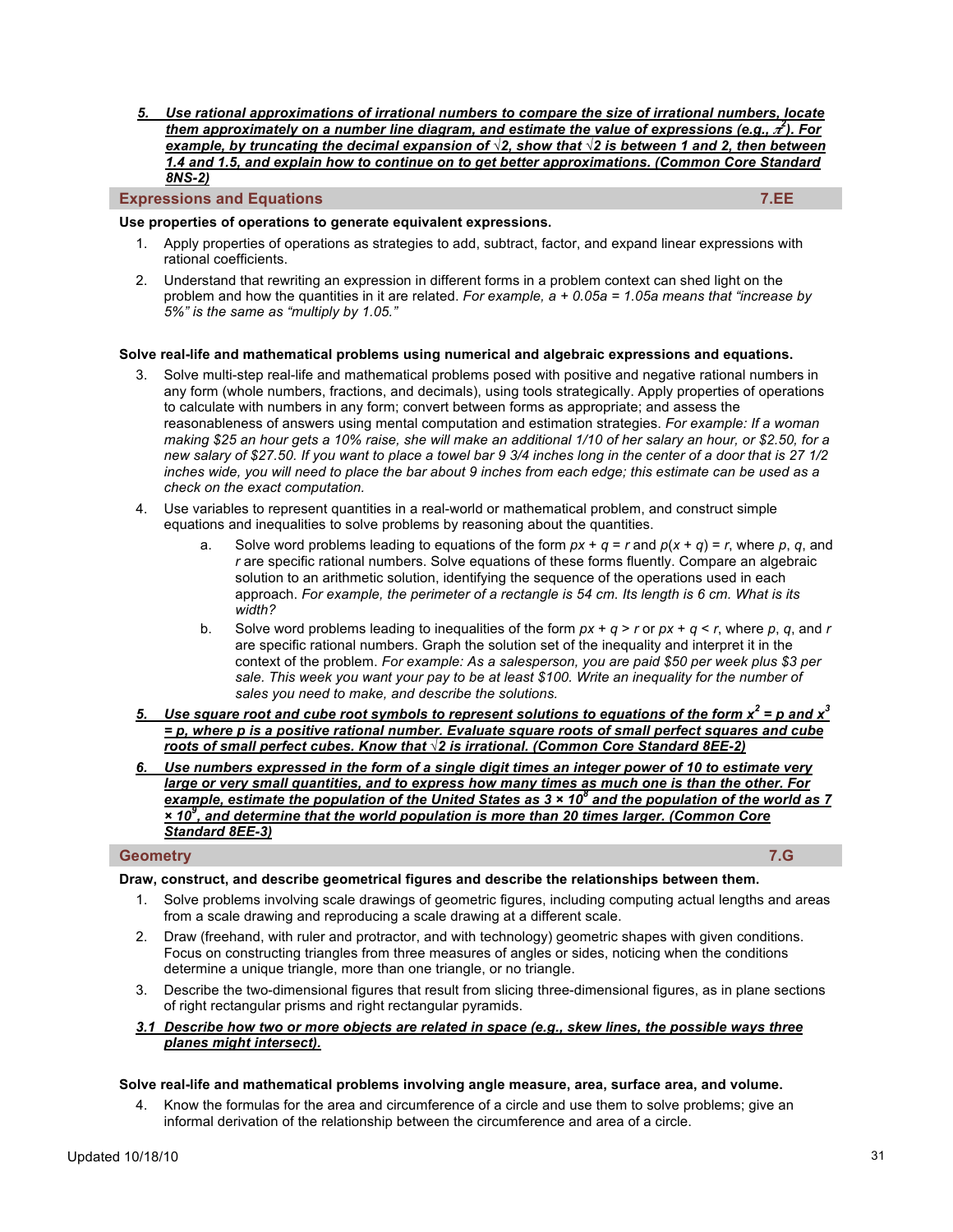*__5. Use rational approximations of irrational numbers to compare the size of irrational numbers, locate them approximately on a number line diagram, and estimate the value of expressions (e.g., $\pi^2$). For example, by truncating the decimal expansion of $\sqrt{2}$, show that $\sqrt{2}$ is between 1 and 2, then between 1.4 and 1.5, and explain how to continue on to get better approximations. (Common Core Standard 8NS-2)__*

## Expressions and Equations — 7.EE

**Use properties of operations to generate equivalent expressions.**

1. Apply properties of operations as strategies to add, subtract, factor, and expand linear expressions with rational coefficients.
2. Understand that rewriting an expression in different forms in a problem context can shed light on the problem and how the quantities in it are related. *For example, $a + 0.05a = 1.05a$ means that "increase by 5%" is the same as "multiply by 1.05."*

**Solve real-life and mathematical problems using numerical and algebraic expressions and equations.**

3. Solve multi-step real-life and mathematical problems posed with positive and negative rational numbers in any form (whole numbers, fractions, and decimals), using tools strategically. Apply properties of operations to calculate with numbers in any form; convert between forms as appropriate; and assess the reasonableness of answers using mental computation and estimation strategies. *For example: If a woman making $25 an hour gets a 10% raise, she will make an additional 1/10 of her salary an hour, or $2.50, for a new salary of $27.50. If you want to place a towel bar 9 3/4 inches long in the center of a door that is 27 1/2 inches wide, you will need to place the bar about 9 inches from each edge; this estimate can be used as a check on the exact computation.*
4. Use variables to represent quantities in a real-world or mathematical problem, and construct simple equations and inequalities to solve problems by reasoning about the quantities.
   a. Solve word problems leading to equations of the form $px + q = r$ and $p(x + q) = r$, where $p$, $q$, and $r$ are specific rational numbers. Solve equations of these forms fluently. Compare an algebraic solution to an arithmetic solution, identifying the sequence of the operations used in each approach. *For example, the perimeter of a rectangle is 54 cm. Its length is 6 cm. What is its width?*
   b. Solve word problems leading to inequalities of the form $px + q > r$ or $px + q < r$, where $p$, $q$, and $r$ are specific rational numbers. Graph the solution set of the inequality and interpret it in the context of the problem. *For example: As a salesperson, you are paid $50 per week plus $3 per sale. This week you want your pay to be at least $100. Write an inequality for the number of sales you need to make, and describe the solutions.*

*__5. Use square root and cube root symbols to represent solutions to equations of the form $x^2 = p$ and $x^3 = p$, where $p$ is a positive rational number. Evaluate square roots of small perfect squares and cube roots of small perfect cubes. Know that $\sqrt{2}$ is irrational. (Common Core Standard 8EE-2)__*

*__6. Use numbers expressed in the form of a single digit times an integer power of 10 to estimate very large or very small quantities, and to express how many times as much one is than the other. For example, estimate the population of the United States as $3 \times 10^8$ and the population of the world as $7 \times 10^9$, and determine that the world population is more than 20 times larger. (Common Core Standard 8EE-3)__*

## Geometry — 7.G

**Draw, construct, and describe geometrical figures and describe the relationships between them.**

1. Solve problems involving scale drawings of geometric figures, including computing actual lengths and areas from a scale drawing and reproducing a scale drawing at a different scale.
2. Draw (freehand, with ruler and protractor, and with technology) geometric shapes with given conditions. Focus on constructing triangles from three measures of angles or sides, noticing when the conditions determine a unique triangle, more than one triangle, or no triangle.
3. Describe the two-dimensional figures that result from slicing three-dimensional figures, as in plane sections of right rectangular prisms and right rectangular pyramids.

*__3.1 Describe how two or more objects are related in space (e.g., skew lines, the possible ways three planes might intersect).__*

**Solve real-life and mathematical problems involving angle measure, area, surface area, and volume.**

4. Know the formulas for the area and circumference of a circle and use them to solve problems; give an informal derivation of the relationship between the circumference and area of a circle.

Updated 10/18/10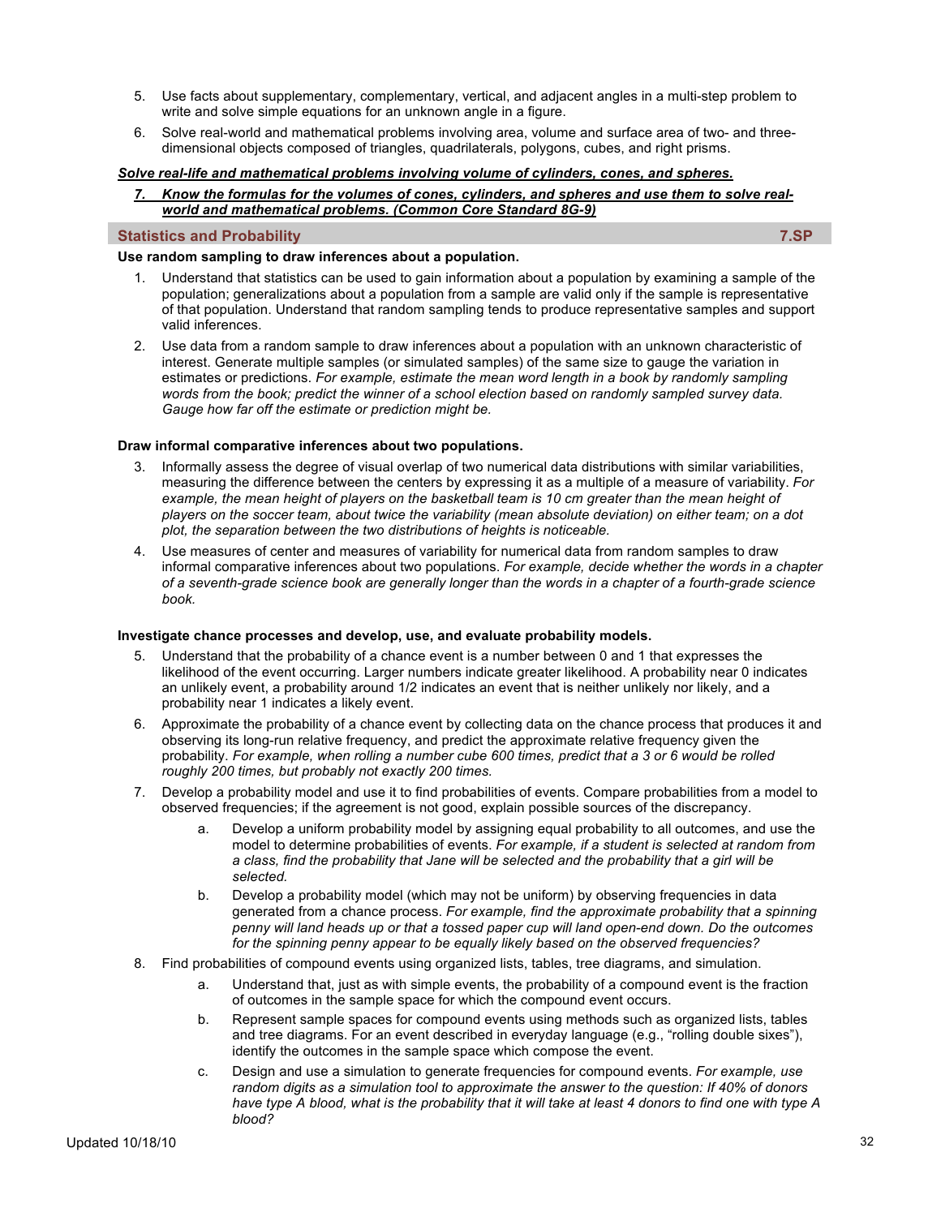5. Use facts about supplementary, complementary, vertical, and adjacent angles in a multi-step problem to write and solve simple equations for an unknown angle in a figure.
6. Solve real-world and mathematical problems involving area, volume and surface area of two- and three-dimensional objects composed of triangles, quadrilaterals, polygons, cubes, and right prisms.

***Solve real-life and mathematical problems involving volume of cylinders, cones, and spheres.***

7. ***Know the formulas for the volumes of cones, cylinders, and spheres and use them to solve real-world and mathematical problems. (Common Core Standard 8G-9)***

## Statistics and Probability 7.SP

**Use random sampling to draw inferences about a population.**

1. Understand that statistics can be used to gain information about a population by examining a sample of the population; generalizations about a population from a sample are valid only if the sample is representative of that population. Understand that random sampling tends to produce representative samples and support valid inferences.
2. Use data from a random sample to draw inferences about a population with an unknown characteristic of interest. Generate multiple samples (or simulated samples) of the same size to gauge the variation in estimates or predictions. *For example, estimate the mean word length in a book by randomly sampling words from the book; predict the winner of a school election based on randomly sampled survey data. Gauge how far off the estimate or prediction might be.*

**Draw informal comparative inferences about two populations.**

3. Informally assess the degree of visual overlap of two numerical data distributions with similar variabilities, measuring the difference between the centers by expressing it as a multiple of a measure of variability. *For example, the mean height of players on the basketball team is 10 cm greater than the mean height of players on the soccer team, about twice the variability (mean absolute deviation) on either team; on a dot plot, the separation between the two distributions of heights is noticeable.*
4. Use measures of center and measures of variability for numerical data from random samples to draw informal comparative inferences about two populations. *For example, decide whether the words in a chapter of a seventh-grade science book are generally longer than the words in a chapter of a fourth-grade science book.*

**Investigate chance processes and develop, use, and evaluate probability models.**

5. Understand that the probability of a chance event is a number between 0 and 1 that expresses the likelihood of the event occurring. Larger numbers indicate greater likelihood. A probability near 0 indicates an unlikely event, a probability around 1/2 indicates an event that is neither unlikely nor likely, and a probability near 1 indicates a likely event.
6. Approximate the probability of a chance event by collecting data on the chance process that produces it and observing its long-run relative frequency, and predict the approximate relative frequency given the probability. *For example, when rolling a number cube 600 times, predict that a 3 or 6 would be rolled roughly 200 times, but probably not exactly 200 times.*
7. Develop a probability model and use it to find probabilities of events. Compare probabilities from a model to observed frequencies; if the agreement is not good, explain possible sources of the discrepancy.
    a. Develop a uniform probability model by assigning equal probability to all outcomes, and use the model to determine probabilities of events. *For example, if a student is selected at random from a class, find the probability that Jane will be selected and the probability that a girl will be selected.*
    b. Develop a probability model (which may not be uniform) by observing frequencies in data generated from a chance process. *For example, find the approximate probability that a spinning penny will land heads up or that a tossed paper cup will land open-end down. Do the outcomes for the spinning penny appear to be equally likely based on the observed frequencies?*
8. Find probabilities of compound events using organized lists, tables, tree diagrams, and simulation.
    a. Understand that, just as with simple events, the probability of a compound event is the fraction of outcomes in the sample space for which the compound event occurs.
    b. Represent sample spaces for compound events using methods such as organized lists, tables and tree diagrams. For an event described in everyday language (e.g., "rolling double sixes"), identify the outcomes in the sample space which compose the event.
    c. Design and use a simulation to generate frequencies for compound events. *For example, use random digits as a simulation tool to approximate the answer to the question: If 40% of donors have type A blood, what is the probability that it will take at least 4 donors to find one with type A blood?*

Updated 10/18/10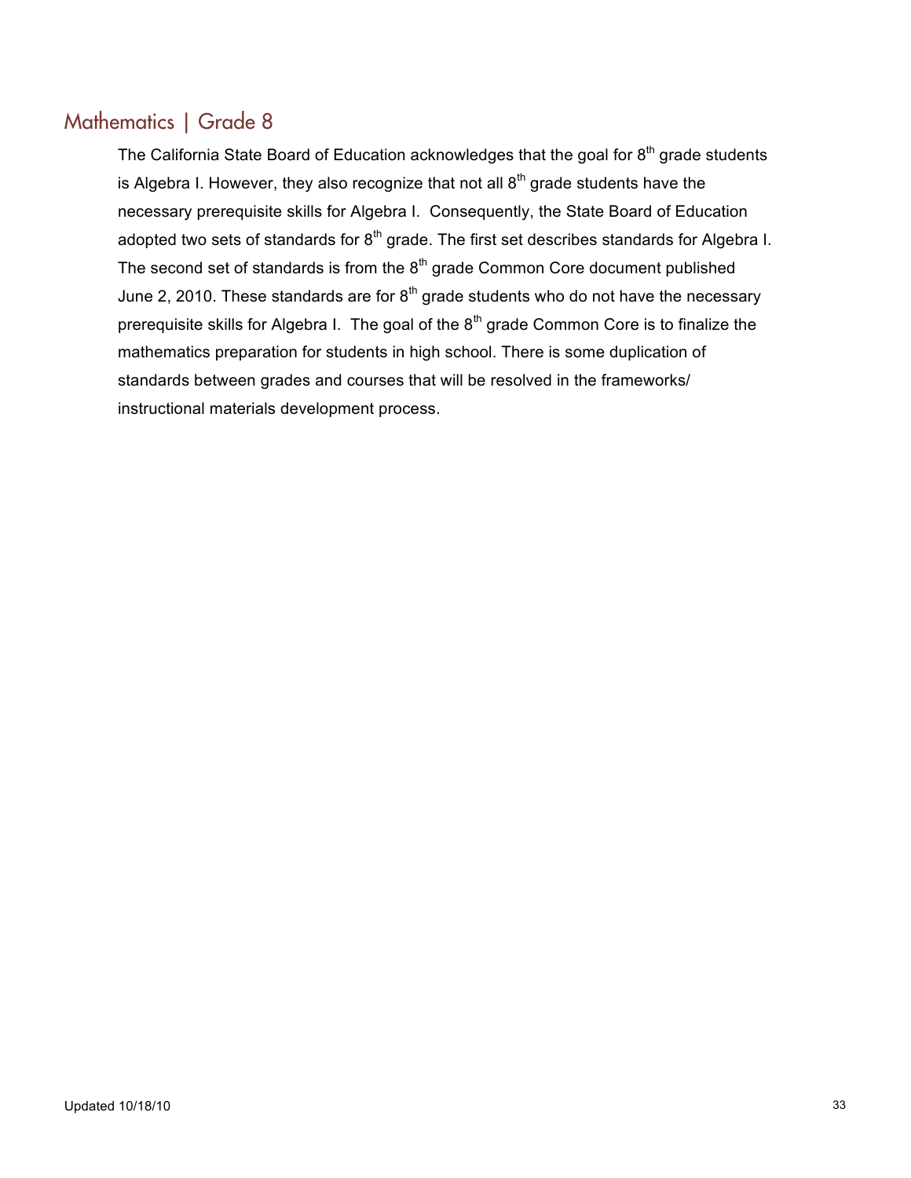## Mathematics | Grade 8

The California State Board of Education acknowledges that the goal for 8th grade students is Algebra I. However, they also recognize that not all 8th grade students have the necessary prerequisite skills for Algebra I. Consequently, the State Board of Education adopted two sets of standards for 8th grade. The first set describes standards for Algebra I. The second set of standards is from the 8th grade Common Core document published June 2, 2010. These standards are for 8th grade students who do not have the necessary prerequisite skills for Algebra I. The goal of the 8th grade Common Core is to finalize the mathematics preparation for students in high school. There is some duplication of standards between grades and courses that will be resolved in the frameworks/ instructional materials development process.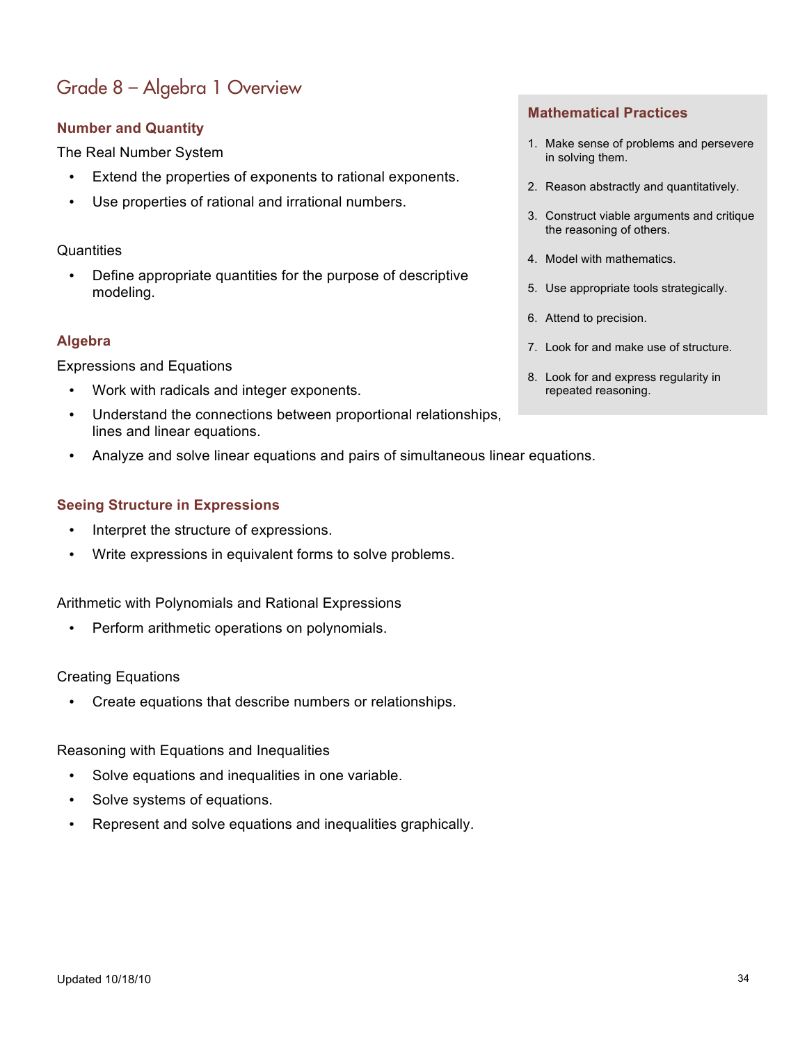# Grade 8 – Algebra 1 Overview

## Number and Quantity

The Real Number System

- Extend the properties of exponents to rational exponents.
- Use properties of rational and irrational numbers.

Quantities

- Define appropriate quantities for the purpose of descriptive modeling.

## Algebra

Expressions and Equations

- Work with radicals and integer exponents.
- Understand the connections between proportional relationships, lines and linear equations.
- Analyze and solve linear equations and pairs of simultaneous linear equations.

## Seeing Structure in Expressions

- Interpret the structure of expressions.
- Write expressions in equivalent forms to solve problems.

Arithmetic with Polynomials and Rational Expressions

- Perform arithmetic operations on polynomials.

Creating Equations

- Create equations that describe numbers or relationships.

Reasoning with Equations and Inequalities

- Solve equations and inequalities in one variable.
- Solve systems of equations.
- Represent and solve equations and inequalities graphically.

## Mathematical Practices

1. Make sense of problems and persevere in solving them.
2. Reason abstractly and quantitatively.
3. Construct viable arguments and critique the reasoning of others.
4. Model with mathematics.
5. Use appropriate tools strategically.
6. Attend to precision.
7. Look for and make use of structure.
8. Look for and express regularity in repeated reasoning.

Updated 10/18/10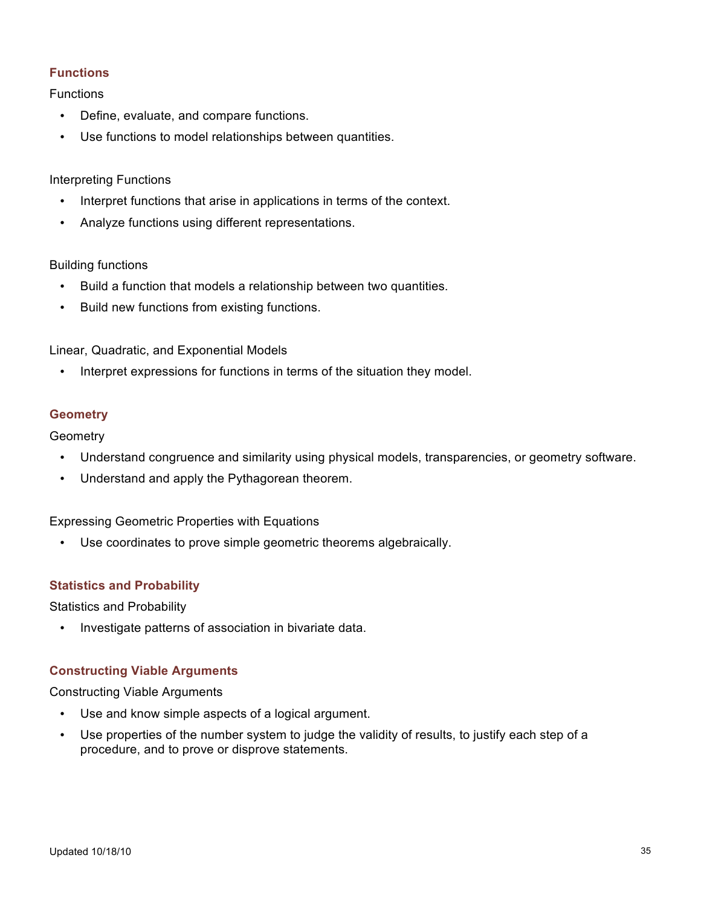## Functions

Functions

- Define, evaluate, and compare functions.
- Use functions to model relationships between quantities.

Interpreting Functions

- Interpret functions that arise in applications in terms of the context.
- Analyze functions using different representations.

Building functions

- Build a function that models a relationship between two quantities.
- Build new functions from existing functions.

Linear, Quadratic, and Exponential Models

- Interpret expressions for functions in terms of the situation they model.

## Geometry

Geometry

- Understand congruence and similarity using physical models, transparencies, or geometry software.
- Understand and apply the Pythagorean theorem.

Expressing Geometric Properties with Equations

- Use coordinates to prove simple geometric theorems algebraically.

## Statistics and Probability

Statistics and Probability

- Investigate patterns of association in bivariate data.

## Constructing Viable Arguments

Constructing Viable Arguments

- Use and know simple aspects of a logical argument.
- Use properties of the number system to judge the validity of results, to justify each step of a procedure, and to prove or disprove statements.

Updated 10/18/10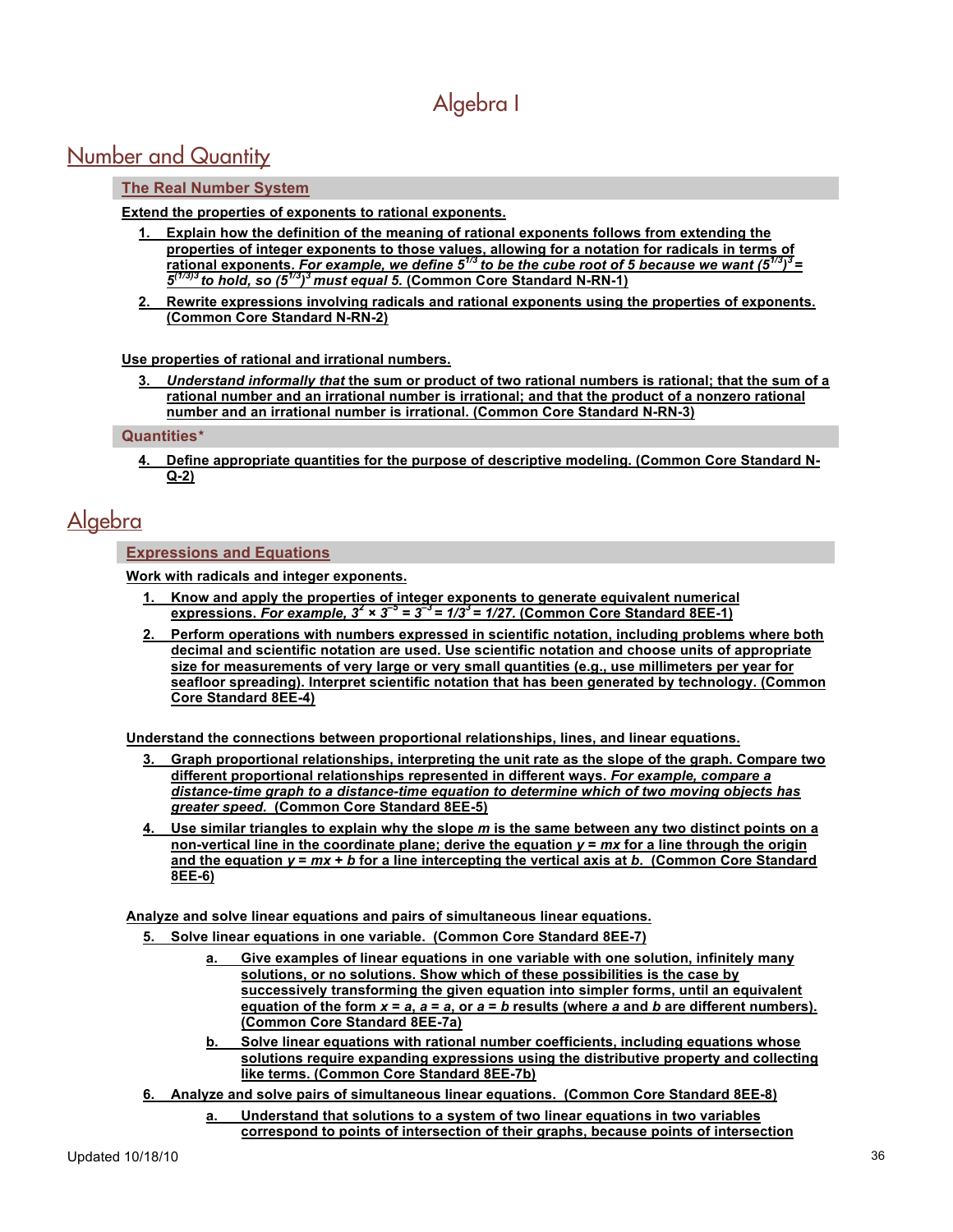# Algebra I

## Number and Quantity

### The Real Number System

**Extend the properties of exponents to rational exponents.**

1. **Explain how the definition of the meaning of rational exponents follows from extending the properties of integer exponents to those values, allowing for a notation for radicals in terms of rational exponents.** ***For example, we define $5^{1/3}$ to be the cube root of 5 because we want $(5^{1/3})^3 = 5^{(1/3)3}$ to hold, so $(5^{1/3})^3$ must equal 5.*** **(Common Core Standard N-RN-1)**
2. **Rewrite expressions involving radicals and rational exponents using the properties of exponents. (Common Core Standard N-RN-2)**

**Use properties of rational and irrational numbers.**

3. ***Understand informally that*** **the sum or product of two rational numbers is rational; that the sum of a rational number and an irrational number is irrational; and that the product of a nonzero rational number and an irrational number is irrational. (Common Core Standard N-RN-3)**

### Quantities*

4. **Define appropriate quantities for the purpose of descriptive modeling. (Common Core Standard N-Q-2)**

## Algebra

### Expressions and Equations

**Work with radicals and integer exponents.**

1. **Know and apply the properties of integer exponents to generate equivalent numerical expressions.** ***For example, $3^2 \times 3^{-5} = 3^{-3} = 1/3^3 = 1/27$.*** **(Common Core Standard 8EE-1)**
2. **Perform operations with numbers expressed in scientific notation, including problems where both decimal and scientific notation are used. Use scientific notation and choose units of appropriate size for measurements of very large or very small quantities (e.g., use millimeters per year for seafloor spreading). Interpret scientific notation that has been generated by technology. (Common Core Standard 8EE-4)**

**Understand the connections between proportional relationships, lines, and linear equations.**

3. **Graph proportional relationships, interpreting the unit rate as the slope of the graph. Compare two different proportional relationships represented in different ways.** ***For example, compare a distance-time graph to a distance-time equation to determine which of two moving objects has greater speed.*** **(Common Core Standard 8EE-5)**
4. **Use similar triangles to explain why the slope $m$ is the same between any two distinct points on a non-vertical line in the coordinate plane; derive the equation $y = mx$ for a line through the origin and the equation $y = mx + b$ for a line intercepting the vertical axis at $b$. (Common Core Standard 8EE-6)**

**Analyze and solve linear equations and pairs of simultaneous linear equations.**

5. **Solve linear equations in one variable. (Common Core Standard 8EE-7)**
   a. **Give examples of linear equations in one variable with one solution, infinitely many solutions, or no solutions. Show which of these possibilities is the case by successively transforming the given equation into simpler forms, until an equivalent equation of the form $x = a$, $a = a$, or $a = b$ results (where $a$ and $b$ are different numbers). (Common Core Standard 8EE-7a)**
   b. **Solve linear equations with rational number coefficients, including equations whose solutions require expanding expressions using the distributive property and collecting like terms. (Common Core Standard 8EE-7b)**
6. **Analyze and solve pairs of simultaneous linear equations. (Common Core Standard 8EE-8)**
   a. **Understand that solutions to a system of two linear equations in two variables correspond to points of intersection of their graphs, because points of intersection**

Updated 10/18/10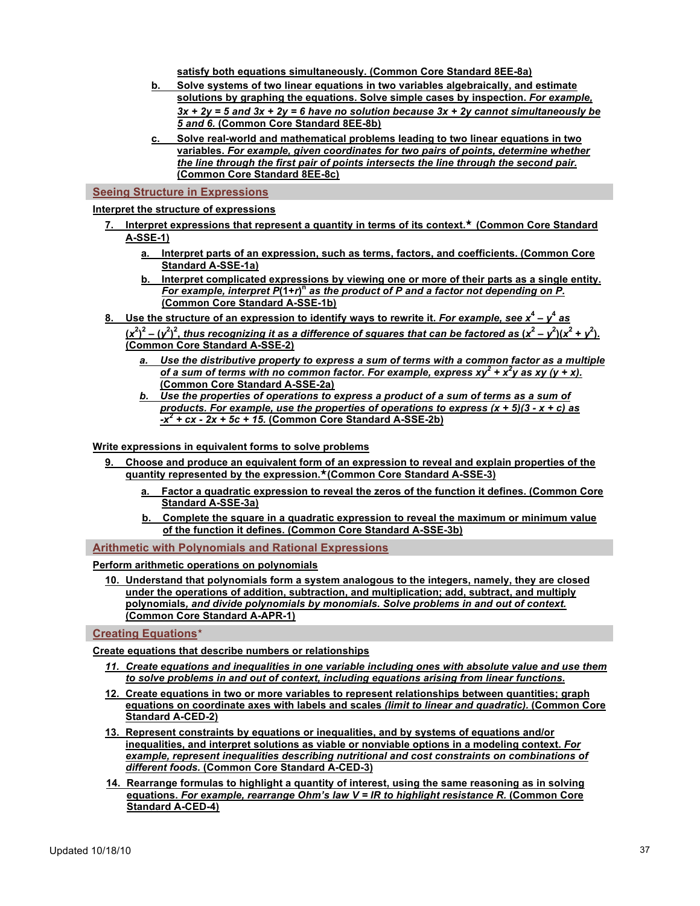satisfy both equations simultaneously. (Common Core Standard 8EE-8a)

b. Solve systems of two linear equations in two variables algebraically, and estimate solutions by graphing the equations. Solve simple cases by inspection. *For example, $3x + 2y = 5$ and $3x + 2y = 6$ have no solution because $3x + 2y$ cannot simultaneously be 5 and 6.* (Common Core Standard 8EE-8b)

c. Solve real-world and mathematical problems leading to two linear equations in two variables. *For example, given coordinates for two pairs of points, determine whether the line through the first pair of points intersects the line through the second pair.* (Common Core Standard 8EE-8c)

## Seeing Structure in Expressions

**Interpret the structure of expressions**

7. Interpret expressions that represent a quantity in terms of its context.★ (Common Core Standard A-SSE-1)
   a. Interpret parts of an expression, such as terms, factors, and coefficients. (Common Core Standard A-SSE-1a)
   b. Interpret complicated expressions by viewing one or more of their parts as a single entity. *For example, interpret $P(1+r)^n$ as the product of P and a factor not depending on P.* (Common Core Standard A-SSE-1b)

8. Use the structure of an expression to identify ways to rewrite it. *For example, see $x^4 – y^4$ as $(x^2)^2 – (y^2)^2$, thus recognizing it as a difference of squares that can be factored as $(x^2 – y^2)(x^2 + y^2)$.* (Common Core Standard A-SSE-2)
   a. *Use the distributive property to express a sum of terms with a common factor as a multiple of a sum of terms with no common factor. For example, express $xy^2 + x^2y$ as $xy (y + x)$.* (Common Core Standard A-SSE-2a)
   b. *Use the properties of operations to express a product of a sum of terms as a sum of products. For example, use the properties of operations to express $(x + 5)(3 - x + c)$ as $-x^2 + cx - 2x + 5c + 15$.* (Common Core Standard A-SSE-2b)

**Write expressions in equivalent forms to solve problems**

9. Choose and produce an equivalent form of an expression to reveal and explain properties of the quantity represented by the expression.★(Common Core Standard A-SSE-3)
   a. Factor a quadratic expression to reveal the zeros of the function it defines. (Common Core Standard A-SSE-3a)
   b. Complete the square in a quadratic expression to reveal the maximum or minimum value of the function it defines. (Common Core Standard A-SSE-3b)

## Arithmetic with Polynomials and Rational Expressions

**Perform arithmetic operations on polynomials**

10. Understand that polynomials form a system analogous to the integers, namely, they are closed under the operations of addition, subtraction, and multiplication; add, subtract, and multiply polynomials*, and divide polynomials by monomials. Solve problems in and out of context.* (Common Core Standard A-APR-1)

## Creating Equations★

**Create equations that describe numbers or relationships**

11. *Create equations and inequalities in one variable including ones with absolute value and use them to solve problems in and out of context, including equations arising from linear functions.*

12. Create equations in two or more variables to represent relationships between quantities; graph equations on coordinate axes with labels and scales *(limit to linear and quadratic).* (Common Core Standard A-CED-2)

13. Represent constraints by equations or inequalities, and by systems of equations and/or inequalities, and interpret solutions as viable or nonviable options in a modeling context. *For example, represent inequalities describing nutritional and cost constraints on combinations of different foods.* (Common Core Standard A-CED-3)

14. Rearrange formulas to highlight a quantity of interest, using the same reasoning as in solving equations. *For example, rearrange Ohm's law V = IR to highlight resistance R.* (Common Core Standard A-CED-4)

Updated 10/18/10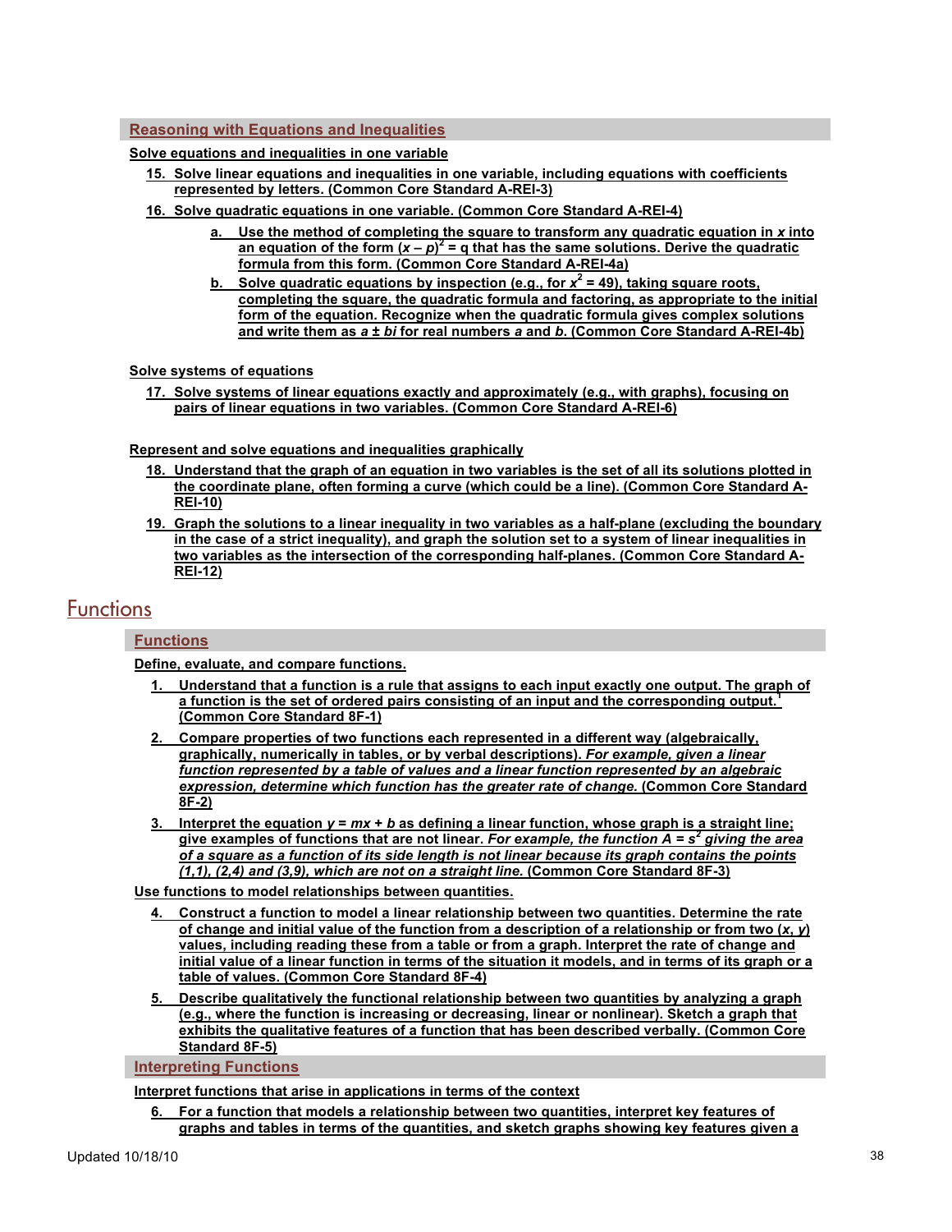## Reasoning with Equations and Inequalities

**Solve equations and inequalities in one variable**

15. **Solve linear equations and inequalities in one variable, including equations with coefficients represented by letters. (Common Core Standard A-REI-3)**

16. **Solve quadratic equations in one variable. (Common Core Standard A-REI-4)**

    a. **Use the method of completing the square to transform any quadratic equation in $x$ into an equation of the form $(x – p)^2 = q$ that has the same solutions. Derive the quadratic formula from this form. (Common Core Standard A-REI-4a)**

    b. **Solve quadratic equations by inspection (e.g., for $x^2 = 49$), taking square roots, completing the square, the quadratic formula and factoring, as appropriate to the initial form of the equation. Recognize when the quadratic formula gives complex solutions and write them as $a \pm bi$ for real numbers $a$ and $b$. (Common Core Standard A-REI-4b)**

**Solve systems of equations**

17. **Solve systems of linear equations exactly and approximately (e.g., with graphs), focusing on pairs of linear equations in two variables. (Common Core Standard A-REI-6)**

**Represent and solve equations and inequalities graphically**

18. **Understand that the graph of an equation in two variables is the set of all its solutions plotted in the coordinate plane, often forming a curve (which could be a line). (Common Core Standard A-REI-10)**

19. **Graph the solutions to a linear inequality in two variables as a half-plane (excluding the boundary in the case of a strict inequality), and graph the solution set to a system of linear inequalities in two variables as the intersection of the corresponding half-planes. (Common Core Standard A-REI-12)**

# Functions

## Functions

**Define, evaluate, and compare functions.**

1. **Understand that a function is a rule that assigns to each input exactly one output. The graph of a function is the set of ordered pairs consisting of an input and the corresponding output.[1] (Common Core Standard 8F-1)**

2. **Compare properties of two functions each represented in a different way (algebraically, graphically, numerically in tables, or by verbal descriptions).** ***For example, given a linear function represented by a table of values and a linear function represented by an algebraic expression, determine which function has the greater rate of change.*** **(Common Core Standard 8F-2)**

3. **Interpret the equation $y = mx + b$ as defining a linear function, whose graph is a straight line; give examples of functions that are not linear.** ***For example, the function $A = s^2$ giving the area of a square as a function of its side length is not linear because its graph contains the points (1,1), (2,4) and (3,9), which are not on a straight line.*** **(Common Core Standard 8F-3)**

**Use functions to model relationships between quantities.**

4. **Construct a function to model a linear relationship between two quantities. Determine the rate of change and initial value of the function from a description of a relationship or from two ($x$, $y$) values, including reading these from a table or from a graph. Interpret the rate of change and initial value of a linear function in terms of the situation it models, and in terms of its graph or a table of values. (Common Core Standard 8F-4)**

5. **Describe qualitatively the functional relationship between two quantities by analyzing a graph (e.g., where the function is increasing or decreasing, linear or nonlinear). Sketch a graph that exhibits the qualitative features of a function that has been described verbally. (Common Core Standard 8F-5)**

## Interpreting Functions

**Interpret functions that arise in applications in terms of the context**

6. **For a function that models a relationship between two quantities, interpret key features of graphs and tables in terms of the quantities, and sketch graphs showing key features given a**

Updated 10/18/10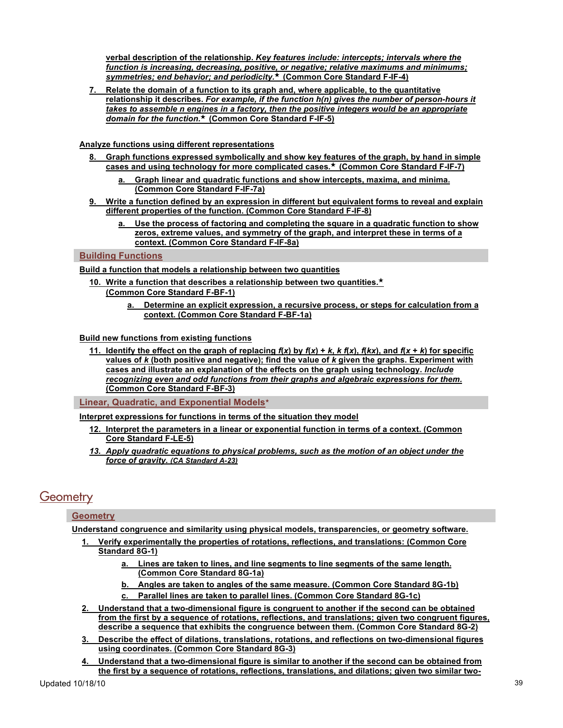**verbal description of the relationship.** ***Key features include: intercepts; intervals where the function is increasing, decreasing, positive, or negative; relative maximums and minimums; symmetries; end behavior; and periodicity.*** **★ (Common Core Standard F-IF-4)**

7. **Relate the domain of a function to its graph and, where applicable, to the quantitative relationship it describes.** ***For example, if the function h(n) gives the number of person-hours it takes to assemble n engines in a factory, then the positive integers would be an appropriate domain for the function.*** **★ (Common Core Standard F-IF-5)**

**Analyze functions using different representations**

8. **Graph functions expressed symbolically and show key features of the graph, by hand in simple cases and using technology for more complicated cases.★ (Common Core Standard F-IF-7)**
   a. **Graph linear and quadratic functions and show intercepts, maxima, and minima. (Common Core Standard F-IF-7a)**
9. **Write a function defined by an expression in different but equivalent forms to reveal and explain different properties of the function. (Common Core Standard F-IF-8)**
   a. **Use the process of factoring and completing the square in a quadratic function to show zeros, extreme values, and symmetry of the graph, and interpret these in terms of a context. (Common Core Standard F-IF-8a)**

### Building Functions

**Build a function that models a relationship between two quantities**

10. **Write a function that describes a relationship between two quantities.★ (Common Core Standard F-BF-1)**
    a. **Determine an explicit expression, a recursive process, or steps for calculation from a context. (Common Core Standard F-BF-1a)**

**Build new functions from existing functions**

11. **Identify the effect on the graph of replacing $f(x)$ by $f(x) + k$, $k\,f(x)$, $f(kx)$, and $f(x + k)$ for specific values of $k$ (both positive and negative); find the value of $k$ given the graphs. Experiment with cases and illustrate an explanation of the effects on the graph using technology.** ***Include recognizing even and odd functions from their graphs and algebraic expressions for them.*** **(Common Core Standard F-BF-3)**

### Linear, Quadratic, and Exponential Models★

**Interpret expressions for functions in terms of the situation they model**

12. **Interpret the parameters in a linear or exponential function in terms of a context. (Common Core Standard F-LE-5)**
13. ***Apply quadratic equations to physical problems, such as the motion of an object under the force of gravity. (CA Standard A-23)***

# Geometry

### Geometry

**Understand congruence and similarity using physical models, transparencies, or geometry software.**

1. **Verify experimentally the properties of rotations, reflections, and translations: (Common Core Standard 8G-1)**
   a. **Lines are taken to lines, and line segments to line segments of the same length. (Common Core Standard 8G-1a)**
   b. **Angles are taken to angles of the same measure. (Common Core Standard 8G-1b)**
   c. **Parallel lines are taken to parallel lines. (Common Core Standard 8G-1c)**
2. **Understand that a two-dimensional figure is congruent to another if the second can be obtained from the first by a sequence of rotations, reflections, and translations; given two congruent figures, describe a sequence that exhibits the congruence between them. (Common Core Standard 8G-2)**
3. **Describe the effect of dilations, translations, rotations, and reflections on two-dimensional figures using coordinates. (Common Core Standard 8G-3)**
4. **Understand that a two-dimensional figure is similar to another if the second can be obtained from the first by a sequence of rotations, reflections, translations, and dilations; given two similar two-**

Updated 10/18/10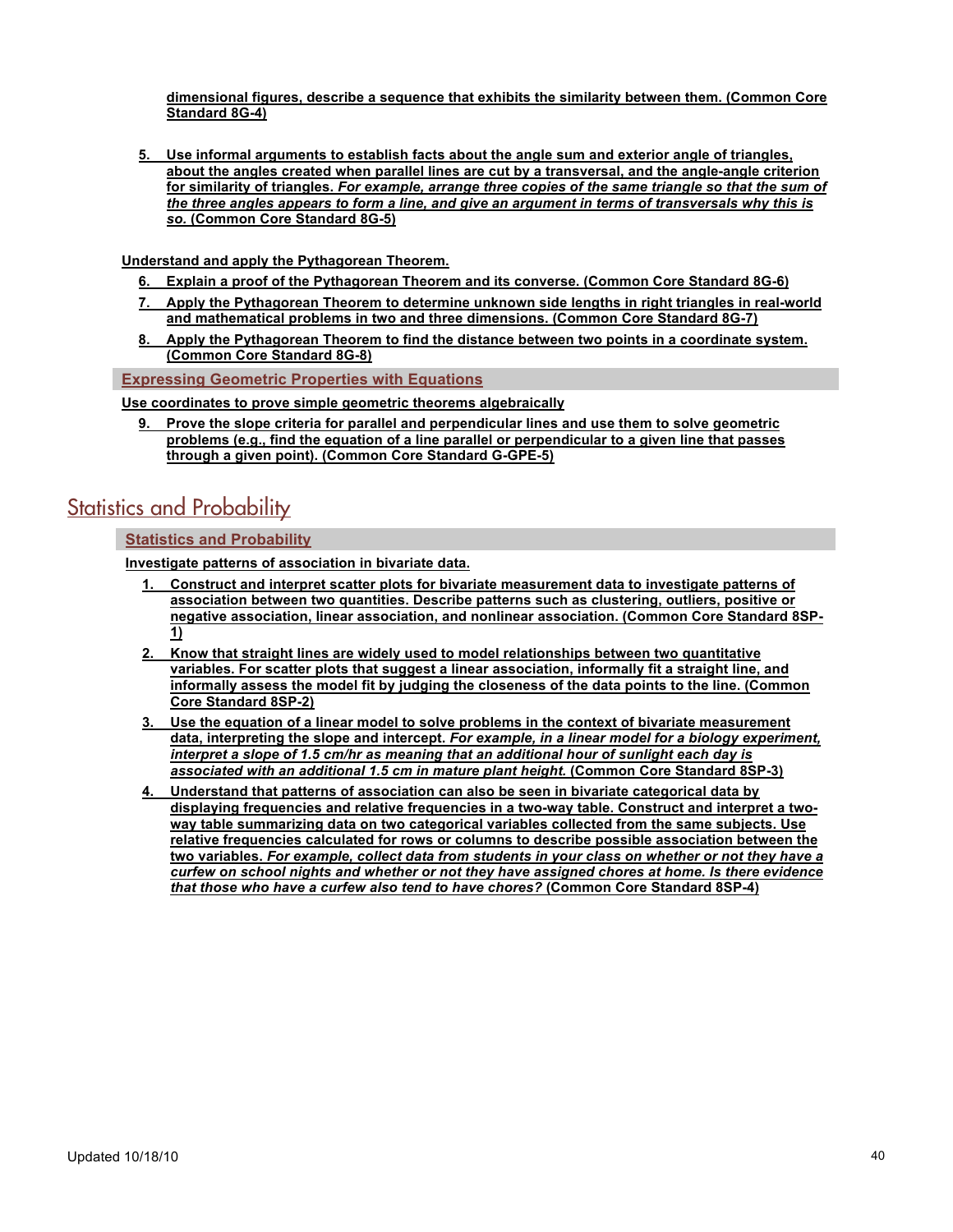dimensional figures, describe a sequence that exhibits the similarity between them. (Common Core Standard 8G-4)

5. Use informal arguments to establish facts about the angle sum and exterior angle of triangles, about the angles created when parallel lines are cut by a transversal, and the angle-angle criterion for similarity of triangles. *For example, arrange three copies of the same triangle so that the sum of the three angles appears to form a line, and give an argument in terms of transversals why this is so.* (Common Core Standard 8G-5)

**Understand and apply the Pythagorean Theorem.**

6. Explain a proof of the Pythagorean Theorem and its converse. (Common Core Standard 8G-6)
7. Apply the Pythagorean Theorem to determine unknown side lengths in right triangles in real-world and mathematical problems in two and three dimensions. (Common Core Standard 8G-7)
8. Apply the Pythagorean Theorem to find the distance between two points in a coordinate system. (Common Core Standard 8G-8)

### Expressing Geometric Properties with Equations

**Use coordinates to prove simple geometric theorems algebraically**

9. Prove the slope criteria for parallel and perpendicular lines and use them to solve geometric problems (e.g., find the equation of a line parallel or perpendicular to a given line that passes through a given point). (Common Core Standard G-GPE-5)

## Statistics and Probability

### Statistics and Probability

**Investigate patterns of association in bivariate data.**

1. Construct and interpret scatter plots for bivariate measurement data to investigate patterns of association between two quantities. Describe patterns such as clustering, outliers, positive or negative association, linear association, and nonlinear association. (Common Core Standard 8SP-1)
2. Know that straight lines are widely used to model relationships between two quantitative variables. For scatter plots that suggest a linear association, informally fit a straight line, and informally assess the model fit by judging the closeness of the data points to the line. (Common Core Standard 8SP-2)
3. Use the equation of a linear model to solve problems in the context of bivariate measurement data, interpreting the slope and intercept. *For example, in a linear model for a biology experiment, interpret a slope of 1.5 cm/hr as meaning that an additional hour of sunlight each day is associated with an additional 1.5 cm in mature plant height.* (Common Core Standard 8SP-3)
4. Understand that patterns of association can also be seen in bivariate categorical data by displaying frequencies and relative frequencies in a two-way table. Construct and interpret a two-way table summarizing data on two categorical variables collected from the same subjects. Use relative frequencies calculated for rows or columns to describe possible association between the two variables. *For example, collect data from students in your class on whether or not they have a curfew on school nights and whether or not they have assigned chores at home. Is there evidence that those who have a curfew also tend to have chores?* (Common Core Standard 8SP-4)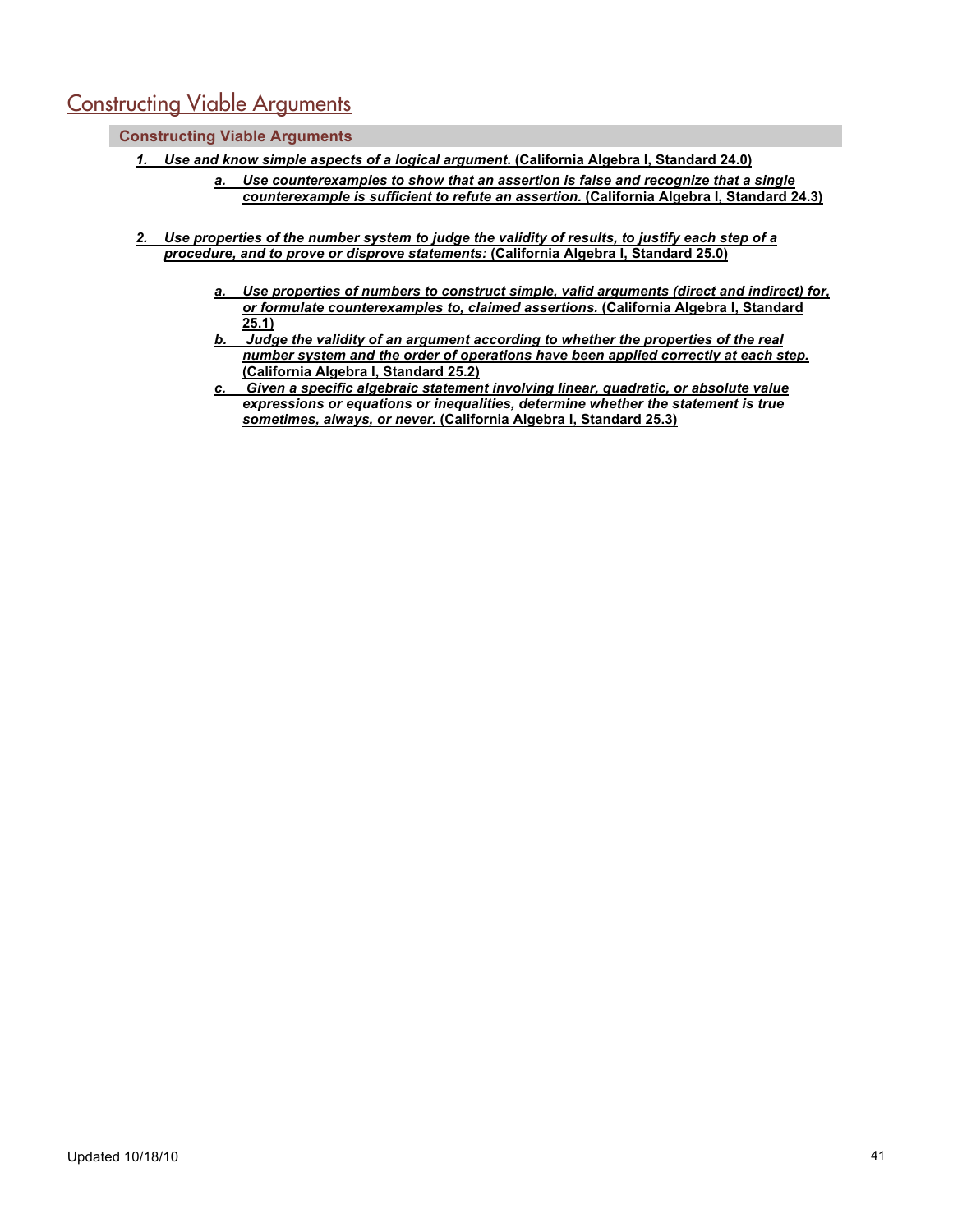# Constructing Viable Arguments

## Constructing Viable Arguments

1. ***Use and know simple aspects of a logical argument.*** **(California Algebra I, Standard 24.0)**
    a. ***Use counterexamples to show that an assertion is false and recognize that a single counterexample is sufficient to refute an assertion.*** **(California Algebra I, Standard 24.3)**

2. ***Use properties of the number system to judge the validity of results, to justify each step of a procedure, and to prove or disprove statements:*** **(California Algebra I, Standard 25.0)**
    a. ***Use properties of numbers to construct simple, valid arguments (direct and indirect) for, or formulate counterexamples to, claimed assertions.*** **(California Algebra I, Standard 25.1)**
    b. ***Judge the validity of an argument according to whether the properties of the real number system and the order of operations have been applied correctly at each step.*** **(California Algebra I, Standard 25.2)**
    c. ***Given a specific algebraic statement involving linear, quadratic, or absolute value expressions or equations or inequalities, determine whether the statement is true sometimes, always, or never.*** **(California Algebra I, Standard 25.3)**

Updated 10/18/10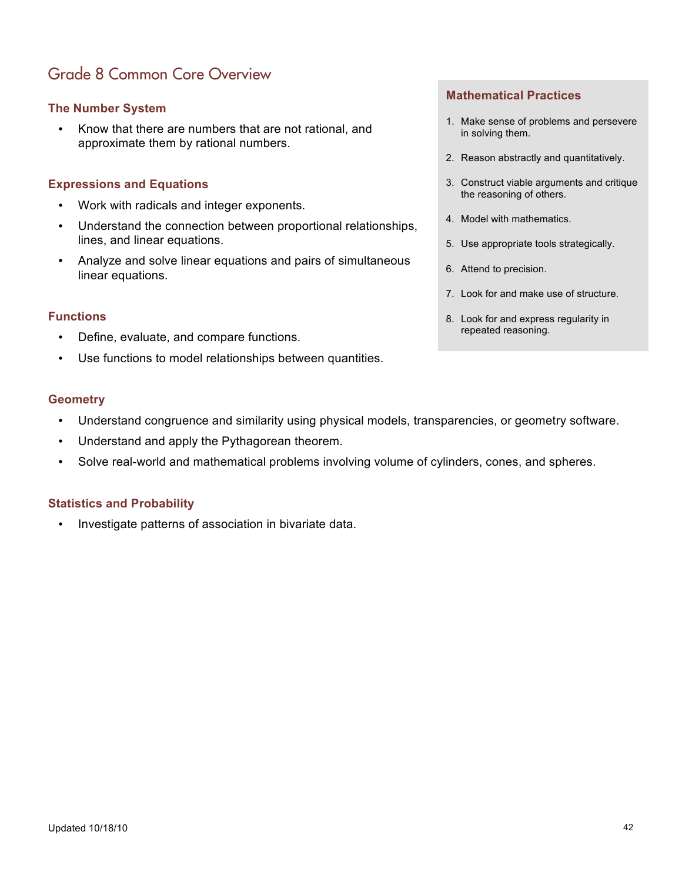# Grade 8 Common Core Overview

## The Number System

- Know that there are numbers that are not rational, and approximate them by rational numbers.

## Expressions and Equations

- Work with radicals and integer exponents.
- Understand the connection between proportional relationships, lines, and linear equations.
- Analyze and solve linear equations and pairs of simultaneous linear equations.

## Functions

- Define, evaluate, and compare functions.
- Use functions to model relationships between quantities.

## Geometry

- Understand congruence and similarity using physical models, transparencies, or geometry software.
- Understand and apply the Pythagorean theorem.
- Solve real-world and mathematical problems involving volume of cylinders, cones, and spheres.

## Statistics and Probability

- Investigate patterns of association in bivariate data.

## Mathematical Practices

1. Make sense of problems and persevere in solving them.
2. Reason abstractly and quantitatively.
3. Construct viable arguments and critique the reasoning of others.
4. Model with mathematics.
5. Use appropriate tools strategically.
6. Attend to precision.
7. Look for and make use of structure.
8. Look for and express regularity in repeated reasoning.

Updated 10/18/10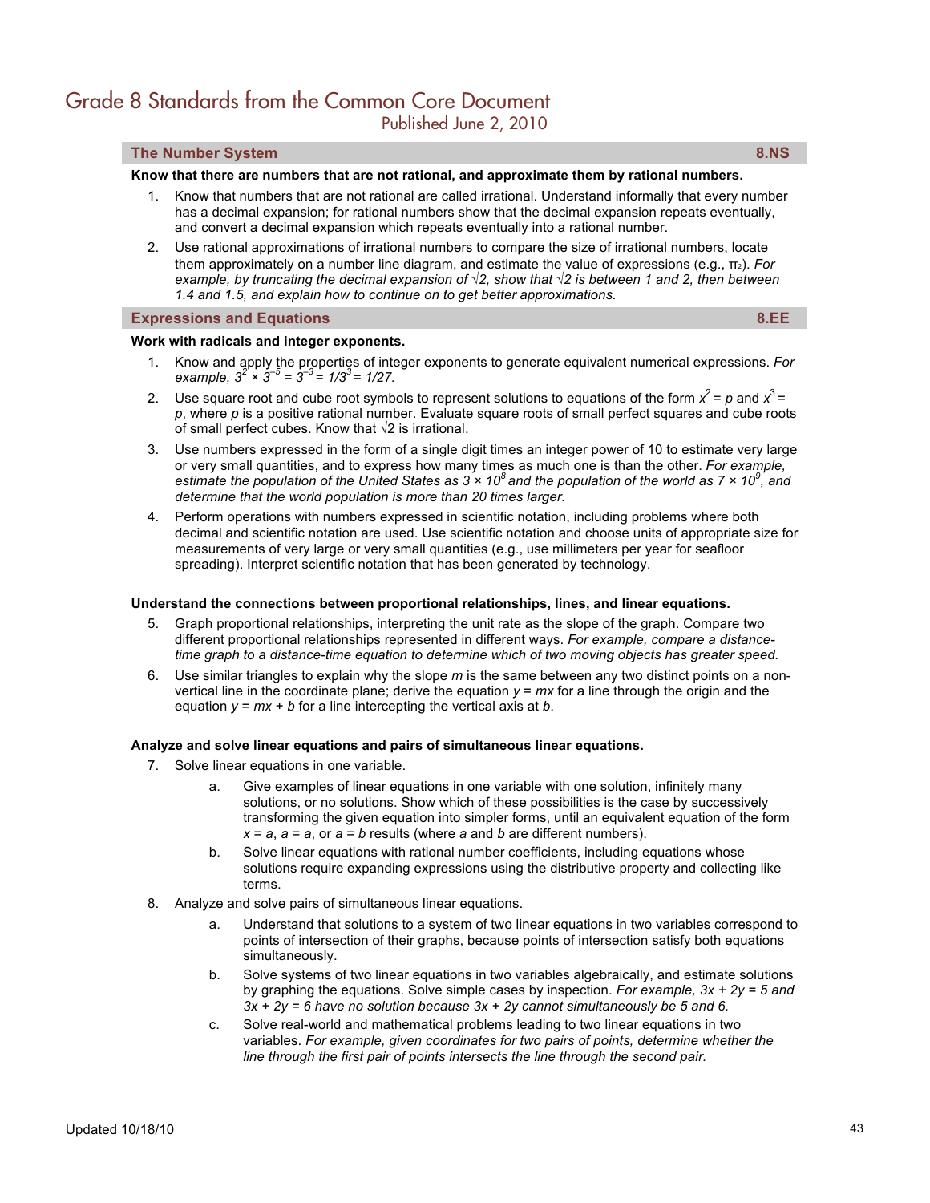# Grade 8 Standards from the Common Core Document

Published June 2, 2010

## The Number System — 8.NS

**Know that there are numbers that are not rational, and approximate them by rational numbers.**

1. Know that numbers that are not rational are called irrational. Understand informally that every number has a decimal expansion; for rational numbers show that the decimal expansion repeats eventually, and convert a decimal expansion which repeats eventually into a rational number.
2. Use rational approximations of irrational numbers to compare the size of irrational numbers, locate them approximately on a number line diagram, and estimate the value of expressions (e.g., $\pi^2$). *For example, by truncating the decimal expansion of $\sqrt{2}$, show that $\sqrt{2}$ is between 1 and 2, then between 1.4 and 1.5, and explain how to continue on to get better approximations.*

## Expressions and Equations — 8.EE

**Work with radicals and integer exponents.**

1. Know and apply the properties of integer exponents to generate equivalent numerical expressions. *For example, $3^2 \times 3^{-5} = 3^{-3} = 1/3^3 = 1/27$.*
2. Use square root and cube root symbols to represent solutions to equations of the form $x^2 = p$ and $x^3 = p$, where $p$ is a positive rational number. Evaluate square roots of small perfect squares and cube roots of small perfect cubes. Know that $\sqrt{2}$ is irrational.
3. Use numbers expressed in the form of a single digit times an integer power of 10 to estimate very large or very small quantities, and to express how many times as much one is than the other. *For example, estimate the population of the United States as $3 \times 10^8$ and the population of the world as $7 \times 10^9$, and determine that the world population is more than 20 times larger.*
4. Perform operations with numbers expressed in scientific notation, including problems where both decimal and scientific notation are used. Use scientific notation and choose units of appropriate size for measurements of very large or very small quantities (e.g., use millimeters per year for seafloor spreading). Interpret scientific notation that has been generated by technology.

**Understand the connections between proportional relationships, lines, and linear equations.**

5. Graph proportional relationships, interpreting the unit rate as the slope of the graph. Compare two different proportional relationships represented in different ways. *For example, compare a distance-time graph to a distance-time equation to determine which of two moving objects has greater speed.*
6. Use similar triangles to explain why the slope $m$ is the same between any two distinct points on a non-vertical line in the coordinate plane; derive the equation $y = mx$ for a line through the origin and the equation $y = mx + b$ for a line intercepting the vertical axis at $b$.

**Analyze and solve linear equations and pairs of simultaneous linear equations.**

7. Solve linear equations in one variable.
   a. Give examples of linear equations in one variable with one solution, infinitely many solutions, or no solutions. Show which of these possibilities is the case by successively transforming the given equation into simpler forms, until an equivalent equation of the form $x = a$, $a = a$, or $a = b$ results (where $a$ and $b$ are different numbers).
   b. Solve linear equations with rational number coefficients, including equations whose solutions require expanding expressions using the distributive property and collecting like terms.
8. Analyze and solve pairs of simultaneous linear equations.
   a. Understand that solutions to a system of two linear equations in two variables correspond to points of intersection of their graphs, because points of intersection satisfy both equations simultaneously.
   b. Solve systems of two linear equations in two variables algebraically, and estimate solutions by graphing the equations. Solve simple cases by inspection. *For example, $3x + 2y = 5$ and $3x + 2y = 6$ have no solution because $3x + 2y$ cannot simultaneously be 5 and 6.*
   c. Solve real-world and mathematical problems leading to two linear equations in two variables. *For example, given coordinates for two pairs of points, determine whether the line through the first pair of points intersects the line through the second pair.*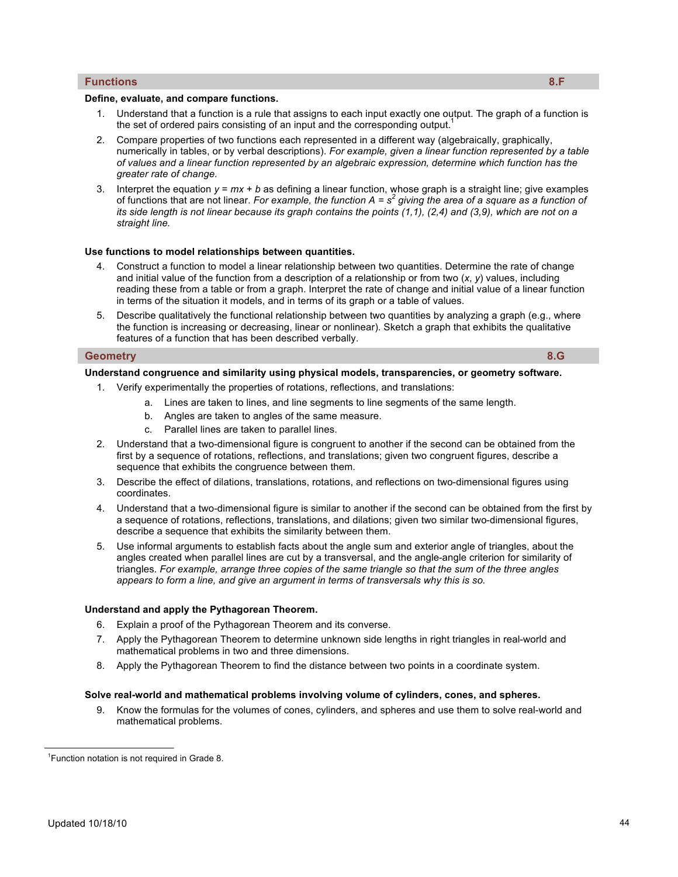## Functions 8.F

**Define, evaluate, and compare functions.**

1. Understand that a function is a rule that assigns to each input exactly one output. The graph of a function is the set of ordered pairs consisting of an input and the corresponding output.[1]
2. Compare properties of two functions each represented in a different way (algebraically, graphically, numerically in tables, or by verbal descriptions). *For example, given a linear function represented by a table of values and a linear function represented by an algebraic expression, determine which function has the greater rate of change.*
3. Interpret the equation $y = mx + b$ as defining a linear function, whose graph is a straight line; give examples of functions that are not linear. *For example, the function $A = s^2$ giving the area of a square as a function of its side length is not linear because its graph contains the points (1,1), (2,4) and (3,9), which are not on a straight line.*

**Use functions to model relationships between quantities.**

4. Construct a function to model a linear relationship between two quantities. Determine the rate of change and initial value of the function from a description of a relationship or from two ($x$, $y$) values, including reading these from a table or from a graph. Interpret the rate of change and initial value of a linear function in terms of the situation it models, and in terms of its graph or a table of values.
5. Describe qualitatively the functional relationship between two quantities by analyzing a graph (e.g., where the function is increasing or decreasing, linear or nonlinear). Sketch a graph that exhibits the qualitative features of a function that has been described verbally.

## Geometry 8.G

**Understand congruence and similarity using physical models, transparencies, or geometry software.**

1. Verify experimentally the properties of rotations, reflections, and translations:
   a. Lines are taken to lines, and line segments to line segments of the same length.
   b. Angles are taken to angles of the same measure.
   c. Parallel lines are taken to parallel lines.
2. Understand that a two-dimensional figure is congruent to another if the second can be obtained from the first by a sequence of rotations, reflections, and translations; given two congruent figures, describe a sequence that exhibits the congruence between them.
3. Describe the effect of dilations, translations, rotations, and reflections on two-dimensional figures using coordinates.
4. Understand that a two-dimensional figure is similar to another if the second can be obtained from the first by a sequence of rotations, reflections, translations, and dilations; given two similar two-dimensional figures, describe a sequence that exhibits the similarity between them.
5. Use informal arguments to establish facts about the angle sum and exterior angle of triangles, about the angles created when parallel lines are cut by a transversal, and the angle-angle criterion for similarity of triangles. *For example, arrange three copies of the same triangle so that the sum of the three angles appears to form a line, and give an argument in terms of transversals why this is so.*

**Understand and apply the Pythagorean Theorem.**

6. Explain a proof of the Pythagorean Theorem and its converse.
7. Apply the Pythagorean Theorem to determine unknown side lengths in right triangles in real-world and mathematical problems in two and three dimensions.
8. Apply the Pythagorean Theorem to find the distance between two points in a coordinate system.

**Solve real-world and mathematical problems involving volume of cylinders, cones, and spheres.**

9. Know the formulas for the volumes of cones, cylinders, and spheres and use them to solve real-world and mathematical problems.

---

[1]Function notation is not required in Grade 8.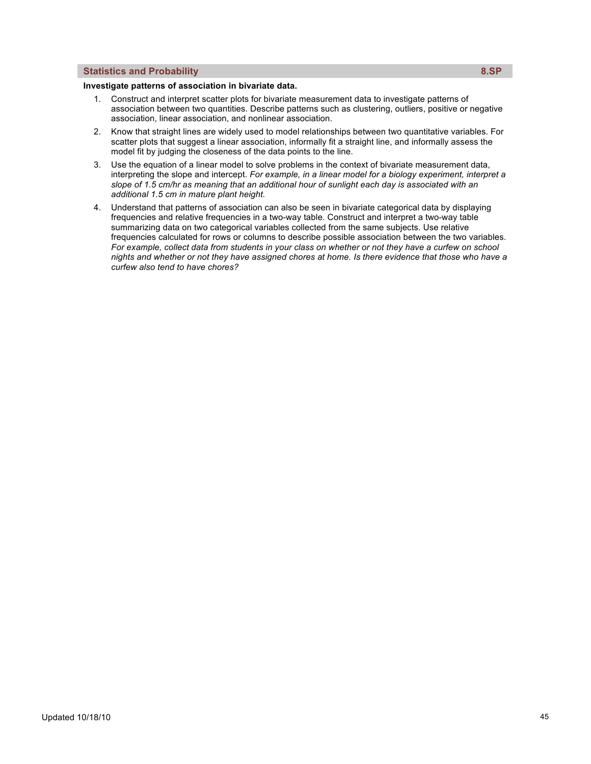## Statistics and Probability — 8.SP

**Investigate patterns of association in bivariate data.**

1. Construct and interpret scatter plots for bivariate measurement data to investigate patterns of association between two quantities. Describe patterns such as clustering, outliers, positive or negative association, linear association, and nonlinear association.
2. Know that straight lines are widely used to model relationships between two quantitative variables. For scatter plots that suggest a linear association, informally fit a straight line, and informally assess the model fit by judging the closeness of the data points to the line.
3. Use the equation of a linear model to solve problems in the context of bivariate measurement data, interpreting the slope and intercept. *For example, in a linear model for a biology experiment, interpret a slope of 1.5 cm/hr as meaning that an additional hour of sunlight each day is associated with an additional 1.5 cm in mature plant height.*
4. Understand that patterns of association can also be seen in bivariate categorical data by displaying frequencies and relative frequencies in a two-way table. Construct and interpret a two-way table summarizing data on two categorical variables collected from the same subjects. Use relative frequencies calculated for rows or columns to describe possible association between the two variables. *For example, collect data from students in your class on whether or not they have a curfew on school nights and whether or not they have assigned chores at home. Is there evidence that those who have a curfew also tend to have chores?*

Updated 10/18/10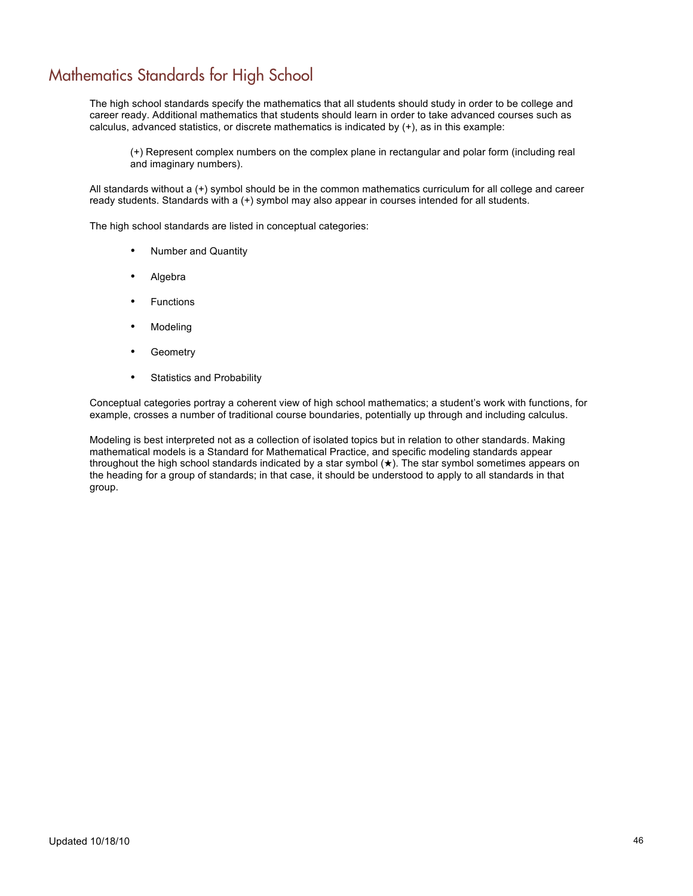# Mathematics Standards for High School

The high school standards specify the mathematics that all students should study in order to be college and career ready. Additional mathematics that students should learn in order to take advanced courses such as calculus, advanced statistics, or discrete mathematics is indicated by (+), as in this example:

> (+) Represent complex numbers on the complex plane in rectangular and polar form (including real and imaginary numbers).

All standards without a (+) symbol should be in the common mathematics curriculum for all college and career ready students. Standards with a (+) symbol may also appear in courses intended for all students.

The high school standards are listed in conceptual categories:

- Number and Quantity
- Algebra
- Functions
- Modeling
- Geometry
- Statistics and Probability

Conceptual categories portray a coherent view of high school mathematics; a student's work with functions, for example, crosses a number of traditional course boundaries, potentially up through and including calculus.

Modeling is best interpreted not as a collection of isolated topics but in relation to other standards. Making mathematical models is a Standard for Mathematical Practice, and specific modeling standards appear throughout the high school standards indicated by a star symbol (★). The star symbol sometimes appears on the heading for a group of standards; in that case, it should be understood to apply to all standards in that group.

Updated 10/18/10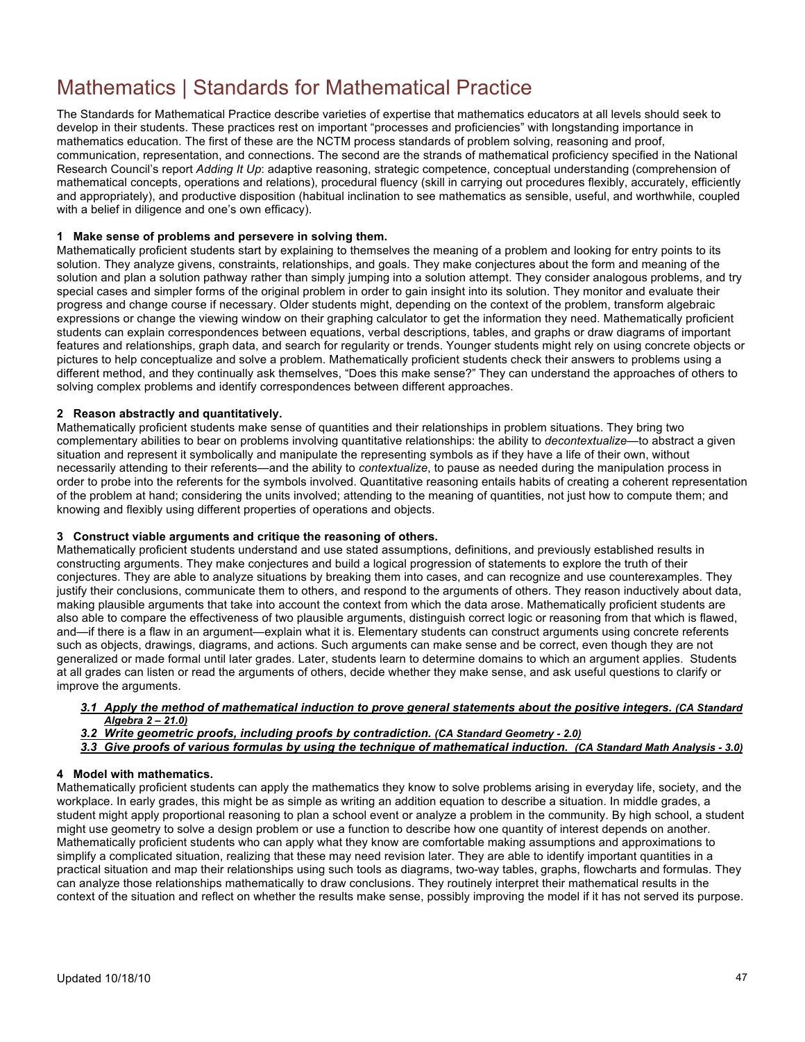# Mathematics | Standards for Mathematical Practice

The Standards for Mathematical Practice describe varieties of expertise that mathematics educators at all levels should seek to develop in their students. These practices rest on important "processes and proficiencies" with longstanding importance in mathematics education. The first of these are the NCTM process standards of problem solving, reasoning and proof, communication, representation, and connections. The second are the strands of mathematical proficiency specified in the National Research Council's report *Adding It Up*: adaptive reasoning, strategic competence, conceptual understanding (comprehension of mathematical concepts, operations and relations), procedural fluency (skill in carrying out procedures flexibly, accurately, efficiently and appropriately), and productive disposition (habitual inclination to see mathematics as sensible, useful, and worthwhile, coupled with a belief in diligence and one's own efficacy).

**1 Make sense of problems and persevere in solving them.**

Mathematically proficient students start by explaining to themselves the meaning of a problem and looking for entry points to its solution. They analyze givens, constraints, relationships, and goals. They make conjectures about the form and meaning of the solution and plan a solution pathway rather than simply jumping into a solution attempt. They consider analogous problems, and try special cases and simpler forms of the original problem in order to gain insight into its solution. They monitor and evaluate their progress and change course if necessary. Older students might, depending on the context of the problem, transform algebraic expressions or change the viewing window on their graphing calculator to get the information they need. Mathematically proficient students can explain correspondences between equations, verbal descriptions, tables, and graphs or draw diagrams of important features and relationships, graph data, and search for regularity or trends. Younger students might rely on using concrete objects or pictures to help conceptualize and solve a problem. Mathematically proficient students check their answers to problems using a different method, and they continually ask themselves, "Does this make sense?" They can understand the approaches of others to solving complex problems and identify correspondences between different approaches.

**2 Reason abstractly and quantitatively.**

Mathematically proficient students make sense of quantities and their relationships in problem situations. They bring two complementary abilities to bear on problems involving quantitative relationships: the ability to *decontextualize*—to abstract a given situation and represent it symbolically and manipulate the representing symbols as if they have a life of their own, without necessarily attending to their referents—and the ability to *contextualize*, to pause as needed during the manipulation process in order to probe into the referents for the symbols involved. Quantitative reasoning entails habits of creating a coherent representation of the problem at hand; considering the units involved; attending to the meaning of quantities, not just how to compute them; and knowing and flexibly using different properties of operations and objects.

**3 Construct viable arguments and critique the reasoning of others.**

Mathematically proficient students understand and use stated assumptions, definitions, and previously established results in constructing arguments. They make conjectures and build a logical progression of statements to explore the truth of their conjectures. They are able to analyze situations by breaking them into cases, and can recognize and use counterexamples. They justify their conclusions, communicate them to others, and respond to the arguments of others. They reason inductively about data, making plausible arguments that take into account the context from which the data arose. Mathematically proficient students are also able to compare the effectiveness of two plausible arguments, distinguish correct logic or reasoning from that which is flawed, and—if there is a flaw in an argument—explain what it is. Elementary students can construct arguments using concrete referents such as objects, drawings, diagrams, and actions. Such arguments can make sense and be correct, even though they are not generalized or made formal until later grades. Later, students learn to determine domains to which an argument applies. Students at all grades can listen or read the arguments of others, decide whether they make sense, and ask useful questions to clarify or improve the arguments.

***3.1 Apply the method of mathematical induction to prove general statements about the positive integers. (CA Standard Algebra 2 – 21.0)***

***3.2 Write geometric proofs, including proofs by contradiction. (CA Standard Geometry - 2.0)***

***3.3 Give proofs of various formulas by using the technique of mathematical induction. (CA Standard Math Analysis - 3.0)***

**4 Model with mathematics.**

Mathematically proficient students can apply the mathematics they know to solve problems arising in everyday life, society, and the workplace. In early grades, this might be as simple as writing an addition equation to describe a situation. In middle grades, a student might apply proportional reasoning to plan a school event or analyze a problem in the community. By high school, a student might use geometry to solve a design problem or use a function to describe how one quantity of interest depends on another. Mathematically proficient students who can apply what they know are comfortable making assumptions and approximations to simplify a complicated situation, realizing that these may need revision later. They are able to identify important quantities in a practical situation and map their relationships using such tools as diagrams, two-way tables, graphs, flowcharts and formulas. They can analyze those relationships mathematically to draw conclusions. They routinely interpret their mathematical results in the context of the situation and reflect on whether the results make sense, possibly improving the model if it has not served its purpose.

Updated 10/18/10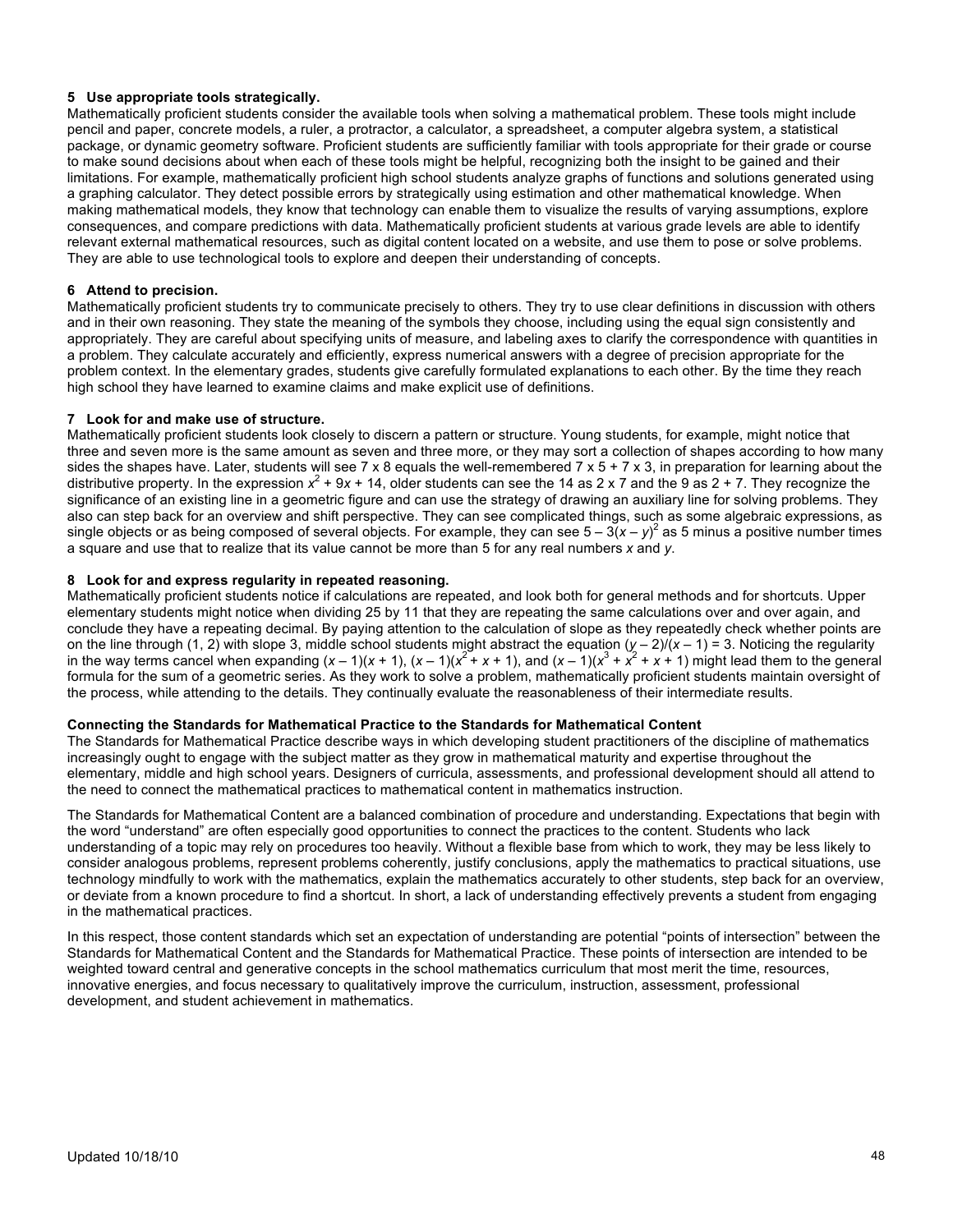**5 Use appropriate tools strategically.**
Mathematically proficient students consider the available tools when solving a mathematical problem. These tools might include pencil and paper, concrete models, a ruler, a protractor, a calculator, a spreadsheet, a computer algebra system, a statistical package, or dynamic geometry software. Proficient students are sufficiently familiar with tools appropriate for their grade or course to make sound decisions about when each of these tools might be helpful, recognizing both the insight to be gained and their limitations. For example, mathematically proficient high school students analyze graphs of functions and solutions generated using a graphing calculator. They detect possible errors by strategically using estimation and other mathematical knowledge. When making mathematical models, they know that technology can enable them to visualize the results of varying assumptions, explore consequences, and compare predictions with data. Mathematically proficient students at various grade levels are able to identify relevant external mathematical resources, such as digital content located on a website, and use them to pose or solve problems. They are able to use technological tools to explore and deepen their understanding of concepts.

**6 Attend to precision.**
Mathematically proficient students try to communicate precisely to others. They try to use clear definitions in discussion with others and in their own reasoning. They state the meaning of the symbols they choose, including using the equal sign consistently and appropriately. They are careful about specifying units of measure, and labeling axes to clarify the correspondence with quantities in a problem. They calculate accurately and efficiently, express numerical answers with a degree of precision appropriate for the problem context. In the elementary grades, students give carefully formulated explanations to each other. By the time they reach high school they have learned to examine claims and make explicit use of definitions.

**7 Look for and make use of structure.**
Mathematically proficient students look closely to discern a pattern or structure. Young students, for example, might notice that three and seven more is the same amount as seven and three more, or they may sort a collection of shapes according to how many sides the shapes have. Later, students will see $7 \times 8$ equals the well-remembered $7 \times 5 + 7 \times 3$, in preparation for learning about the distributive property. In the expression $x^2 + 9x + 14$, older students can see the 14 as $2 \times 7$ and the 9 as $2 + 7$. They recognize the significance of an existing line in a geometric figure and can use the strategy of drawing an auxiliary line for solving problems. They also can step back for an overview and shift perspective. They can see complicated things, such as some algebraic expressions, as single objects or as being composed of several objects. For example, they can see $5 - 3(x - y)^2$ as 5 minus a positive number times a square and use that to realize that its value cannot be more than 5 for any real numbers $x$ and $y$.

**8 Look for and express regularity in repeated reasoning.**
Mathematically proficient students notice if calculations are repeated, and look both for general methods and for shortcuts. Upper elementary students might notice when dividing 25 by 11 that they are repeating the same calculations over and over again, and conclude they have a repeating decimal. By paying attention to the calculation of slope as they repeatedly check whether points are on the line through (1, 2) with slope 3, middle school students might abstract the equation $(y - 2)/(x - 1) = 3$. Noticing the regularity in the way terms cancel when expanding $(x - 1)(x + 1)$, $(x - 1)(x^2 + x + 1)$, and $(x - 1)(x^3 + x^2 + x + 1)$ might lead them to the general formula for the sum of a geometric series. As they work to solve a problem, mathematically proficient students maintain oversight of the process, while attending to the details. They continually evaluate the reasonableness of their intermediate results.

**Connecting the Standards for Mathematical Practice to the Standards for Mathematical Content**
The Standards for Mathematical Practice describe ways in which developing student practitioners of the discipline of mathematics increasingly ought to engage with the subject matter as they grow in mathematical maturity and expertise throughout the elementary, middle and high school years. Designers of curricula, assessments, and professional development should all attend to the need to connect the mathematical practices to mathematical content in mathematics instruction.

The Standards for Mathematical Content are a balanced combination of procedure and understanding. Expectations that begin with the word "understand" are often especially good opportunities to connect the practices to the content. Students who lack understanding of a topic may rely on procedures too heavily. Without a flexible base from which to work, they may be less likely to consider analogous problems, represent problems coherently, justify conclusions, apply the mathematics to practical situations, use technology mindfully to work with the mathematics, explain the mathematics accurately to other students, step back for an overview, or deviate from a known procedure to find a shortcut. In short, a lack of understanding effectively prevents a student from engaging in the mathematical practices.

In this respect, those content standards which set an expectation of understanding are potential "points of intersection" between the Standards for Mathematical Content and the Standards for Mathematical Practice. These points of intersection are intended to be weighted toward central and generative concepts in the school mathematics curriculum that most merit the time, resources, innovative energies, and focus necessary to qualitatively improve the curriculum, instruction, assessment, professional development, and student achievement in mathematics.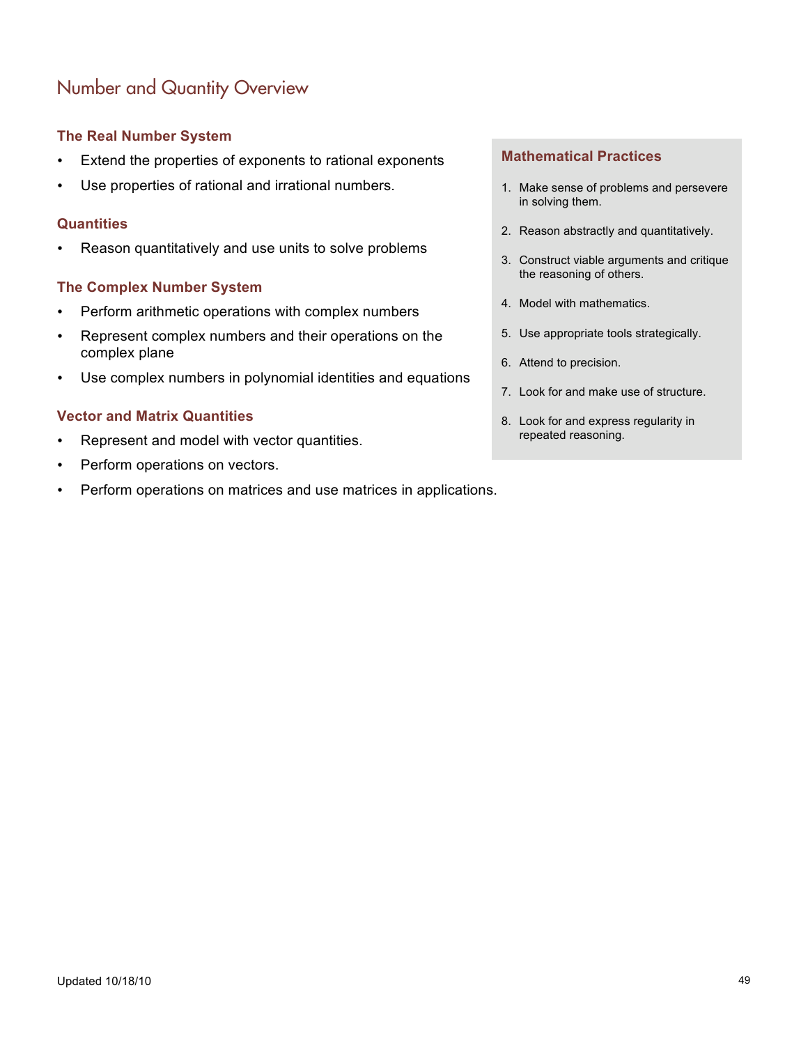# Number and Quantity Overview

### The Real Number System

- Extend the properties of exponents to rational exponents
- Use properties of rational and irrational numbers.

### Quantities

- Reason quantitatively and use units to solve problems

### The Complex Number System

- Perform arithmetic operations with complex numbers
- Represent complex numbers and their operations on the complex plane
- Use complex numbers in polynomial identities and equations

### Vector and Matrix Quantities

- Represent and model with vector quantities.
- Perform operations on vectors.
- Perform operations on matrices and use matrices in applications.

### Mathematical Practices

1. Make sense of problems and persevere in solving them.
2. Reason abstractly and quantitatively.
3. Construct viable arguments and critique the reasoning of others.
4. Model with mathematics.
5. Use appropriate tools strategically.
6. Attend to precision.
7. Look for and make use of structure.
8. Look for and express regularity in repeated reasoning.

Updated 10/18/10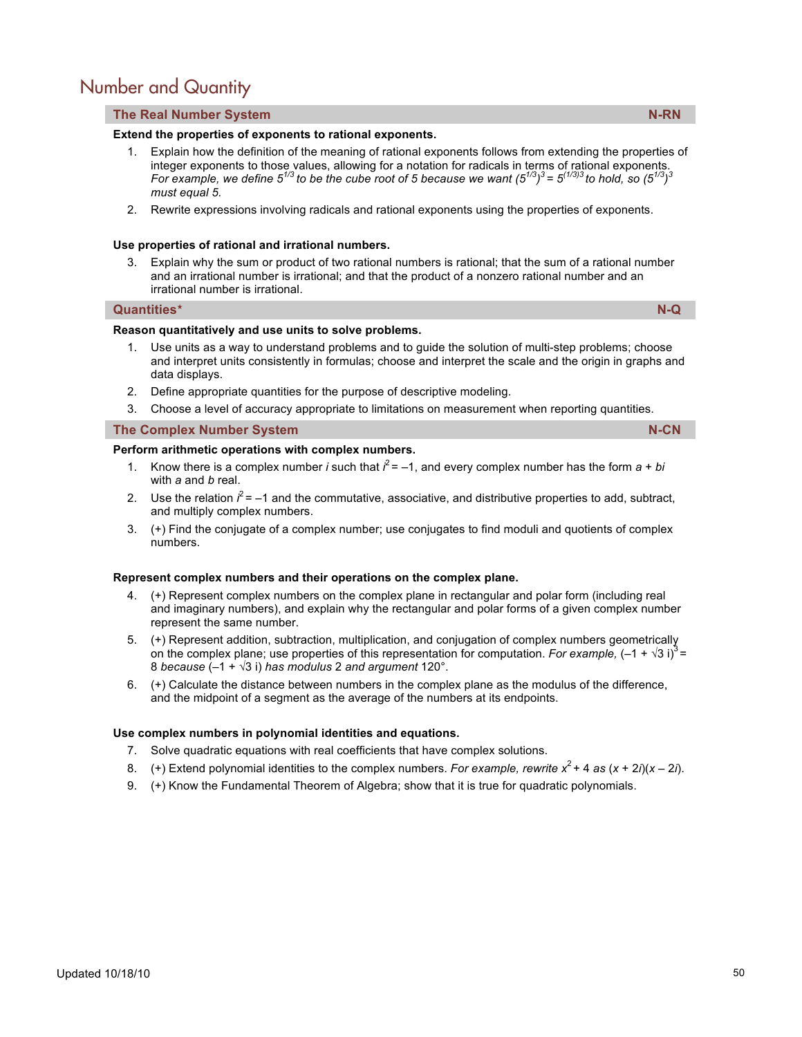# Number and Quantity

## The Real Number System — N-RN

**Extend the properties of exponents to rational exponents.**

1. Explain how the definition of the meaning of rational exponents follows from extending the properties of integer exponents to those values, allowing for a notation for radicals in terms of rational exponents. *For example, we define $5^{1/3}$ to be the cube root of 5 because we want $(5^{1/3})^3 = 5^{(1/3)3}$ to hold, so $(5^{1/3})^3$ must equal 5.*
2. Rewrite expressions involving radicals and rational exponents using the properties of exponents.

**Use properties of rational and irrational numbers.**

3. Explain why the sum or product of two rational numbers is rational; that the sum of a rational number and an irrational number is irrational; and that the product of a nonzero rational number and an irrational number is irrational.

## Quantities* — N-Q

**Reason quantitatively and use units to solve problems.**

1. Use units as a way to understand problems and to guide the solution of multi-step problems; choose and interpret units consistently in formulas; choose and interpret the scale and the origin in graphs and data displays.
2. Define appropriate quantities for the purpose of descriptive modeling.
3. Choose a level of accuracy appropriate to limitations on measurement when reporting quantities.

## The Complex Number System — N-CN

**Perform arithmetic operations with complex numbers.**

1. Know there is a complex number $i$ such that $i^2 = -1$, and every complex number has the form $a + bi$ with $a$ and $b$ real.
2. Use the relation $i^2 = -1$ and the commutative, associative, and distributive properties to add, subtract, and multiply complex numbers.
3. (+) Find the conjugate of a complex number; use conjugates to find moduli and quotients of complex numbers.

**Represent complex numbers and their operations on the complex plane.**

4. (+) Represent complex numbers on the complex plane in rectangular and polar form (including real and imaginary numbers), and explain why the rectangular and polar forms of a given complex number represent the same number.
5. (+) Represent addition, subtraction, multiplication, and conjugation of complex numbers geometrically on the complex plane; use properties of this representation for computation. *For example,* $(-1 + \sqrt{3}\,i)^3 = 8$ *because* $(-1 + \sqrt{3}\,i)$ *has modulus* 2 *and argument* 120°.
6. (+) Calculate the distance between numbers in the complex plane as the modulus of the difference, and the midpoint of a segment as the average of the numbers at its endpoints.

**Use complex numbers in polynomial identities and equations.**

7. Solve quadratic equations with real coefficients that have complex solutions.
8. (+) Extend polynomial identities to the complex numbers. *For example, rewrite* $x^2 + 4$ *as* $(x + 2i)(x - 2i)$.
9. (+) Know the Fundamental Theorem of Algebra; show that it is true for quadratic polynomials.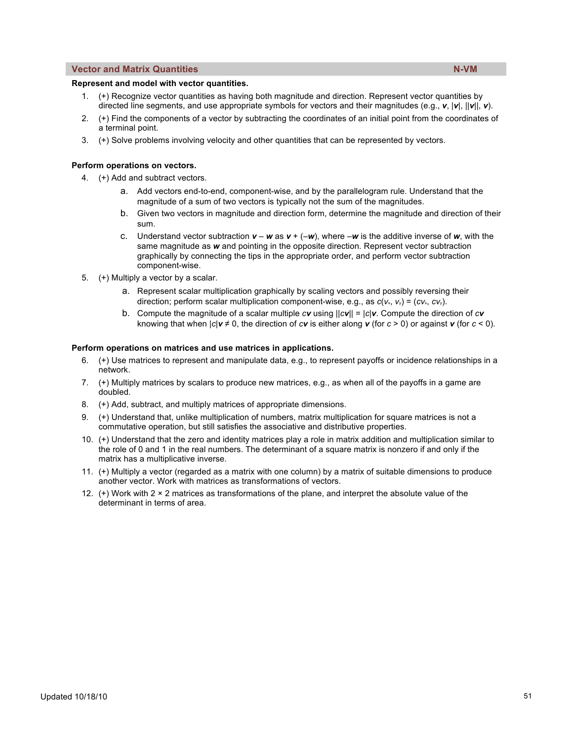## Vector and Matrix Quantities — N-VM

**Represent and model with vector quantities.**

1. (+) Recognize vector quantities as having both magnitude and direction. Represent vector quantities by directed line segments, and use appropriate symbols for vectors and their magnitudes (e.g., $\boldsymbol{v}$, $|\boldsymbol{v}|$, $||\boldsymbol{v}||$, $v$).
2. (+) Find the components of a vector by subtracting the coordinates of an initial point from the coordinates of a terminal point.
3. (+) Solve problems involving velocity and other quantities that can be represented by vectors.

**Perform operations on vectors.**

4. (+) Add and subtract vectors.
   a. Add vectors end-to-end, component-wise, and by the parallelogram rule. Understand that the magnitude of a sum of two vectors is typically not the sum of the magnitudes.
   b. Given two vectors in magnitude and direction form, determine the magnitude and direction of their sum.
   c. Understand vector subtraction $\boldsymbol{v} - \boldsymbol{w}$ as $\boldsymbol{v} + (-\boldsymbol{w})$, where $-\boldsymbol{w}$ is the additive inverse of $\boldsymbol{w}$, with the same magnitude as $\boldsymbol{w}$ and pointing in the opposite direction. Represent vector subtraction graphically by connecting the tips in the appropriate order, and perform vector subtraction component-wise.
5. (+) Multiply a vector by a scalar.
   a. Represent scalar multiplication graphically by scaling vectors and possibly reversing their direction; perform scalar multiplication component-wise, e.g., as $c(v_x, v_y) = (cv_x, cv_y)$.
   b. Compute the magnitude of a scalar multiple $c\boldsymbol{v}$ using $||c\boldsymbol{v}|| = |c|\boldsymbol{v}$. Compute the direction of $c\boldsymbol{v}$ knowing that when $|c|\boldsymbol{v} \neq 0$, the direction of $c\boldsymbol{v}$ is either along $\boldsymbol{v}$ (for $c > 0$) or against $\boldsymbol{v}$ (for $c < 0$).

**Perform operations on matrices and use matrices in applications.**

6. (+) Use matrices to represent and manipulate data, e.g., to represent payoffs or incidence relationships in a network.
7. (+) Multiply matrices by scalars to produce new matrices, e.g., as when all of the payoffs in a game are doubled.
8. (+) Add, subtract, and multiply matrices of appropriate dimensions.
9. (+) Understand that, unlike multiplication of numbers, matrix multiplication for square matrices is not a commutative operation, but still satisfies the associative and distributive properties.
10. (+) Understand that the zero and identity matrices play a role in matrix addition and multiplication similar to the role of 0 and 1 in the real numbers. The determinant of a square matrix is nonzero if and only if the matrix has a multiplicative inverse.
11. (+) Multiply a vector (regarded as a matrix with one column) by a matrix of suitable dimensions to produce another vector. Work with matrices as transformations of vectors.
12. (+) Work with $2 \times 2$ matrices as transformations of the plane, and interpret the absolute value of the determinant in terms of area.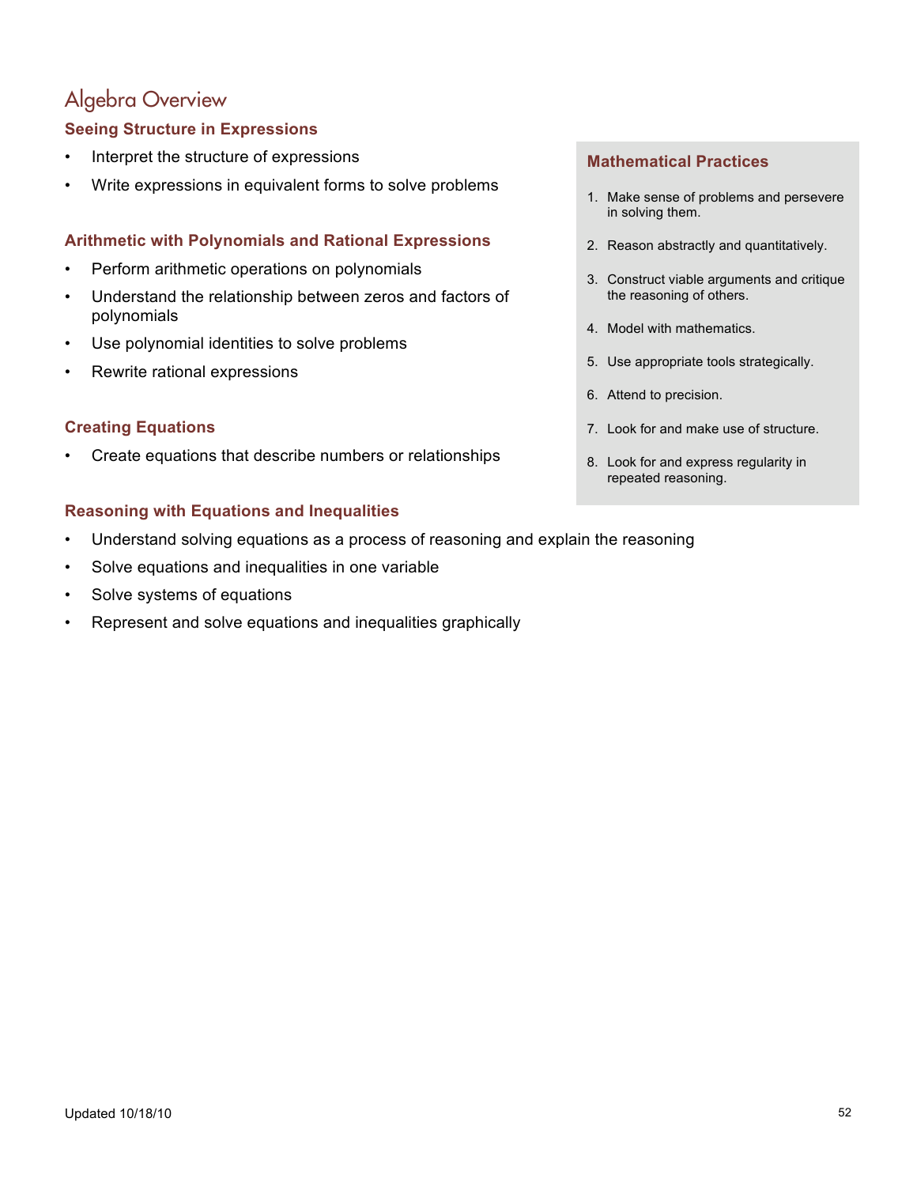# Algebra Overview

### Seeing Structure in Expressions

- Interpret the structure of expressions
- Write expressions in equivalent forms to solve problems

### Arithmetic with Polynomials and Rational Expressions

- Perform arithmetic operations on polynomials
- Understand the relationship between zeros and factors of polynomials
- Use polynomial identities to solve problems
- Rewrite rational expressions

### Creating Equations

- Create equations that describe numbers or relationships

### Reasoning with Equations and Inequalities

- Understand solving equations as a process of reasoning and explain the reasoning
- Solve equations and inequalities in one variable
- Solve systems of equations
- Represent and solve equations and inequalities graphically

### Mathematical Practices

1. Make sense of problems and persevere in solving them.
2. Reason abstractly and quantitatively.
3. Construct viable arguments and critique the reasoning of others.
4. Model with mathematics.
5. Use appropriate tools strategically.
6. Attend to precision.
7. Look for and make use of structure.
8. Look for and express regularity in repeated reasoning.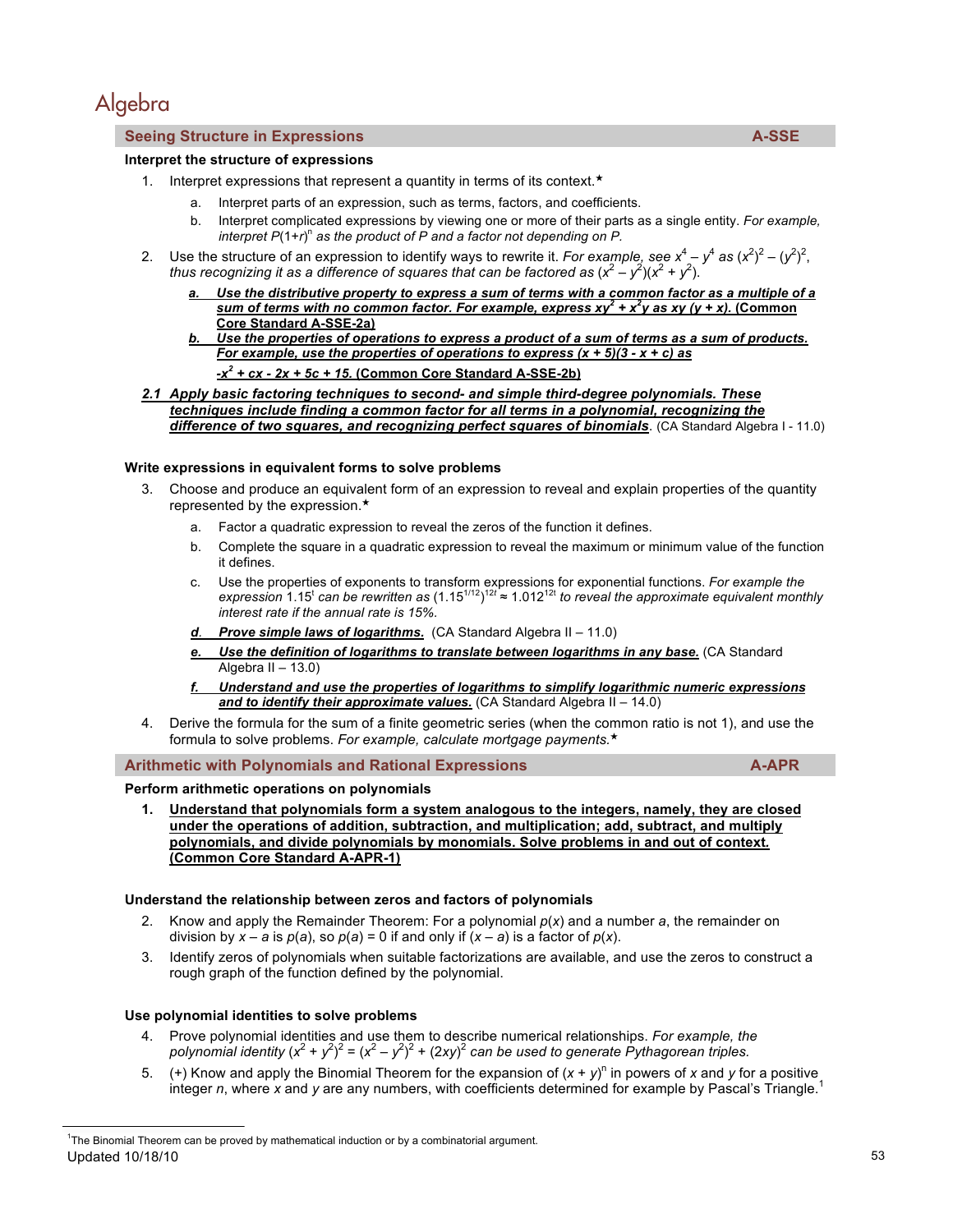# Algebra

## Seeing Structure in Expressions — A-SSE

**Interpret the structure of expressions**

1. Interpret expressions that represent a quantity in terms of its context.★
   a. Interpret parts of an expression, such as terms, factors, and coefficients.
   b. Interpret complicated expressions by viewing one or more of their parts as a single entity. *For example, interpret $P(1+r)^n$ as the product of P and a factor not depending on P.*
2. Use the structure of an expression to identify ways to rewrite it. *For example, see $x^4 - y^4$ as $(x^2)^2 - (y^2)^2$, thus recognizing it as a difference of squares that can be factored as $(x^2 - y^2)(x^2 + y^2)$.*
   ***a. Use the distributive property to express a sum of terms with a common factor as a multiple of a sum of terms with no common factor. For example, express $xy^2 + x^2y$ as $xy(y + x)$. (Common Core Standard A-SSE-2a)***
   ***b. Use the properties of operations to express a product of a sum of terms as a sum of products. For example, use the properties of operations to express $(x + 5)(3 - x + c)$ as $-x^2 + cx - 2x + 5c + 15$. (Common Core Standard A-SSE-2b)***

***2.1 Apply basic factoring techniques to second- and simple third-degree polynomials. These techniques include finding a common factor for all terms in a polynomial, recognizing the difference of two squares, and recognizing perfect squares of binomials.*** (CA Standard Algebra I - 11.0)

**Write expressions in equivalent forms to solve problems**

3. Choose and produce an equivalent form of an expression to reveal and explain properties of the quantity represented by the expression.★
   a. Factor a quadratic expression to reveal the zeros of the function it defines.
   b. Complete the square in a quadratic expression to reveal the maximum or minimum value of the function it defines.
   c. Use the properties of exponents to transform expressions for exponential functions. *For example the expression $1.15^t$ can be rewritten as $(1.15^{1/12})^{12t} \approx 1.012^{12t}$ to reveal the approximate equivalent monthly interest rate if the annual rate is 15%.*
   ***d. Prove simple laws of logarithms.*** (CA Standard Algebra II – 11.0)
   ***e. Use the definition of logarithms to translate between logarithms in any base.*** (CA Standard Algebra II – 13.0)
   ***f. Understand and use the properties of logarithms to simplify logarithmic numeric expressions and to identify their approximate values.*** (CA Standard Algebra II – 14.0)
4. Derive the formula for the sum of a finite geometric series (when the common ratio is not 1), and use the formula to solve problems. *For example, calculate mortgage payments.*★

## Arithmetic with Polynomials and Rational Expressions — A-APR

**Perform arithmetic operations on polynomials**

1. **Understand that polynomials form a system analogous to the integers, namely, they are closed under the operations of addition, subtraction, and multiplication; add, subtract, and multiply polynomials, and divide polynomials by monomials. Solve problems in and out of context. (Common Core Standard A-APR-1)**

**Understand the relationship between zeros and factors of polynomials**

2. Know and apply the Remainder Theorem: For a polynomial $p(x)$ and a number $a$, the remainder on division by $x - a$ is $p(a)$, so $p(a) = 0$ if and only if $(x - a)$ is a factor of $p(x)$.
3. Identify zeros of polynomials when suitable factorizations are available, and use the zeros to construct a rough graph of the function defined by the polynomial.

**Use polynomial identities to solve problems**

4. Prove polynomial identities and use them to describe numerical relationships. *For example, the polynomial identity $(x^2 + y^2)^2 = (x^2 - y^2)^2 + (2xy)^2$ can be used to generate Pythagorean triples.*
5. (+) Know and apply the Binomial Theorem for the expansion of $(x + y)^n$ in powers of $x$ and $y$ for a positive integer $n$, where $x$ and $y$ are any numbers, with coefficients determined for example by Pascal's Triangle.[1]

[1] The Binomial Theorem can be proved by mathematical induction or by a combinatorial argument.

Updated 10/18/10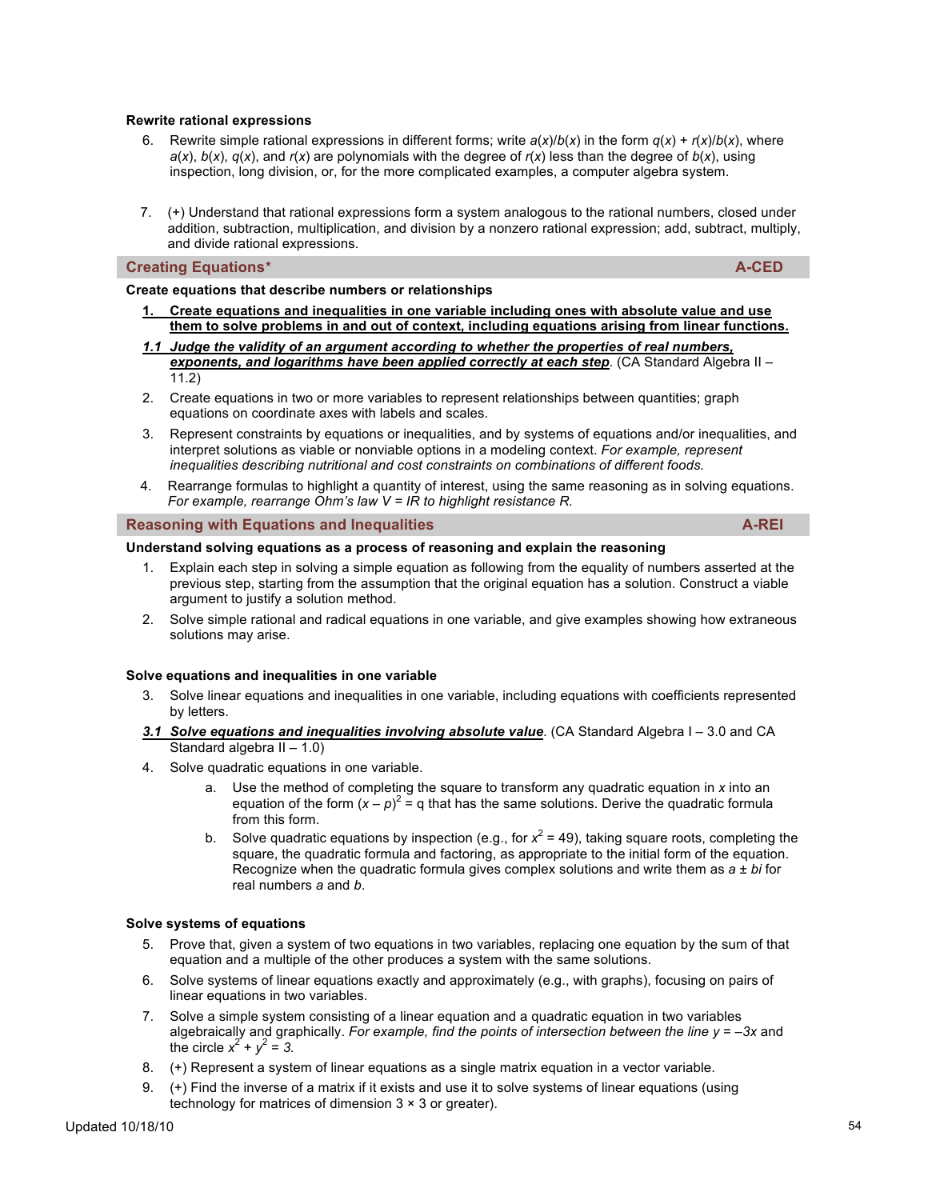**Rewrite rational expressions**

6. Rewrite simple rational expressions in different forms; write $a(x)/b(x)$ in the form $q(x) + r(x)/b(x)$, where $a(x)$, $b(x)$, $q(x)$, and $r(x)$ are polynomials with the degree of $r(x)$ less than the degree of $b(x)$, using inspection, long division, or, for the more complicated examples, a computer algebra system.

7. (+) Understand that rational expressions form a system analogous to the rational numbers, closed under addition, subtraction, multiplication, and division by a nonzero rational expression; add, subtract, multiply, and divide rational expressions.

## Creating Equations* A-CED

**Create equations that describe numbers or relationships**

1. **Create equations and inequalities in one variable including ones with absolute value and use them to solve problems in and out of context, including equations arising from linear functions.**

***1.1 Judge the validity of an argument according to whether the properties of real numbers, exponents, and logarithms have been applied correctly at each step***. (CA Standard Algebra II – 11.2)

2. Create equations in two or more variables to represent relationships between quantities; graph equations on coordinate axes with labels and scales.

3. Represent constraints by equations or inequalities, and by systems of equations and/or inequalities, and interpret solutions as viable or nonviable options in a modeling context. *For example, represent inequalities describing nutritional and cost constraints on combinations of different foods.*

4. Rearrange formulas to highlight a quantity of interest, using the same reasoning as in solving equations. *For example, rearrange Ohm's law V = IR to highlight resistance R.*

## Reasoning with Equations and Inequalities A-REI

**Understand solving equations as a process of reasoning and explain the reasoning**

1. Explain each step in solving a simple equation as following from the equality of numbers asserted at the previous step, starting from the assumption that the original equation has a solution. Construct a viable argument to justify a solution method.

2. Solve simple rational and radical equations in one variable, and give examples showing how extraneous solutions may arise.

**Solve equations and inequalities in one variable**

3. Solve linear equations and inequalities in one variable, including equations with coefficients represented by letters.

***3.1 Solve equations and inequalities involving absolute value***. (CA Standard Algebra I – 3.0 and CA Standard algebra II – 1.0)

4. Solve quadratic equations in one variable.
   a. Use the method of completing the square to transform any quadratic equation in $x$ into an equation of the form $(x – p)^2 = q$ that has the same solutions. Derive the quadratic formula from this form.
   b. Solve quadratic equations by inspection (e.g., for $x^2 = 49$), taking square roots, completing the square, the quadratic formula and factoring, as appropriate to the initial form of the equation. Recognize when the quadratic formula gives complex solutions and write them as $a \pm bi$ for real numbers $a$ and $b$.

**Solve systems of equations**

5. Prove that, given a system of two equations in two variables, replacing one equation by the sum of that equation and a multiple of the other produces a system with the same solutions.

6. Solve systems of linear equations exactly and approximately (e.g., with graphs), focusing on pairs of linear equations in two variables.

7. Solve a simple system consisting of a linear equation and a quadratic equation in two variables algebraically and graphically. *For example, find the points of intersection between the line $y = –3x$ and the circle $x^2 + y^2 = 3$.*

8. (+) Represent a system of linear equations as a single matrix equation in a vector variable.

9. (+) Find the inverse of a matrix if it exists and use it to solve systems of linear equations (using technology for matrices of dimension 3 × 3 or greater).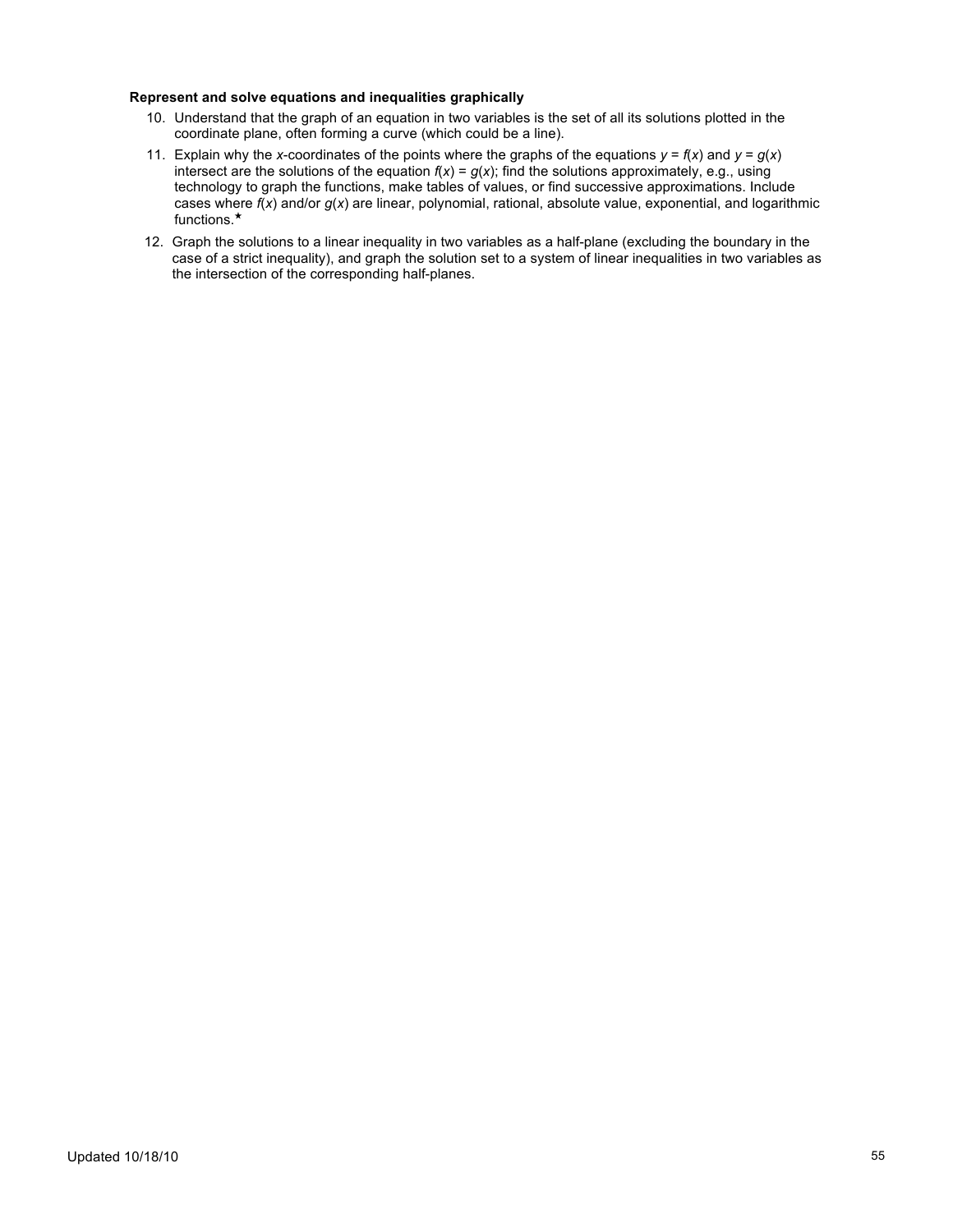**Represent and solve equations and inequalities graphically**

10. Understand that the graph of an equation in two variables is the set of all its solutions plotted in the coordinate plane, often forming a curve (which could be a line).
11. Explain why the $x$-coordinates of the points where the graphs of the equations $y = f(x)$ and $y = g(x)$ intersect are the solutions of the equation $f(x) = g(x)$; find the solutions approximately, e.g., using technology to graph the functions, make tables of values, or find successive approximations. Include cases where $f(x)$ and/or $g(x)$ are linear, polynomial, rational, absolute value, exponential, and logarithmic functions.★
12. Graph the solutions to a linear inequality in two variables as a half-plane (excluding the boundary in the case of a strict inequality), and graph the solution set to a system of linear inequalities in two variables as the intersection of the corresponding half-planes.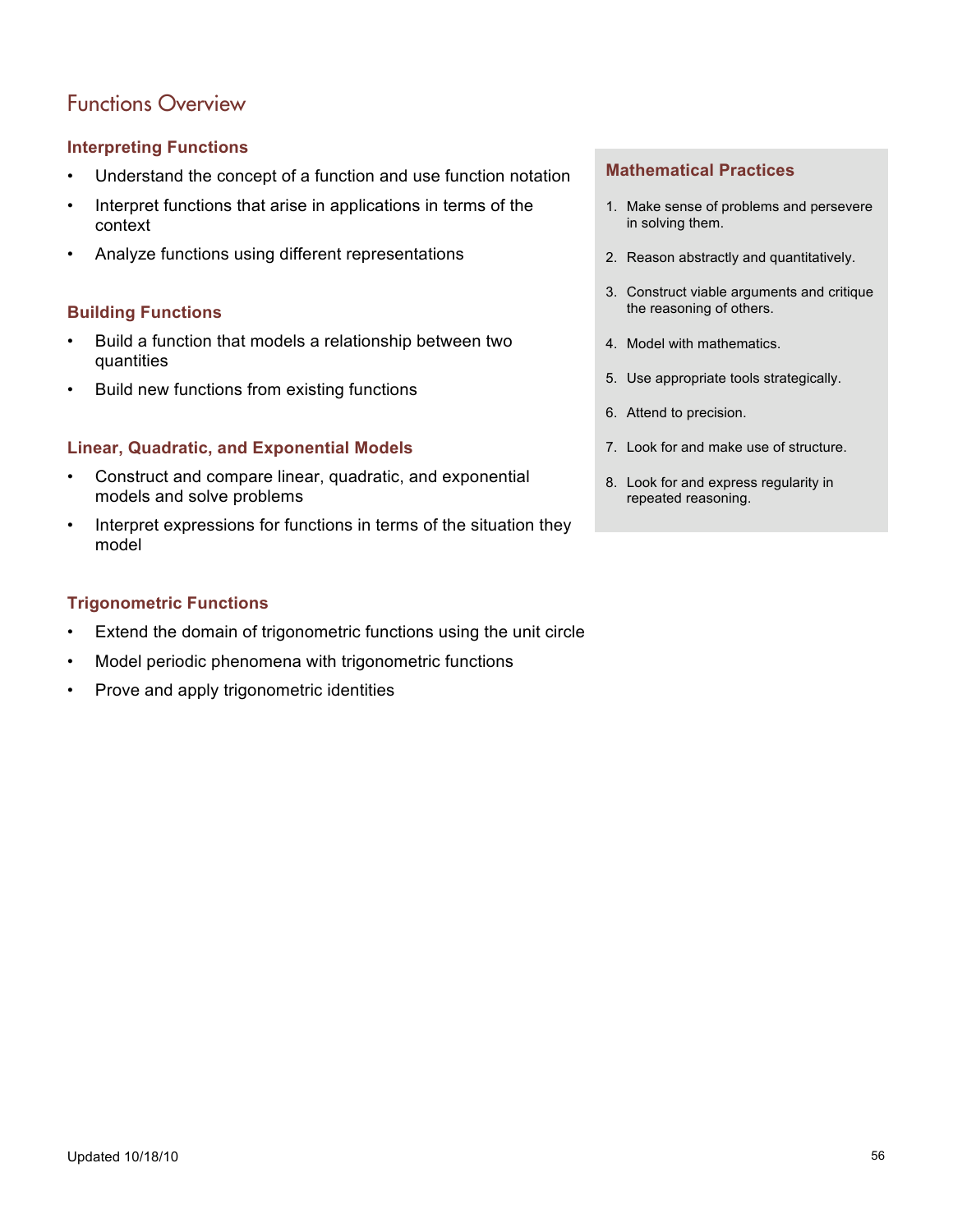# Functions Overview

### Interpreting Functions

- Understand the concept of a function and use function notation
- Interpret functions that arise in applications in terms of the context
- Analyze functions using different representations

### Building Functions

- Build a function that models a relationship between two quantities
- Build new functions from existing functions

### Linear, Quadratic, and Exponential Models

- Construct and compare linear, quadratic, and exponential models and solve problems
- Interpret expressions for functions in terms of the situation they model

### Trigonometric Functions

- Extend the domain of trigonometric functions using the unit circle
- Model periodic phenomena with trigonometric functions
- Prove and apply trigonometric identities

### Mathematical Practices

1. Make sense of problems and persevere in solving them.
2. Reason abstractly and quantitatively.
3. Construct viable arguments and critique the reasoning of others.
4. Model with mathematics.
5. Use appropriate tools strategically.
6. Attend to precision.
7. Look for and make use of structure.
8. Look for and express regularity in repeated reasoning.

Updated 10/18/10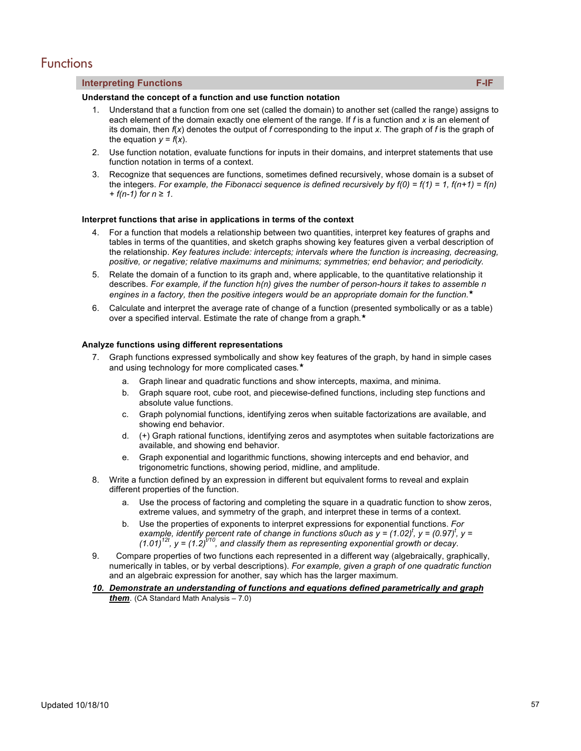# Functions

## Interpreting Functions F-IF

**Understand the concept of a function and use function notation**

1. Understand that a function from one set (called the domain) to another set (called the range) assigns to each element of the domain exactly one element of the range. If $f$ is a function and $x$ is an element of its domain, then $f(x)$ denotes the output of $f$ corresponding to the input $x$. The graph of $f$ is the graph of the equation $y = f(x)$.
2. Use function notation, evaluate functions for inputs in their domains, and interpret statements that use function notation in terms of a context.
3. Recognize that sequences are functions, sometimes defined recursively, whose domain is a subset of the integers. *For example, the Fibonacci sequence is defined recursively by $f(0) = f(1) = 1$, $f(n+1) = f(n) + f(n-1)$ for $n \geq 1$.*

**Interpret functions that arise in applications in terms of the context**

4. For a function that models a relationship between two quantities, interpret key features of graphs and tables in terms of the quantities, and sketch graphs showing key features given a verbal description of the relationship. *Key features include: intercepts; intervals where the function is increasing, decreasing, positive, or negative; relative maximums and minimums; symmetries; end behavior; and periodicity.*
5. Relate the domain of a function to its graph and, where applicable, to the quantitative relationship it describes. *For example, if the function $h(n)$ gives the number of person-hours it takes to assemble $n$ engines in a factory, then the positive integers would be an appropriate domain for the function.★*
6. Calculate and interpret the average rate of change of a function (presented symbolically or as a table) over a specified interval. Estimate the rate of change from a graph.★

**Analyze functions using different representations**

7. Graph functions expressed symbolically and show key features of the graph, by hand in simple cases and using technology for more complicated cases.★
   a. Graph linear and quadratic functions and show intercepts, maxima, and minima.
   b. Graph square root, cube root, and piecewise-defined functions, including step functions and absolute value functions.
   c. Graph polynomial functions, identifying zeros when suitable factorizations are available, and showing end behavior.
   d. (+) Graph rational functions, identifying zeros and asymptotes when suitable factorizations are available, and showing end behavior.
   e. Graph exponential and logarithmic functions, showing intercepts and end behavior, and trigonometric functions, showing period, midline, and amplitude.
8. Write a function defined by an expression in different but equivalent forms to reveal and explain different properties of the function.
   a. Use the process of factoring and completing the square in a quadratic function to show zeros, extreme values, and symmetry of the graph, and interpret these in terms of a context.
   b. Use the properties of exponents to interpret expressions for exponential functions. *For example, identify percent rate of change in functions s0uch as $y = (1.02)^t$, $y = (0.97)^t$, $y = (1.01)^{12t}$, $y = (1.2)^{t/10}$, and classify them as representing exponential growth or decay.*
9. Compare properties of two functions each represented in a different way (algebraically, graphically, numerically in tables, or by verbal descriptions). *For example, given a graph of one quadratic function and an algebraic expression for another, say which has the larger maximum.*
10. ***Demonstrate an understanding of functions and equations defined parametrically and graph them***. (CA Standard Math Analysis – 7.0)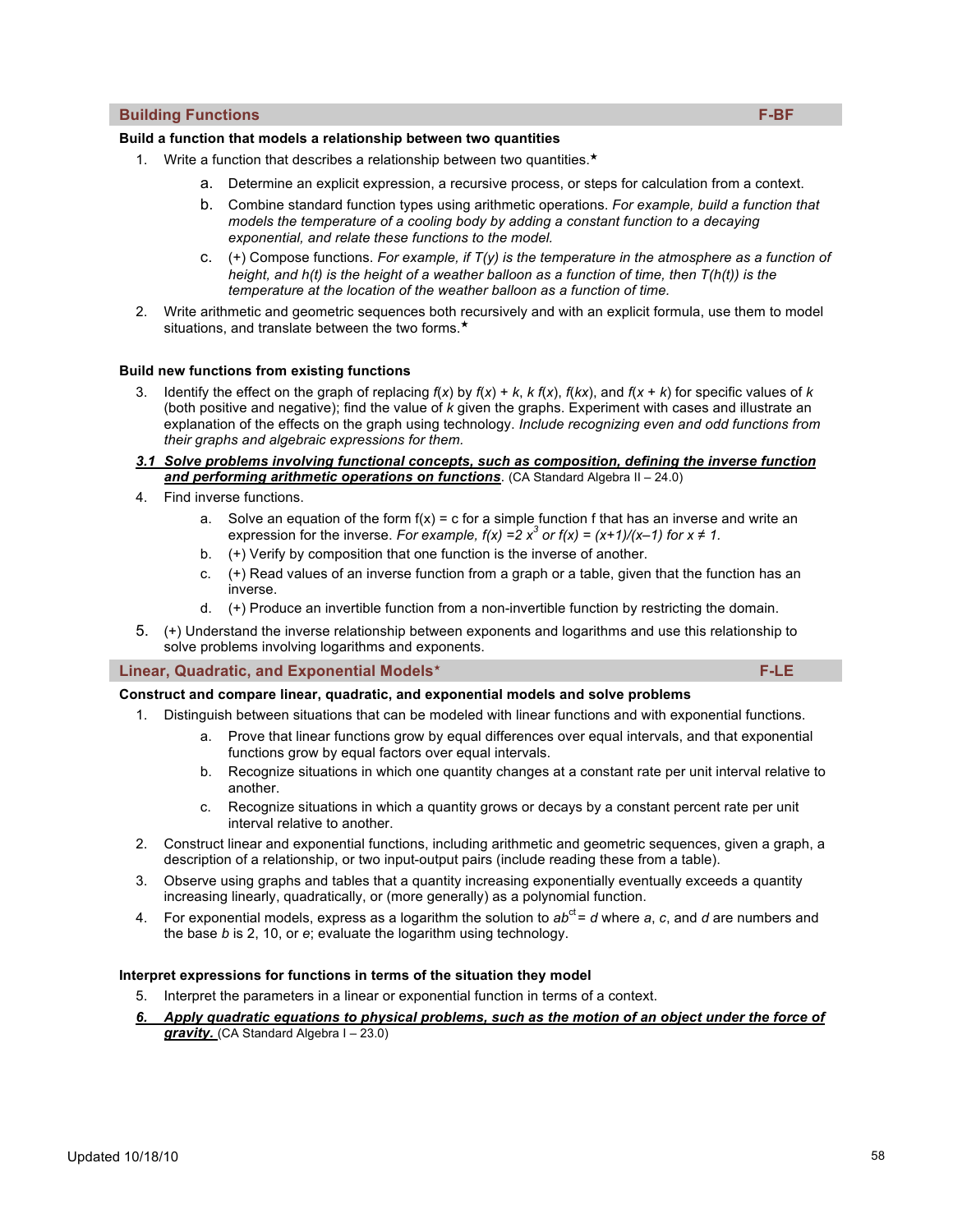## Building Functions F-BF

**Build a function that models a relationship between two quantities**

1. Write a function that describes a relationship between two quantities.★
   - a. Determine an explicit expression, a recursive process, or steps for calculation from a context.
   - b. Combine standard function types using arithmetic operations. *For example, build a function that models the temperature of a cooling body by adding a constant function to a decaying exponential, and relate these functions to the model.*
   - c. (+) Compose functions. *For example, if T(y) is the temperature in the atmosphere as a function of height, and h(t) is the height of a weather balloon as a function of time, then T(h(t)) is the temperature at the location of the weather balloon as a function of time.*
2. Write arithmetic and geometric sequences both recursively and with an explicit formula, use them to model situations, and translate between the two forms.★

**Build new functions from existing functions**

3. Identify the effect on the graph of replacing $f(x)$ by $f(x) + k$, $k\,f(x)$, $f(kx)$, and $f(x + k)$ for specific values of $k$ (both positive and negative); find the value of $k$ given the graphs. Experiment with cases and illustrate an explanation of the effects on the graph using technology. *Include recognizing even and odd functions from their graphs and algebraic expressions for them.*

***3.1 Solve problems involving functional concepts, such as composition, defining the inverse function and performing arithmetic operations on functions***. (CA Standard Algebra II – 24.0)

4. Find inverse functions.
   - a. Solve an equation of the form f(x) = c for a simple function f that has an inverse and write an expression for the inverse. *For example,* $f(x) = 2x^3$ *or* $f(x) = (x+1)/(x–1)$ *for* $x \neq 1$.
   - b. (+) Verify by composition that one function is the inverse of another.
   - c. (+) Read values of an inverse function from a graph or a table, given that the function has an inverse.
   - d. (+) Produce an invertible function from a non-invertible function by restricting the domain.
5. (+) Understand the inverse relationship between exponents and logarithms and use this relationship to solve problems involving logarithms and exponents.

## Linear, Quadratic, and Exponential Models* F-LE

**Construct and compare linear, quadratic, and exponential models and solve problems**

1. Distinguish between situations that can be modeled with linear functions and with exponential functions.
   - a. Prove that linear functions grow by equal differences over equal intervals, and that exponential functions grow by equal factors over equal intervals.
   - b. Recognize situations in which one quantity changes at a constant rate per unit interval relative to another.
   - c. Recognize situations in which a quantity grows or decays by a constant percent rate per unit interval relative to another.
2. Construct linear and exponential functions, including arithmetic and geometric sequences, given a graph, a description of a relationship, or two input-output pairs (include reading these from a table).
3. Observe using graphs and tables that a quantity increasing exponentially eventually exceeds a quantity increasing linearly, quadratically, or (more generally) as a polynomial function.
4. For exponential models, express as a logarithm the solution to $ab^{ct} = d$ where $a$, $c$, and $d$ are numbers and the base $b$ is 2, 10, or $e$; evaluate the logarithm using technology.

**Interpret expressions for functions in terms of the situation they model**

5. Interpret the parameters in a linear or exponential function in terms of a context.

***6. Apply quadratic equations to physical problems, such as the motion of an object under the force of gravity.*** (CA Standard Algebra I – 23.0)

Updated 10/18/10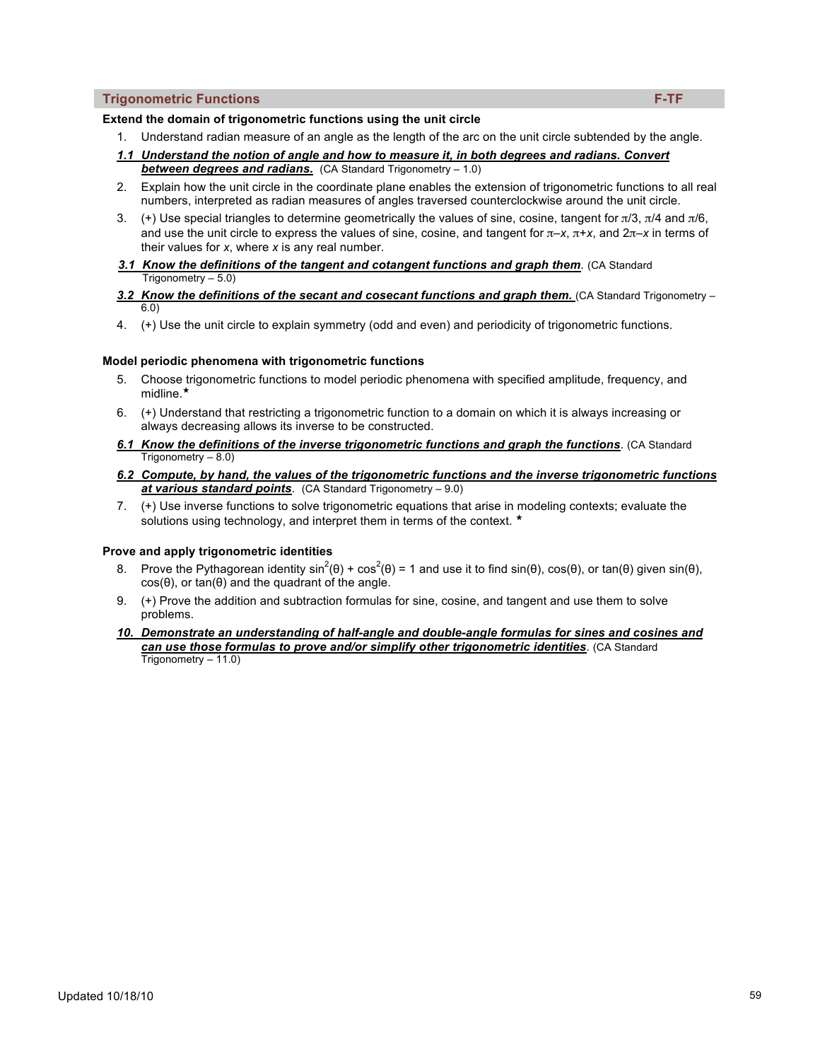## Trigonometric Functions F-TF

**Extend the domain of trigonometric functions using the unit circle**

1. Understand radian measure of an angle as the length of the arc on the unit circle subtended by the angle.

***1.1 Understand the notion of angle and how to measure it, in both degrees and radians. Convert between degrees and radians.*** (CA Standard Trigonometry – 1.0)

2. Explain how the unit circle in the coordinate plane enables the extension of trigonometric functions to all real numbers, interpreted as radian measures of angles traversed counterclockwise around the unit circle.

3. (+) Use special triangles to determine geometrically the values of sine, cosine, tangent for $\pi/3$, $\pi/4$ and $\pi/6$, and use the unit circle to express the values of sine, cosine, and tangent for $\pi - x$, $\pi + x$, and $2\pi - x$ in terms of their values for $x$, where $x$ is any real number.

***3.1 Know the definitions of the tangent and cotangent functions and graph them***. (CA Standard Trigonometry – 5.0)

***3.2 Know the definitions of the secant and cosecant functions and graph them.*** (CA Standard Trigonometry – 6.0)

4. (+) Use the unit circle to explain symmetry (odd and even) and periodicity of trigonometric functions.

**Model periodic phenomena with trigonometric functions**

5. Choose trigonometric functions to model periodic phenomena with specified amplitude, frequency, and midline.★

6. (+) Understand that restricting a trigonometric function to a domain on which it is always increasing or always decreasing allows its inverse to be constructed.

***6.1 Know the definitions of the inverse trigonometric functions and graph the functions***. (CA Standard Trigonometry – 8.0)

***6.2 Compute, by hand, the values of the trigonometric functions and the inverse trigonometric functions at various standard points***. (CA Standard Trigonometry – 9.0)

7. (+) Use inverse functions to solve trigonometric equations that arise in modeling contexts; evaluate the solutions using technology, and interpret them in terms of the context. ★

**Prove and apply trigonometric identities**

8. Prove the Pythagorean identity $\sin^2(\theta) + \cos^2(\theta) = 1$ and use it to find $\sin(\theta)$, $\cos(\theta)$, or $\tan(\theta)$ given $\sin(\theta)$, $\cos(\theta)$, or $\tan(\theta)$ and the quadrant of the angle.

9. (+) Prove the addition and subtraction formulas for sine, cosine, and tangent and use them to solve problems.

***10. Demonstrate an understanding of half-angle and double-angle formulas for sines and cosines and can use those formulas to prove and/or simplify other trigonometric identities***. (CA Standard Trigonometry – 11.0)

Updated 10/18/10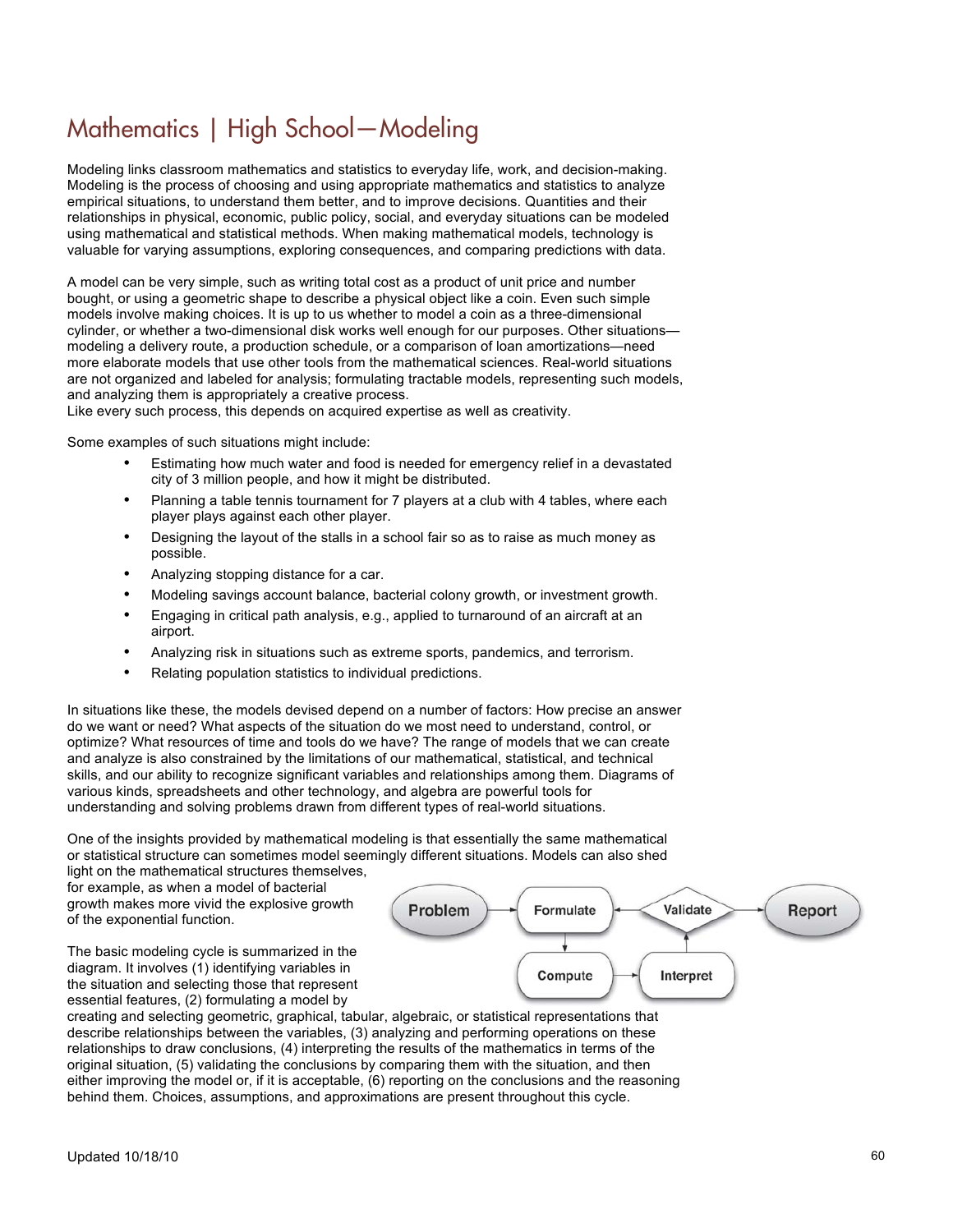# Mathematics | High School—Modeling

Modeling links classroom mathematics and statistics to everyday life, work, and decision-making. Modeling is the process of choosing and using appropriate mathematics and statistics to analyze empirical situations, to understand them better, and to improve decisions. Quantities and their relationships in physical, economic, public policy, social, and everyday situations can be modeled using mathematical and statistical methods. When making mathematical models, technology is valuable for varying assumptions, exploring consequences, and comparing predictions with data.

A model can be very simple, such as writing total cost as a product of unit price and number bought, or using a geometric shape to describe a physical object like a coin. Even such simple models involve making choices. It is up to us whether to model a coin as a three-dimensional cylinder, or whether a two-dimensional disk works well enough for our purposes. Other situations—modeling a delivery route, a production schedule, or a comparison of loan amortizations—need more elaborate models that use other tools from the mathematical sciences. Real-world situations are not organized and labeled for analysis; formulating tractable models, representing such models, and analyzing them is appropriately a creative process.
Like every such process, this depends on acquired expertise as well as creativity.

Some examples of such situations might include:

- Estimating how much water and food is needed for emergency relief in a devastated city of 3 million people, and how it might be distributed.
- Planning a table tennis tournament for 7 players at a club with 4 tables, where each player plays against each other player.
- Designing the layout of the stalls in a school fair so as to raise as much money as possible.
- Analyzing stopping distance for a car.
- Modeling savings account balance, bacterial colony growth, or investment growth.
- Engaging in critical path analysis, e.g., applied to turnaround of an aircraft at an airport.
- Analyzing risk in situations such as extreme sports, pandemics, and terrorism.
- Relating population statistics to individual predictions.

In situations like these, the models devised depend on a number of factors: How precise an answer do we want or need? What aspects of the situation do we most need to understand, control, or optimize? What resources of time and tools do we have? The range of models that we can create and analyze is also constrained by the limitations of our mathematical, statistical, and technical skills, and our ability to recognize significant variables and relationships among them. Diagrams of various kinds, spreadsheets and other technology, and algebra are powerful tools for understanding and solving problems drawn from different types of real-world situations.

One of the insights provided by mathematical modeling is that essentially the same mathematical or statistical structure can sometimes model seemingly different situations. Models can also shed light on the mathematical structures themselves, for example, as when a model of bacterial growth makes more vivid the explosive growth of the exponential function.

Problem → Formulate → Compute → Interpret → Validate → Report (Validate → Formulate)

The basic modeling cycle is summarized in the diagram. It involves (1) identifying variables in the situation and selecting those that represent essential features, (2) formulating a model by creating and selecting geometric, graphical, tabular, algebraic, or statistical representations that describe relationships between the variables, (3) analyzing and performing operations on these relationships to draw conclusions, (4) interpreting the results of the mathematics in terms of the original situation, (5) validating the conclusions by comparing them with the situation, and then either improving the model or, if it is acceptable, (6) reporting on the conclusions and the reasoning behind them. Choices, assumptions, and approximations are present throughout this cycle.

Updated 10/18/10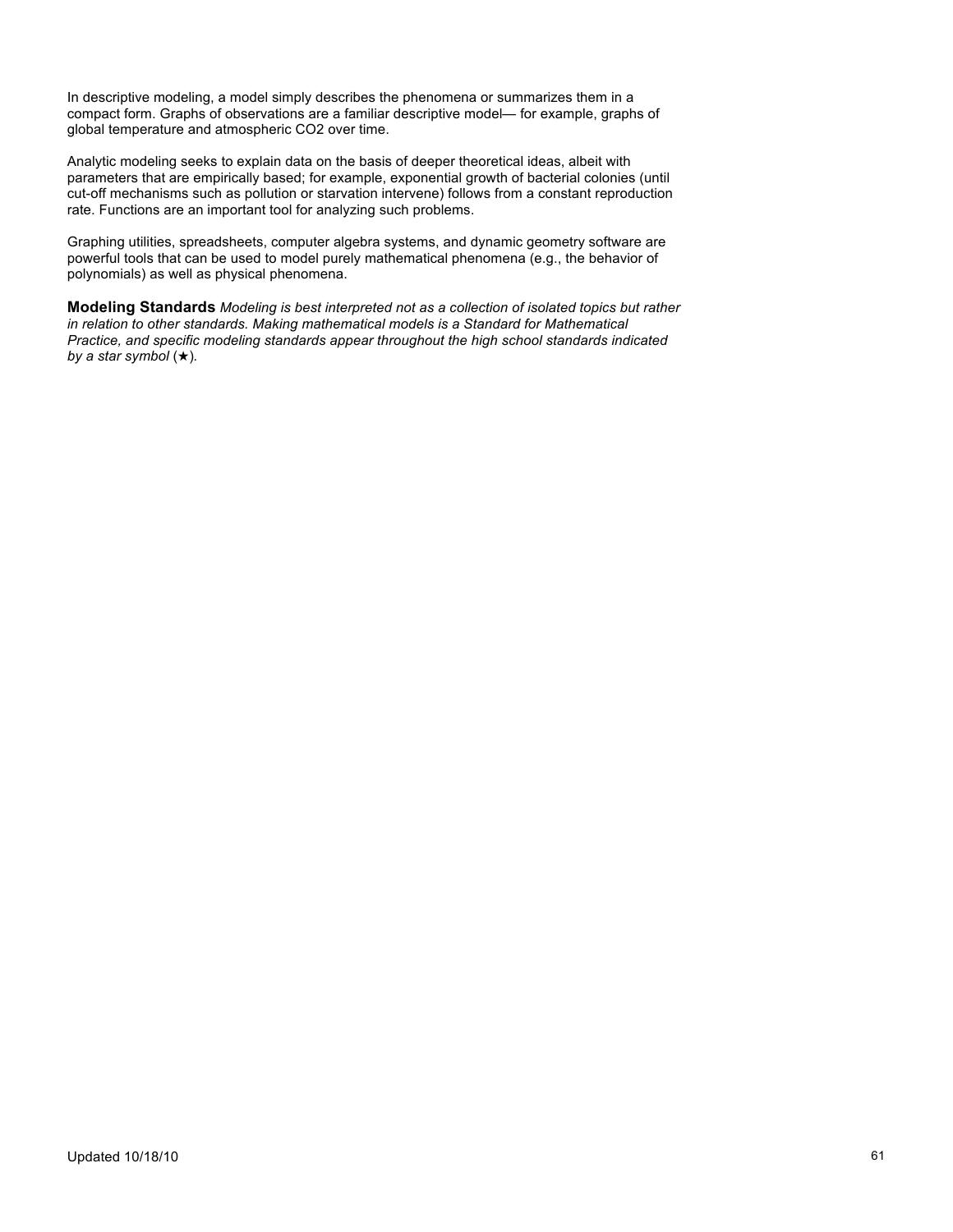In descriptive modeling, a model simply describes the phenomena or summarizes them in a compact form. Graphs of observations are a familiar descriptive model— for example, graphs of global temperature and atmospheric $CO_2$ over time.

Analytic modeling seeks to explain data on the basis of deeper theoretical ideas, albeit with parameters that are empirically based; for example, exponential growth of bacterial colonies (until cut-off mechanisms such as pollution or starvation intervene) follows from a constant reproduction rate. Functions are an important tool for analyzing such problems.

Graphing utilities, spreadsheets, computer algebra systems, and dynamic geometry software are powerful tools that can be used to model purely mathematical phenomena (e.g., the behavior of polynomials) as well as physical phenomena.

**Modeling Standards** *Modeling is best interpreted not as a collection of isolated topics but rather in relation to other standards. Making mathematical models is a Standard for Mathematical Practice, and specific modeling standards appear throughout the high school standards indicated by a star symbol* (★)*.*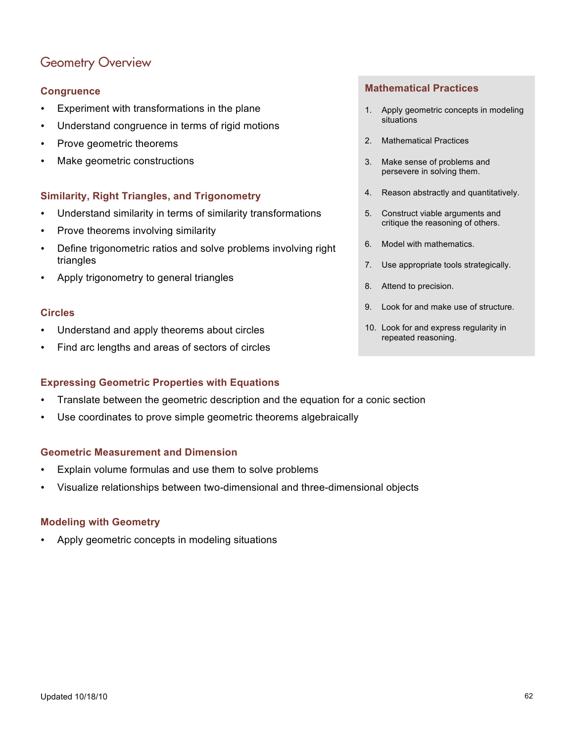# Geometry Overview

### Congruence

- Experiment with transformations in the plane
- Understand congruence in terms of rigid motions
- Prove geometric theorems
- Make geometric constructions

### Similarity, Right Triangles, and Trigonometry

- Understand similarity in terms of similarity transformations
- Prove theorems involving similarity
- Define trigonometric ratios and solve problems involving right triangles
- Apply trigonometry to general triangles

### Circles

- Understand and apply theorems about circles
- Find arc lengths and areas of sectors of circles

### Expressing Geometric Properties with Equations

- Translate between the geometric description and the equation for a conic section
- Use coordinates to prove simple geometric theorems algebraically

### Geometric Measurement and Dimension

- Explain volume formulas and use them to solve problems
- Visualize relationships between two-dimensional and three-dimensional objects

### Modeling with Geometry

- Apply geometric concepts in modeling situations

### Mathematical Practices

1. Apply geometric concepts in modeling situations
2. Mathematical Practices
3. Make sense of problems and persevere in solving them.
4. Reason abstractly and quantitatively.
5. Construct viable arguments and critique the reasoning of others.
6. Model with mathematics.
7. Use appropriate tools strategically.
8. Attend to precision.
9. Look for and make use of structure.
10. Look for and express regularity in repeated reasoning.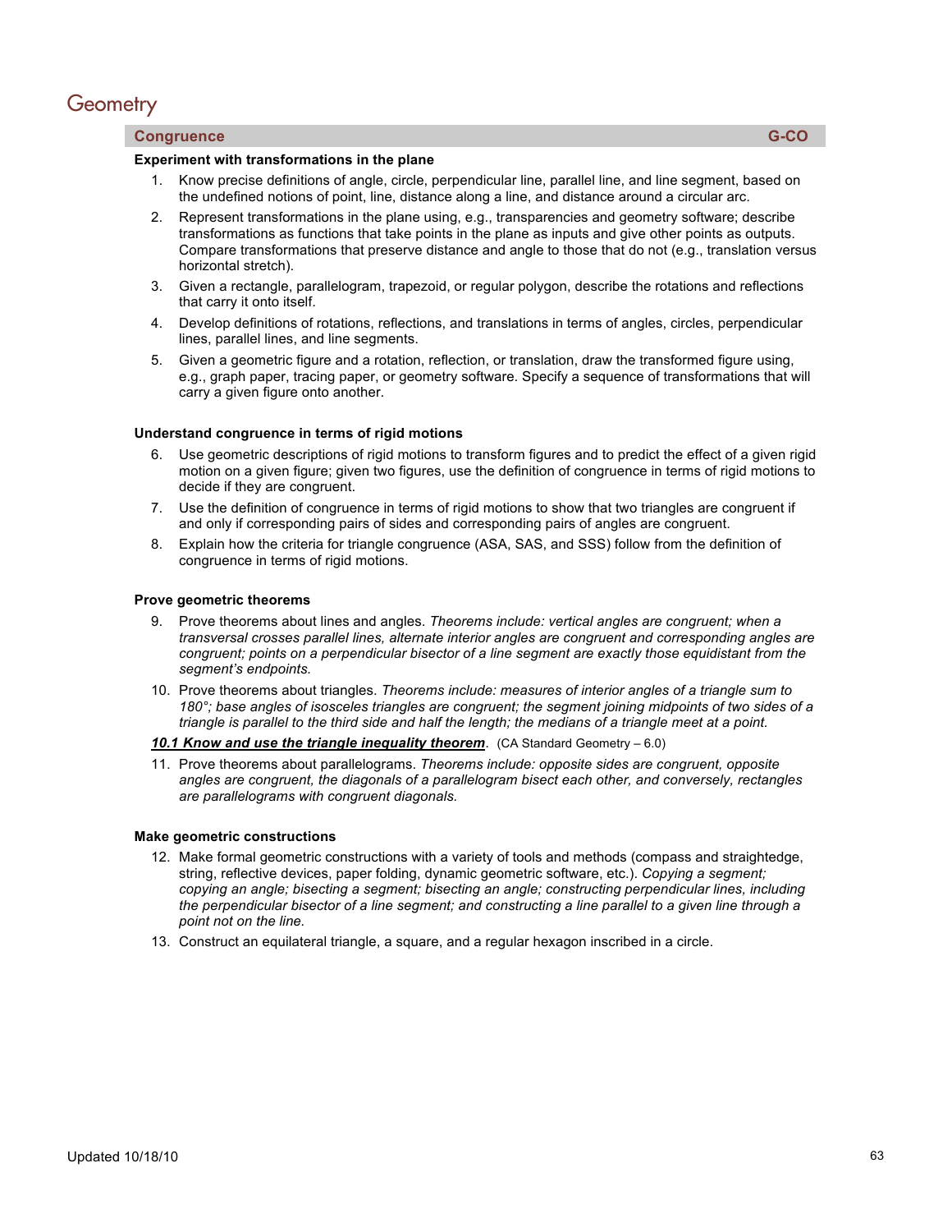# Geometry

## Congruence — G-CO

**Experiment with transformations in the plane**

1. Know precise definitions of angle, circle, perpendicular line, parallel line, and line segment, based on the undefined notions of point, line, distance along a line, and distance around a circular arc.
2. Represent transformations in the plane using, e.g., transparencies and geometry software; describe transformations as functions that take points in the plane as inputs and give other points as outputs. Compare transformations that preserve distance and angle to those that do not (e.g., translation versus horizontal stretch).
3. Given a rectangle, parallelogram, trapezoid, or regular polygon, describe the rotations and reflections that carry it onto itself.
4. Develop definitions of rotations, reflections, and translations in terms of angles, circles, perpendicular lines, parallel lines, and line segments.
5. Given a geometric figure and a rotation, reflection, or translation, draw the transformed figure using, e.g., graph paper, tracing paper, or geometry software. Specify a sequence of transformations that will carry a given figure onto another.

**Understand congruence in terms of rigid motions**

6. Use geometric descriptions of rigid motions to transform figures and to predict the effect of a given rigid motion on a given figure; given two figures, use the definition of congruence in terms of rigid motions to decide if they are congruent.
7. Use the definition of congruence in terms of rigid motions to show that two triangles are congruent if and only if corresponding pairs of sides and corresponding pairs of angles are congruent.
8. Explain how the criteria for triangle congruence (ASA, SAS, and SSS) follow from the definition of congruence in terms of rigid motions.

**Prove geometric theorems**

9. Prove theorems about lines and angles. *Theorems include: vertical angles are congruent; when a transversal crosses parallel lines, alternate interior angles are congruent and corresponding angles are congruent; points on a perpendicular bisector of a line segment are exactly those equidistant from the segment's endpoints.*
10. Prove theorems about triangles. *Theorems include: measures of interior angles of a triangle sum to 180°; base angles of isosceles triangles are congruent; the segment joining midpoints of two sides of a triangle is parallel to the third side and half the length; the medians of a triangle meet at a point.*

    ***<u>10.1 Know and use the triangle inequality theorem</u>***. (CA Standard Geometry – 6.0)

11. Prove theorems about parallelograms. *Theorems include: opposite sides are congruent, opposite angles are congruent, the diagonals of a parallelogram bisect each other, and conversely, rectangles are parallelograms with congruent diagonals.*

**Make geometric constructions**

12. Make formal geometric constructions with a variety of tools and methods (compass and straightedge, string, reflective devices, paper folding, dynamic geometric software, etc.). *Copying a segment; copying an angle; bisecting a segment; bisecting an angle; constructing perpendicular lines, including the perpendicular bisector of a line segment; and constructing a line parallel to a given line through a point not on the line.*
13. Construct an equilateral triangle, a square, and a regular hexagon inscribed in a circle.

Updated 10/18/10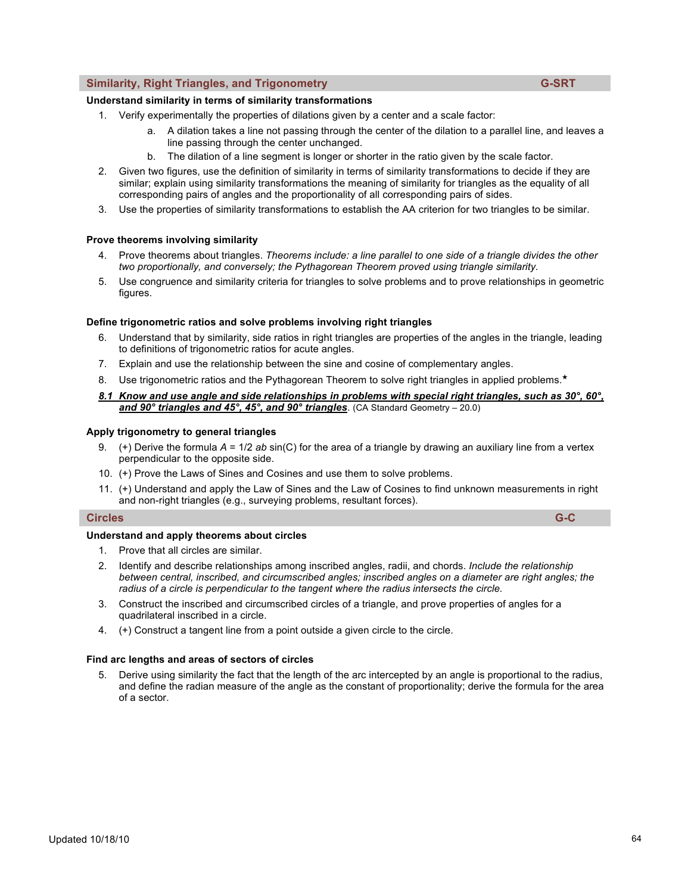## Similarity, Right Triangles, and Trigonometry — G-SRT

**Understand similarity in terms of similarity transformations**

1. Verify experimentally the properties of dilations given by a center and a scale factor:
   a. A dilation takes a line not passing through the center of the dilation to a parallel line, and leaves a line passing through the center unchanged.
   b. The dilation of a line segment is longer or shorter in the ratio given by the scale factor.
2. Given two figures, use the definition of similarity in terms of similarity transformations to decide if they are similar; explain using similarity transformations the meaning of similarity for triangles as the equality of all corresponding pairs of angles and the proportionality of all corresponding pairs of sides.
3. Use the properties of similarity transformations to establish the AA criterion for two triangles to be similar.

**Prove theorems involving similarity**

4. Prove theorems about triangles. *Theorems include: a line parallel to one side of a triangle divides the other two proportionally, and conversely; the Pythagorean Theorem proved using triangle similarity.*
5. Use congruence and similarity criteria for triangles to solve problems and to prove relationships in geometric figures.

**Define trigonometric ratios and solve problems involving right triangles**

6. Understand that by similarity, side ratios in right triangles are properties of the angles in the triangle, leading to definitions of trigonometric ratios for acute angles.
7. Explain and use the relationship between the sine and cosine of complementary angles.
8. Use trigonometric ratios and the Pythagorean Theorem to solve right triangles in applied problems.★

***8.1 Know and use angle and side relationships in problems with special right triangles, such as 30°, 60°, and 90° triangles and 45°, 45°, and 90° triangles***. (CA Standard Geometry – 20.0)

**Apply trigonometry to general triangles**

9. (+) Derive the formula $A = 1/2\ ab \sin(C)$ for the area of a triangle by drawing an auxiliary line from a vertex perpendicular to the opposite side.
10. (+) Prove the Laws of Sines and Cosines and use them to solve problems.
11. (+) Understand and apply the Law of Sines and the Law of Cosines to find unknown measurements in right and non-right triangles (e.g., surveying problems, resultant forces).

## Circles — G-C

**Understand and apply theorems about circles**

1. Prove that all circles are similar.
2. Identify and describe relationships among inscribed angles, radii, and chords. *Include the relationship between central, inscribed, and circumscribed angles; inscribed angles on a diameter are right angles; the radius of a circle is perpendicular to the tangent where the radius intersects the circle.*
3. Construct the inscribed and circumscribed circles of a triangle, and prove properties of angles for a quadrilateral inscribed in a circle.
4. (+) Construct a tangent line from a point outside a given circle to the circle.

**Find arc lengths and areas of sectors of circles**

5. Derive using similarity the fact that the length of the arc intercepted by an angle is proportional to the radius, and define the radian measure of the angle as the constant of proportionality; derive the formula for the area of a sector.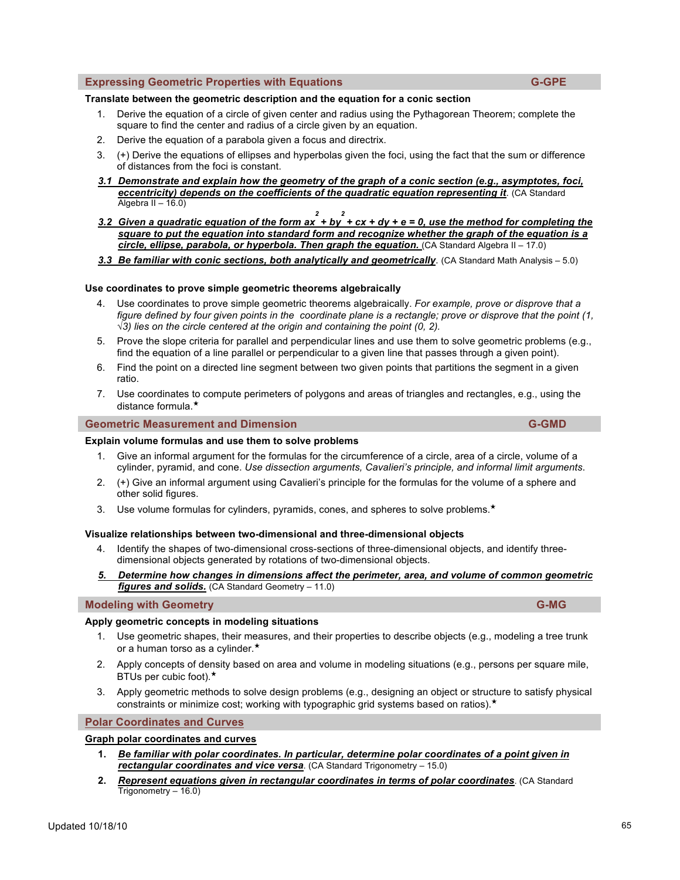## Expressing Geometric Properties with Equations G-GPE

**Translate between the geometric description and the equation for a conic section**

1. Derive the equation of a circle of given center and radius using the Pythagorean Theorem; complete the square to find the center and radius of a circle given by an equation.
2. Derive the equation of a parabola given a focus and directrix.
3. (+) Derive the equations of ellipses and hyperbolas given the foci, using the fact that the sum or difference of distances from the foci is constant.

***3.1 Demonstrate and explain how the geometry of the graph of a conic section (e.g., asymptotes, foci, eccentricity) depends on the coefficients of the quadratic equation representing it*.** (CA Standard Algebra II – 16.0)

***3.2 Given a quadratic equation of the form $ax^2 + by^2 + cx + dy + e = 0$, use the method for completing the square to put the equation into standard form and recognize whether the graph of the equation is a circle, ellipse, parabola, or hyperbola. Then graph the equation.*** (CA Standard Algebra II – 17.0)

***3.3 Be familiar with conic sections, both analytically and geometrically*.** (CA Standard Math Analysis – 5.0)

**Use coordinates to prove simple geometric theorems algebraically**

4. Use coordinates to prove simple geometric theorems algebraically. *For example, prove or disprove that a figure defined by four given points in the coordinate plane is a rectangle; prove or disprove that the point (1, √3) lies on the circle centered at the origin and containing the point (0, 2).*
5. Prove the slope criteria for parallel and perpendicular lines and use them to solve geometric problems (e.g., find the equation of a line parallel or perpendicular to a given line that passes through a given point).
6. Find the point on a directed line segment between two given points that partitions the segment in a given ratio.
7. Use coordinates to compute perimeters of polygons and areas of triangles and rectangles, e.g., using the distance formula.★

## Geometric Measurement and Dimension G-GMD

**Explain volume formulas and use them to solve problems**

1. Give an informal argument for the formulas for the circumference of a circle, area of a circle, volume of a cylinder, pyramid, and cone. *Use dissection arguments, Cavalieri's principle, and informal limit arguments*.
2. (+) Give an informal argument using Cavalieri's principle for the formulas for the volume of a sphere and other solid figures.
3. Use volume formulas for cylinders, pyramids, cones, and spheres to solve problems.★

**Visualize relationships between two-dimensional and three-dimensional objects**

4. Identify the shapes of two-dimensional cross-sections of three-dimensional objects, and identify three-dimensional objects generated by rotations of two-dimensional objects.

***5. Determine how changes in dimensions affect the perimeter, area, and volume of common geometric figures and solids.*** (CA Standard Geometry – 11.0)

## Modeling with Geometry G-MG

**Apply geometric concepts in modeling situations**

1. Use geometric shapes, their measures, and their properties to describe objects (e.g., modeling a tree trunk or a human torso as a cylinder.★
2. Apply concepts of density based on area and volume in modeling situations (e.g., persons per square mile, BTUs per cubic foot).★
3. Apply geometric methods to solve design problems (e.g., designing an object or structure to satisfy physical constraints or minimize cost; working with typographic grid systems based on ratios).★

## Polar Coordinates and Curves

**Graph polar coordinates and curves**

1. ***Be familiar with polar coordinates. In particular, determine polar coordinates of a point given in rectangular coordinates and vice versa*.** (CA Standard Trigonometry – 15.0)
2. ***Represent equations given in rectangular coordinates in terms of polar coordinates*.** (CA Standard Trigonometry – 16.0)

Updated 10/18/10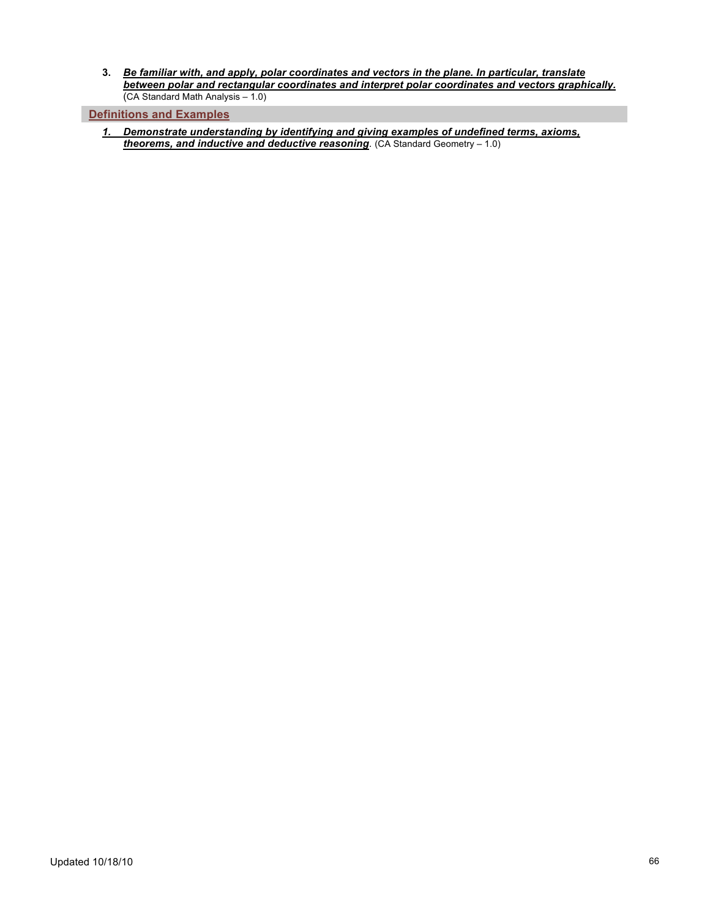3. ***Be familiar with, and apply, polar coordinates and vectors in the plane. In particular, translate between polar and rectangular coordinates and interpret polar coordinates and vectors graphically.*** (CA Standard Math Analysis – 1.0)

## Definitions and Examples

1. ***Demonstrate understanding by identifying and giving examples of undefined terms, axioms, theorems, and inductive and deductive reasoning***. (CA Standard Geometry – 1.0)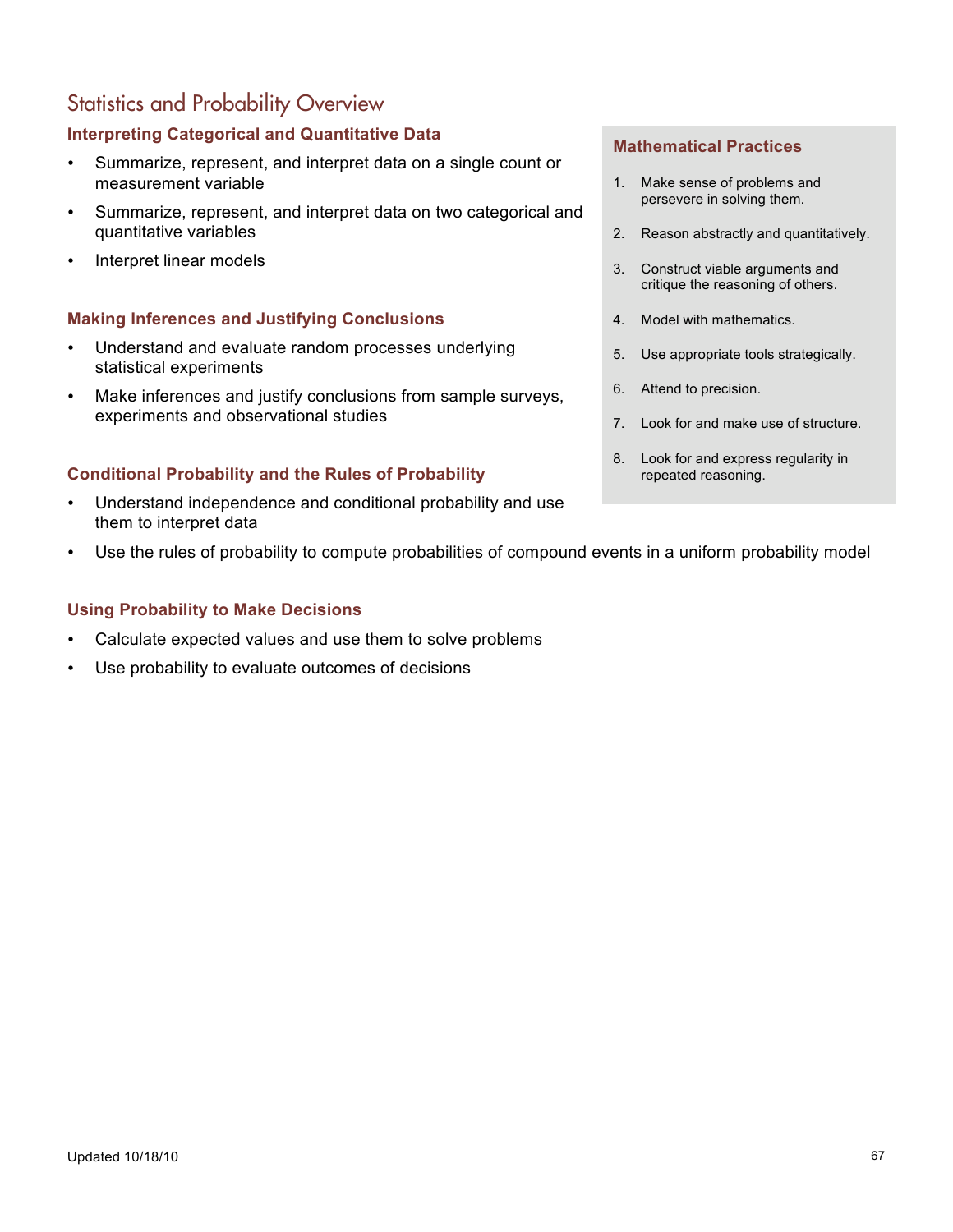# Statistics and Probability Overview

### Interpreting Categorical and Quantitative Data

- Summarize, represent, and interpret data on a single count or measurement variable
- Summarize, represent, and interpret data on two categorical and quantitative variables
- Interpret linear models

### Making Inferences and Justifying Conclusions

- Understand and evaluate random processes underlying statistical experiments
- Make inferences and justify conclusions from sample surveys, experiments and observational studies

### Conditional Probability and the Rules of Probability

- Understand independence and conditional probability and use them to interpret data
- Use the rules of probability to compute probabilities of compound events in a uniform probability model

### Using Probability to Make Decisions

- Calculate expected values and use them to solve problems
- Use probability to evaluate outcomes of decisions

### Mathematical Practices

1. Make sense of problems and persevere in solving them.
2. Reason abstractly and quantitatively.
3. Construct viable arguments and critique the reasoning of others.
4. Model with mathematics.
5. Use appropriate tools strategically.
6. Attend to precision.
7. Look for and make use of structure.
8. Look for and express regularity in repeated reasoning.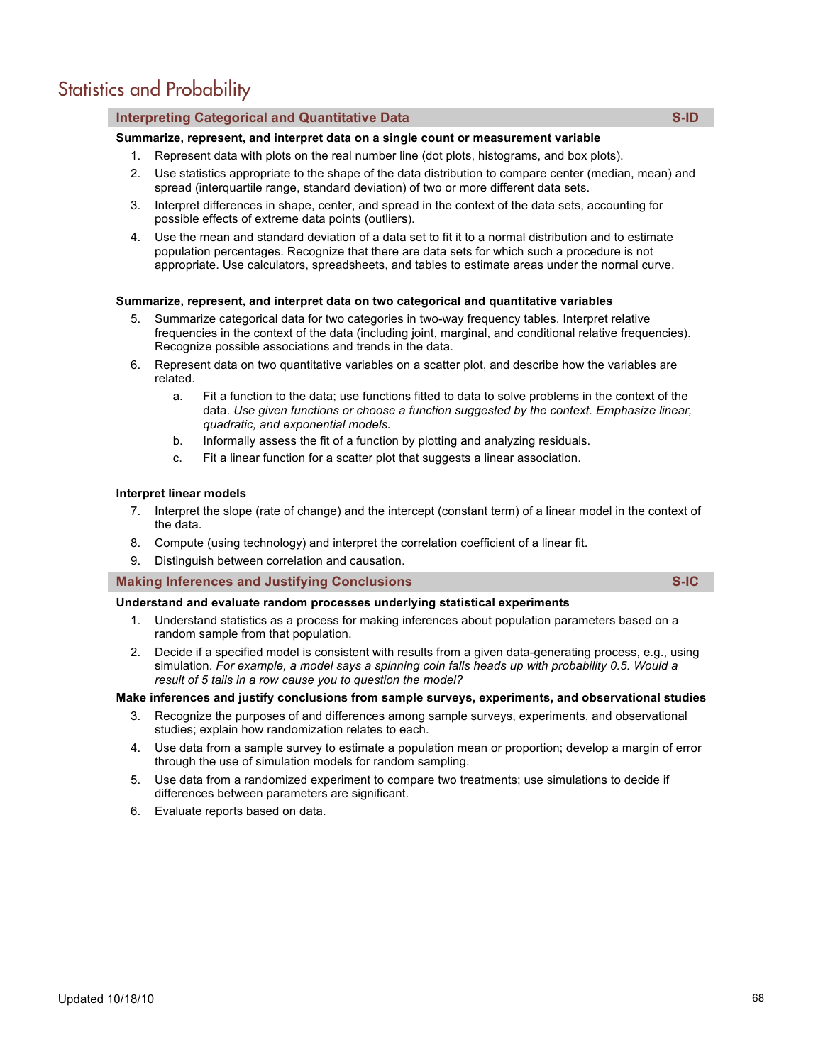# Statistics and Probability

## Interpreting Categorical and Quantitative Data — S-ID

**Summarize, represent, and interpret data on a single count or measurement variable**

1. Represent data with plots on the real number line (dot plots, histograms, and box plots).
2. Use statistics appropriate to the shape of the data distribution to compare center (median, mean) and spread (interquartile range, standard deviation) of two or more different data sets.
3. Interpret differences in shape, center, and spread in the context of the data sets, accounting for possible effects of extreme data points (outliers).
4. Use the mean and standard deviation of a data set to fit it to a normal distribution and to estimate population percentages. Recognize that there are data sets for which such a procedure is not appropriate. Use calculators, spreadsheets, and tables to estimate areas under the normal curve.

**Summarize, represent, and interpret data on two categorical and quantitative variables**

5. Summarize categorical data for two categories in two-way frequency tables. Interpret relative frequencies in the context of the data (including joint, marginal, and conditional relative frequencies). Recognize possible associations and trends in the data.
6. Represent data on two quantitative variables on a scatter plot, and describe how the variables are related.
   a. Fit a function to the data; use functions fitted to data to solve problems in the context of the data. *Use given functions or choose a function suggested by the context. Emphasize linear, quadratic, and exponential models.*
   b. Informally assess the fit of a function by plotting and analyzing residuals.
   c. Fit a linear function for a scatter plot that suggests a linear association.

**Interpret linear models**

7. Interpret the slope (rate of change) and the intercept (constant term) of a linear model in the context of the data.
8. Compute (using technology) and interpret the correlation coefficient of a linear fit.
9. Distinguish between correlation and causation.

## Making Inferences and Justifying Conclusions — S-IC

**Understand and evaluate random processes underlying statistical experiments**

1. Understand statistics as a process for making inferences about population parameters based on a random sample from that population.
2. Decide if a specified model is consistent with results from a given data-generating process, e.g., using simulation. *For example, a model says a spinning coin falls heads up with probability 0.5. Would a result of 5 tails in a row cause you to question the model?*

**Make inferences and justify conclusions from sample surveys, experiments, and observational studies**

3. Recognize the purposes of and differences among sample surveys, experiments, and observational studies; explain how randomization relates to each.
4. Use data from a sample survey to estimate a population mean or proportion; develop a margin of error through the use of simulation models for random sampling.
5. Use data from a randomized experiment to compare two treatments; use simulations to decide if differences between parameters are significant.
6. Evaluate reports based on data.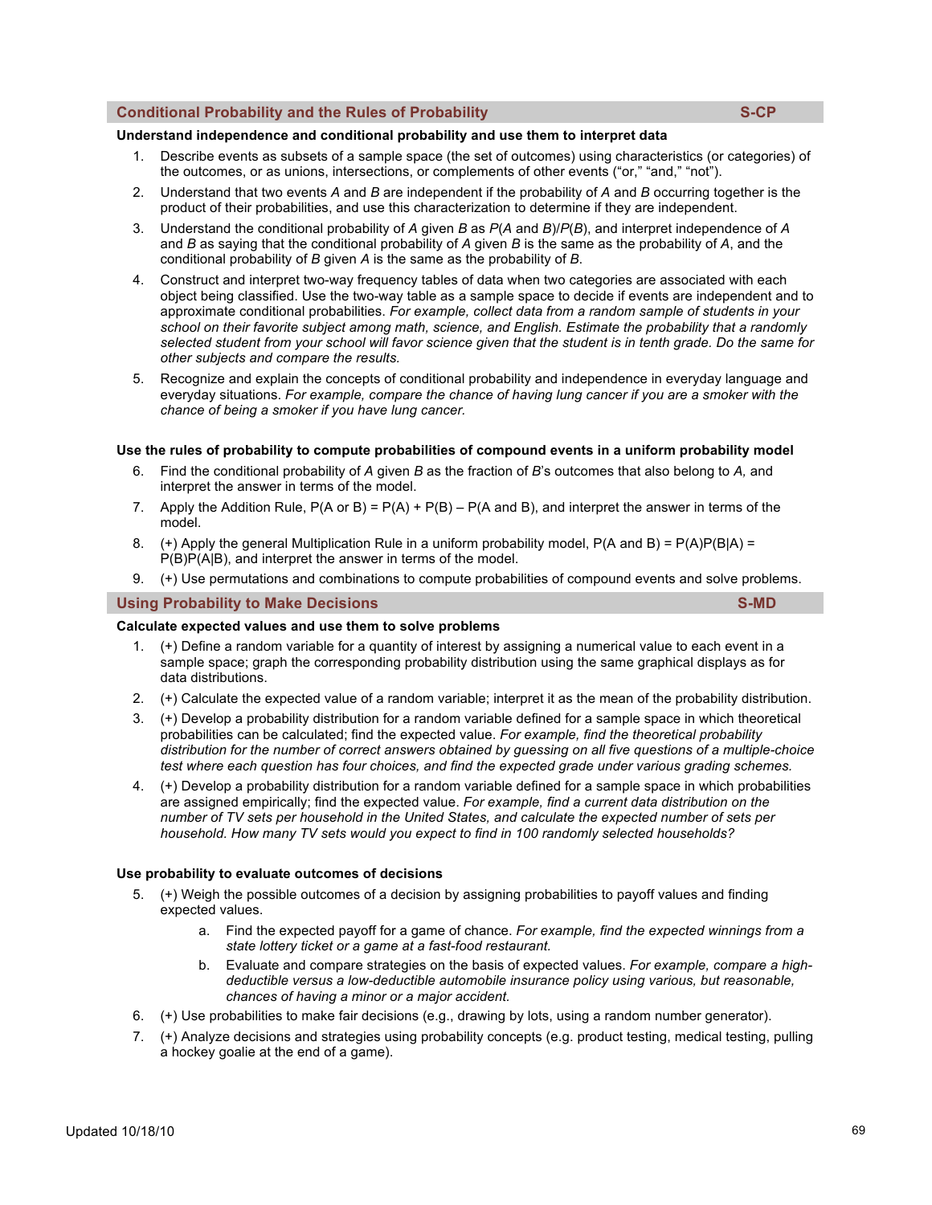## Conditional Probability and the Rules of Probability — S-CP

**Understand independence and conditional probability and use them to interpret data**

1. Describe events as subsets of a sample space (the set of outcomes) using characteristics (or categories) of the outcomes, or as unions, intersections, or complements of other events ("or," "and," "not").
2. Understand that two events *A* and *B* are independent if the probability of *A* and *B* occurring together is the product of their probabilities, and use this characterization to determine if they are independent.
3. Understand the conditional probability of *A* given *B* as *P*(*A* and *B*)/*P*(*B*), and interpret independence of *A* and *B* as saying that the conditional probability of *A* given *B* is the same as the probability of *A*, and the conditional probability of *B* given *A* is the same as the probability of *B*.
4. Construct and interpret two-way frequency tables of data when two categories are associated with each object being classified. Use the two-way table as a sample space to decide if events are independent and to approximate conditional probabilities. *For example, collect data from a random sample of students in your school on their favorite subject among math, science, and English. Estimate the probability that a randomly selected student from your school will favor science given that the student is in tenth grade. Do the same for other subjects and compare the results.*
5. Recognize and explain the concepts of conditional probability and independence in everyday language and everyday situations. *For example, compare the chance of having lung cancer if you are a smoker with the chance of being a smoker if you have lung cancer.*

**Use the rules of probability to compute probabilities of compound events in a uniform probability model**

6. Find the conditional probability of *A* given *B* as the fraction of *B*'s outcomes that also belong to *A,* and interpret the answer in terms of the model.
7. Apply the Addition Rule, P(A or B) = P(A) + P(B) – P(A and B), and interpret the answer in terms of the model.
8. (+) Apply the general Multiplication Rule in a uniform probability model, P(A and B) = P(A)P(B|A) = P(B)P(A|B), and interpret the answer in terms of the model.
9. (+) Use permutations and combinations to compute probabilities of compound events and solve problems.

## Using Probability to Make Decisions — S-MD

**Calculate expected values and use them to solve problems**

1. (+) Define a random variable for a quantity of interest by assigning a numerical value to each event in a sample space; graph the corresponding probability distribution using the same graphical displays as for data distributions.
2. (+) Calculate the expected value of a random variable; interpret it as the mean of the probability distribution.
3. (+) Develop a probability distribution for a random variable defined for a sample space in which theoretical probabilities can be calculated; find the expected value. *For example, find the theoretical probability distribution for the number of correct answers obtained by guessing on all five questions of a multiple-choice test where each question has four choices, and find the expected grade under various grading schemes.*
4. (+) Develop a probability distribution for a random variable defined for a sample space in which probabilities are assigned empirically; find the expected value. *For example, find a current data distribution on the number of TV sets per household in the United States, and calculate the expected number of sets per household. How many TV sets would you expect to find in 100 randomly selected households?*

**Use probability to evaluate outcomes of decisions**

5. (+) Weigh the possible outcomes of a decision by assigning probabilities to payoff values and finding expected values.
   a. Find the expected payoff for a game of chance. *For example, find the expected winnings from a state lottery ticket or a game at a fast-food restaurant.*
   b. Evaluate and compare strategies on the basis of expected values. *For example, compare a high-deductible versus a low-deductible automobile insurance policy using various, but reasonable, chances of having a minor or a major accident.*
6. (+) Use probabilities to make fair decisions (e.g., drawing by lots, using a random number generator).
7. (+) Analyze decisions and strategies using probability concepts (e.g. product testing, medical testing, pulling a hockey goalie at the end of a game).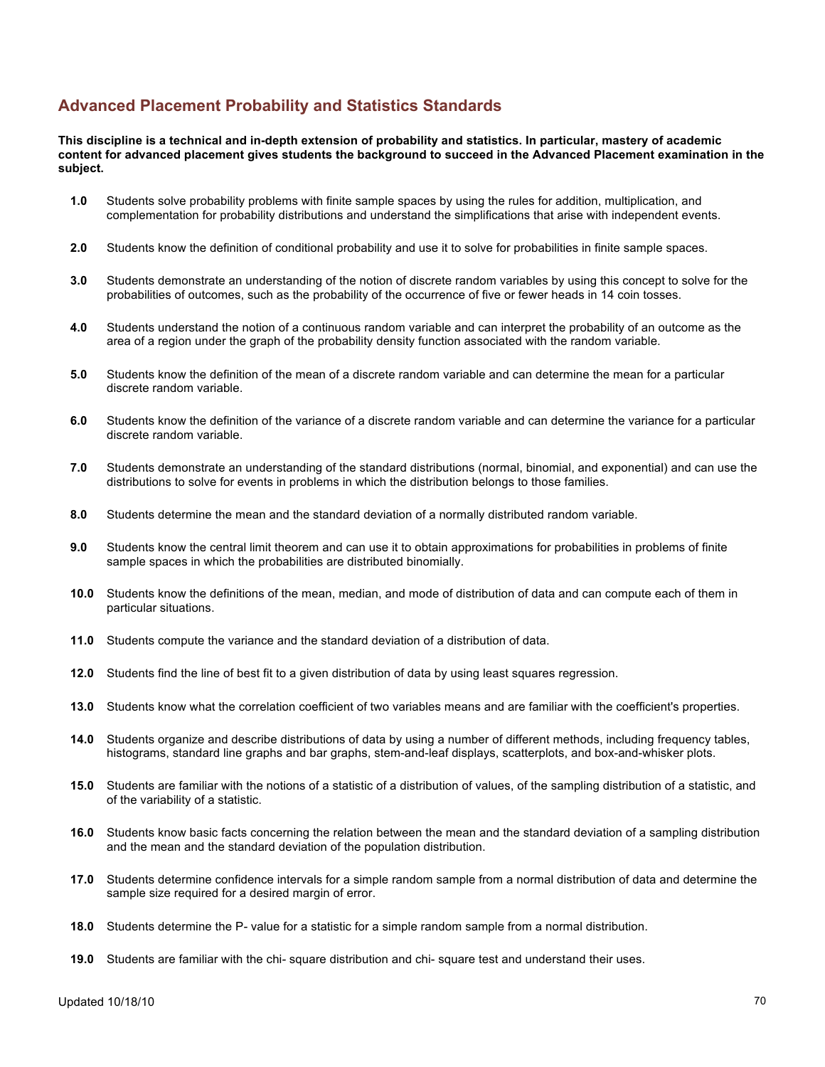## Advanced Placement Probability and Statistics Standards

**This discipline is a technical and in-depth extension of probability and statistics. In particular, mastery of academic content for advanced placement gives students the background to succeed in the Advanced Placement examination in the subject.**

**1.0** Students solve probability problems with finite sample spaces by using the rules for addition, multiplication, and complementation for probability distributions and understand the simplifications that arise with independent events.

**2.0** Students know the definition of conditional probability and use it to solve for probabilities in finite sample spaces.

**3.0** Students demonstrate an understanding of the notion of discrete random variables by using this concept to solve for the probabilities of outcomes, such as the probability of the occurrence of five or fewer heads in 14 coin tosses.

**4.0** Students understand the notion of a continuous random variable and can interpret the probability of an outcome as the area of a region under the graph of the probability density function associated with the random variable.

**5.0** Students know the definition of the mean of a discrete random variable and can determine the mean for a particular discrete random variable.

**6.0** Students know the definition of the variance of a discrete random variable and can determine the variance for a particular discrete random variable.

**7.0** Students demonstrate an understanding of the standard distributions (normal, binomial, and exponential) and can use the distributions to solve for events in problems in which the distribution belongs to those families.

**8.0** Students determine the mean and the standard deviation of a normally distributed random variable.

**9.0** Students know the central limit theorem and can use it to obtain approximations for probabilities in problems of finite sample spaces in which the probabilities are distributed binomially.

**10.0** Students know the definitions of the mean, median, and mode of distribution of data and can compute each of them in particular situations.

**11.0** Students compute the variance and the standard deviation of a distribution of data.

**12.0** Students find the line of best fit to a given distribution of data by using least squares regression.

**13.0** Students know what the correlation coefficient of two variables means and are familiar with the coefficient's properties.

**14.0** Students organize and describe distributions of data by using a number of different methods, including frequency tables, histograms, standard line graphs and bar graphs, stem-and-leaf displays, scatterplots, and box-and-whisker plots.

**15.0** Students are familiar with the notions of a statistic of a distribution of values, of the sampling distribution of a statistic, and of the variability of a statistic.

**16.0** Students know basic facts concerning the relation between the mean and the standard deviation of a sampling distribution and the mean and the standard deviation of the population distribution.

**17.0** Students determine confidence intervals for a simple random sample from a normal distribution of data and determine the sample size required for a desired margin of error.

**18.0** Students determine the P- value for a statistic for a simple random sample from a normal distribution.

**19.0** Students are familiar with the chi- square distribution and chi- square test and understand their uses.

Updated 10/18/10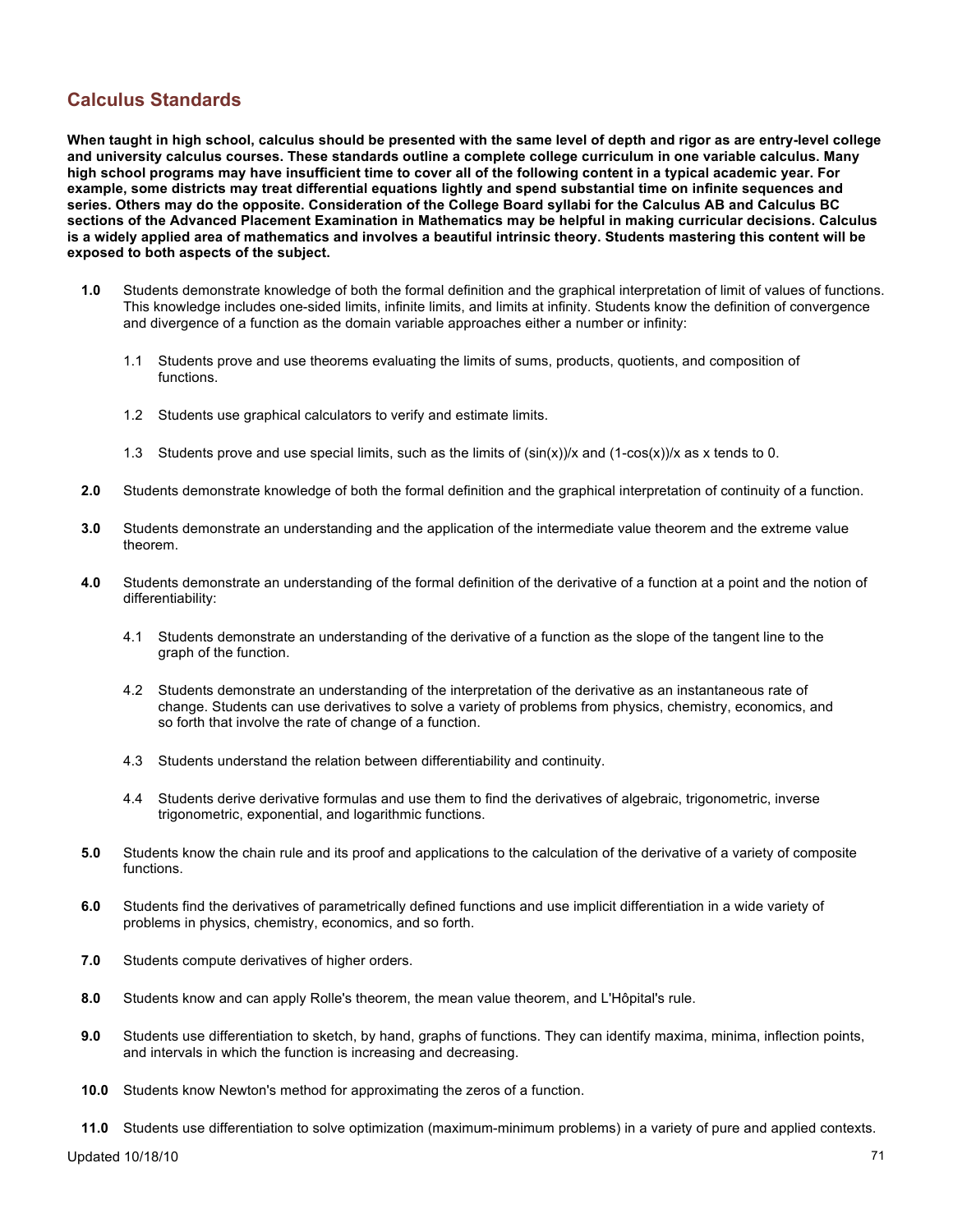## Calculus Standards

**When taught in high school, calculus should be presented with the same level of depth and rigor as are entry-level college and university calculus courses. These standards outline a complete college curriculum in one variable calculus. Many high school programs may have insufficient time to cover all of the following content in a typical academic year. For example, some districts may treat differential equations lightly and spend substantial time on infinite sequences and series. Others may do the opposite. Consideration of the College Board syllabi for the Calculus AB and Calculus BC sections of the Advanced Placement Examination in Mathematics may be helpful in making curricular decisions. Calculus is a widely applied area of mathematics and involves a beautiful intrinsic theory. Students mastering this content will be exposed to both aspects of the subject.**

**1.0** Students demonstrate knowledge of both the formal definition and the graphical interpretation of limit of values of functions. This knowledge includes one-sided limits, infinite limits, and limits at infinity. Students know the definition of convergence and divergence of a function as the domain variable approaches either a number or infinity:

- 1.1 Students prove and use theorems evaluating the limits of sums, products, quotients, and composition of functions.
- 1.2 Students use graphical calculators to verify and estimate limits.
- 1.3 Students prove and use special limits, such as the limits of $(\sin(x))/x$ and $(1-\cos(x))/x$ as $x$ tends to 0.

**2.0** Students demonstrate knowledge of both the formal definition and the graphical interpretation of continuity of a function.

**3.0** Students demonstrate an understanding and the application of the intermediate value theorem and the extreme value theorem.

**4.0** Students demonstrate an understanding of the formal definition of the derivative of a function at a point and the notion of differentiability:

- 4.1 Students demonstrate an understanding of the derivative of a function as the slope of the tangent line to the graph of the function.
- 4.2 Students demonstrate an understanding of the interpretation of the derivative as an instantaneous rate of change. Students can use derivatives to solve a variety of problems from physics, chemistry, economics, and so forth that involve the rate of change of a function.
- 4.3 Students understand the relation between differentiability and continuity.
- 4.4 Students derive derivative formulas and use them to find the derivatives of algebraic, trigonometric, inverse trigonometric, exponential, and logarithmic functions.

**5.0** Students know the chain rule and its proof and applications to the calculation of the derivative of a variety of composite functions.

**6.0** Students find the derivatives of parametrically defined functions and use implicit differentiation in a wide variety of problems in physics, chemistry, economics, and so forth.

**7.0** Students compute derivatives of higher orders.

**8.0** Students know and can apply Rolle's theorem, the mean value theorem, and L'Hôpital's rule.

**9.0** Students use differentiation to sketch, by hand, graphs of functions. They can identify maxima, minima, inflection points, and intervals in which the function is increasing and decreasing.

**10.0** Students know Newton's method for approximating the zeros of a function.

**11.0** Students use differentiation to solve optimization (maximum-minimum problems) in a variety of pure and applied contexts.

Updated 10/18/10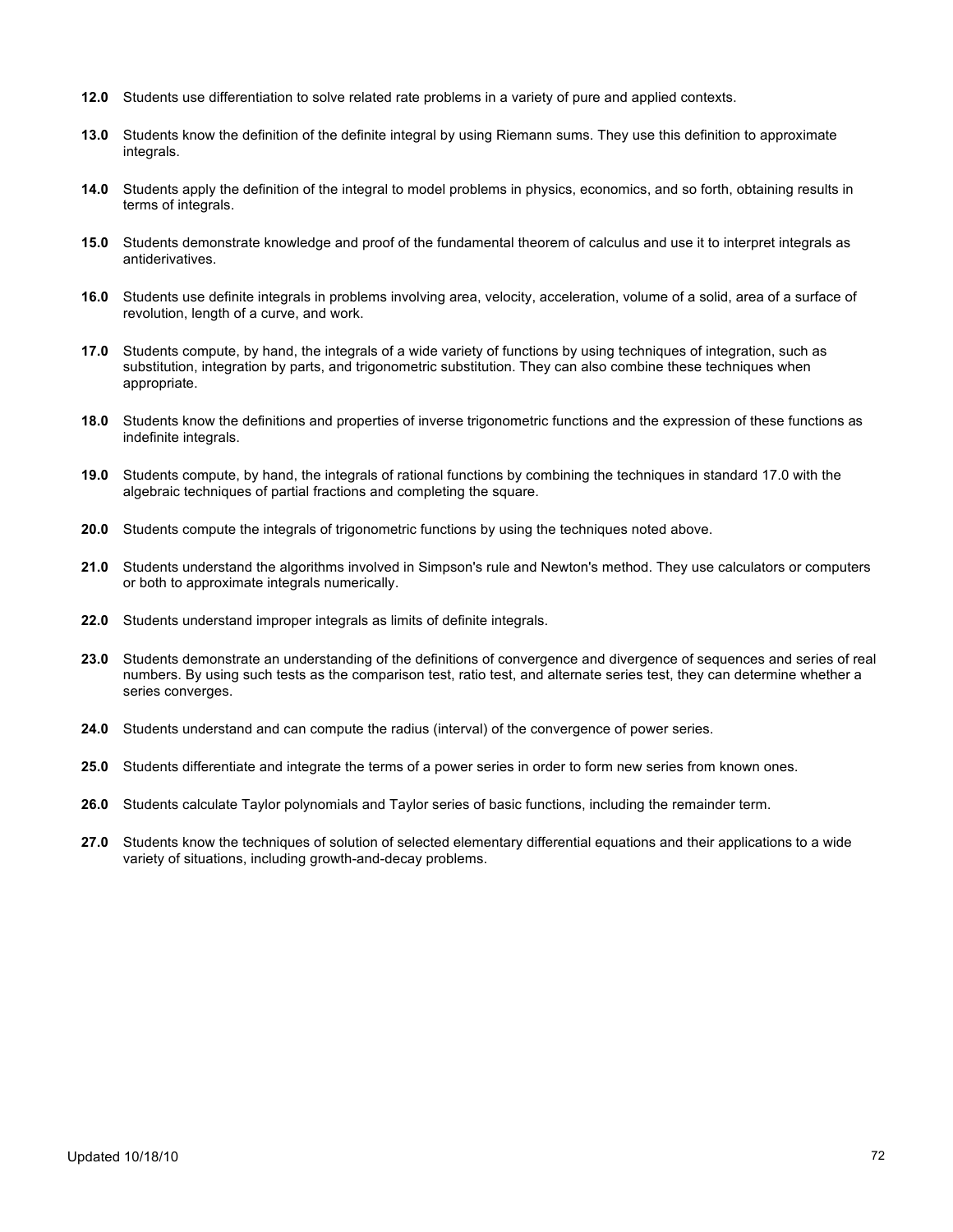**12.0** Students use differentiation to solve related rate problems in a variety of pure and applied contexts.

**13.0** Students know the definition of the definite integral by using Riemann sums. They use this definition to approximate integrals.

**14.0** Students apply the definition of the integral to model problems in physics, economics, and so forth, obtaining results in terms of integrals.

**15.0** Students demonstrate knowledge and proof of the fundamental theorem of calculus and use it to interpret integrals as antiderivatives.

**16.0** Students use definite integrals in problems involving area, velocity, acceleration, volume of a solid, area of a surface of revolution, length of a curve, and work.

**17.0** Students compute, by hand, the integrals of a wide variety of functions by using techniques of integration, such as substitution, integration by parts, and trigonometric substitution. They can also combine these techniques when appropriate.

**18.0** Students know the definitions and properties of inverse trigonometric functions and the expression of these functions as indefinite integrals.

**19.0** Students compute, by hand, the integrals of rational functions by combining the techniques in standard 17.0 with the algebraic techniques of partial fractions and completing the square.

**20.0** Students compute the integrals of trigonometric functions by using the techniques noted above.

**21.0** Students understand the algorithms involved in Simpson's rule and Newton's method. They use calculators or computers or both to approximate integrals numerically.

**22.0** Students understand improper integrals as limits of definite integrals.

**23.0** Students demonstrate an understanding of the definitions of convergence and divergence of sequences and series of real numbers. By using such tests as the comparison test, ratio test, and alternate series test, they can determine whether a series converges.

**24.0** Students understand and can compute the radius (interval) of the convergence of power series.

**25.0** Students differentiate and integrate the terms of a power series in order to form new series from known ones.

**26.0** Students calculate Taylor polynomials and Taylor series of basic functions, including the remainder term.

**27.0** Students know the techniques of solution of selected elementary differential equations and their applications to a wide variety of situations, including growth-and-decay problems.